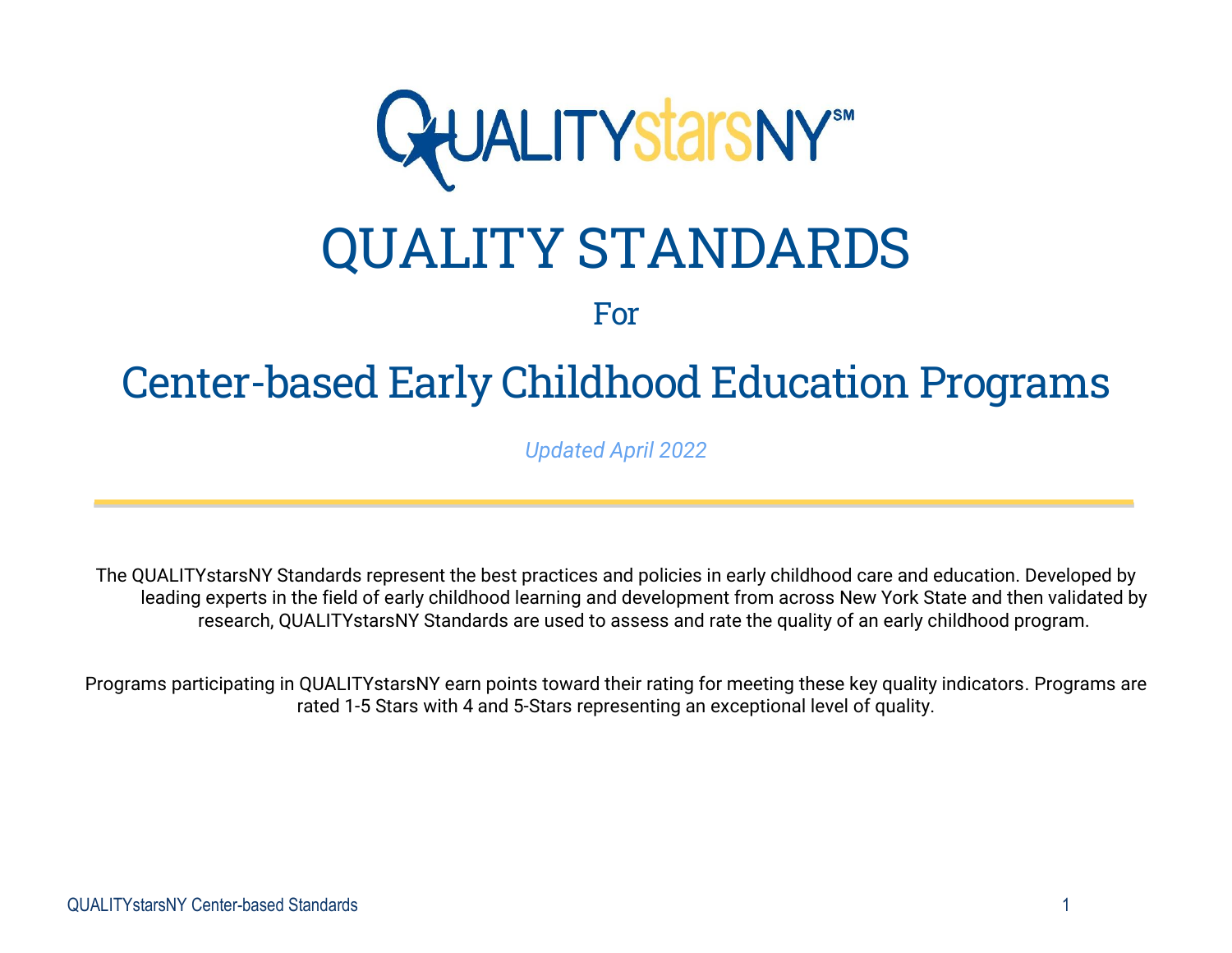# QUALITYstarsNY

# QUALITY STANDARDS

For

## Center-based Early Childhood Education Programs

*Updated April 2022*

---

The QUALITYstarsNY Standards represent the best practices and policies in early childhood care and education. Developed by leading experts in the field of early childhood learning and development from across New York State and then validated by research, QUALITYstarsNY Standards are used to assess and rate the quality of an early childhood program.

Programs participating in QUALITYstarsNY earn points toward their rating for meeting these key quality indicators. Programs are rated 1-5 Stars with 4 and 5-Stars representing an exceptional level of quality.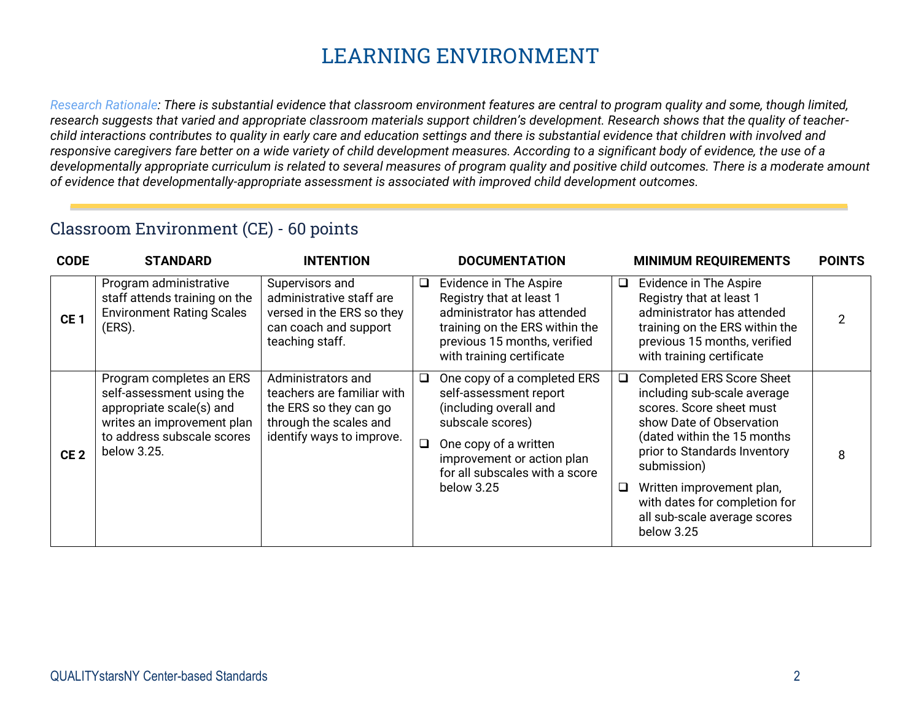# LEARNING ENVIRONMENT

*Research Rationale: There is substantial evidence that classroom environment features are central to program quality and some, though limited, research suggests that varied and appropriate classroom materials support children's development. Research shows that the quality of teacher-child interactions contributes to quality in early care and education settings and there is substantial evidence that children with involved and responsive caregivers fare better on a wide variety of child development measures. According to a significant body of evidence, the use of a developmentally appropriate curriculum is related to several measures of program quality and positive child outcomes. There is a moderate amount of evidence that developmentally-appropriate assessment is associated with improved child development outcomes.*

## Classroom Environment (CE) - 60 points

| CODE | STANDARD | INTENTION | DOCUMENTATION | MINIMUM REQUIREMENTS | POINTS |
|---|---|---|---|---|---|
| **CE 1** | Program administrative staff attends training on the Environment Rating Scales (ERS). | Supervisors and administrative staff are versed in the ERS so they can coach and support teaching staff. | ❑ Evidence in The Aspire Registry that at least 1 administrator has attended training on the ERS within the previous 15 months, verified with training certificate | ❑ Evidence in The Aspire Registry that at least 1 administrator has attended training on the ERS within the previous 15 months, verified with training certificate | 2 |
| **CE 2** | Program completes an ERS self-assessment using the appropriate scale(s) and writes an improvement plan to address subscale scores below 3.25. | Administrators and teachers are familiar with the ERS so they can go through the scales and identify ways to improve. | ❑ One copy of a completed ERS self-assessment report (including overall and subscale scores)<br>❑ One copy of a written improvement or action plan for all subscales with a score below 3.25 | ❑ Completed ERS Score Sheet including sub-scale average scores. Score sheet must show Date of Observation (dated within the 15 months prior to Standards Inventory submission)<br>❑ Written improvement plan, with dates for completion for all sub-scale average scores below 3.25 | 8 |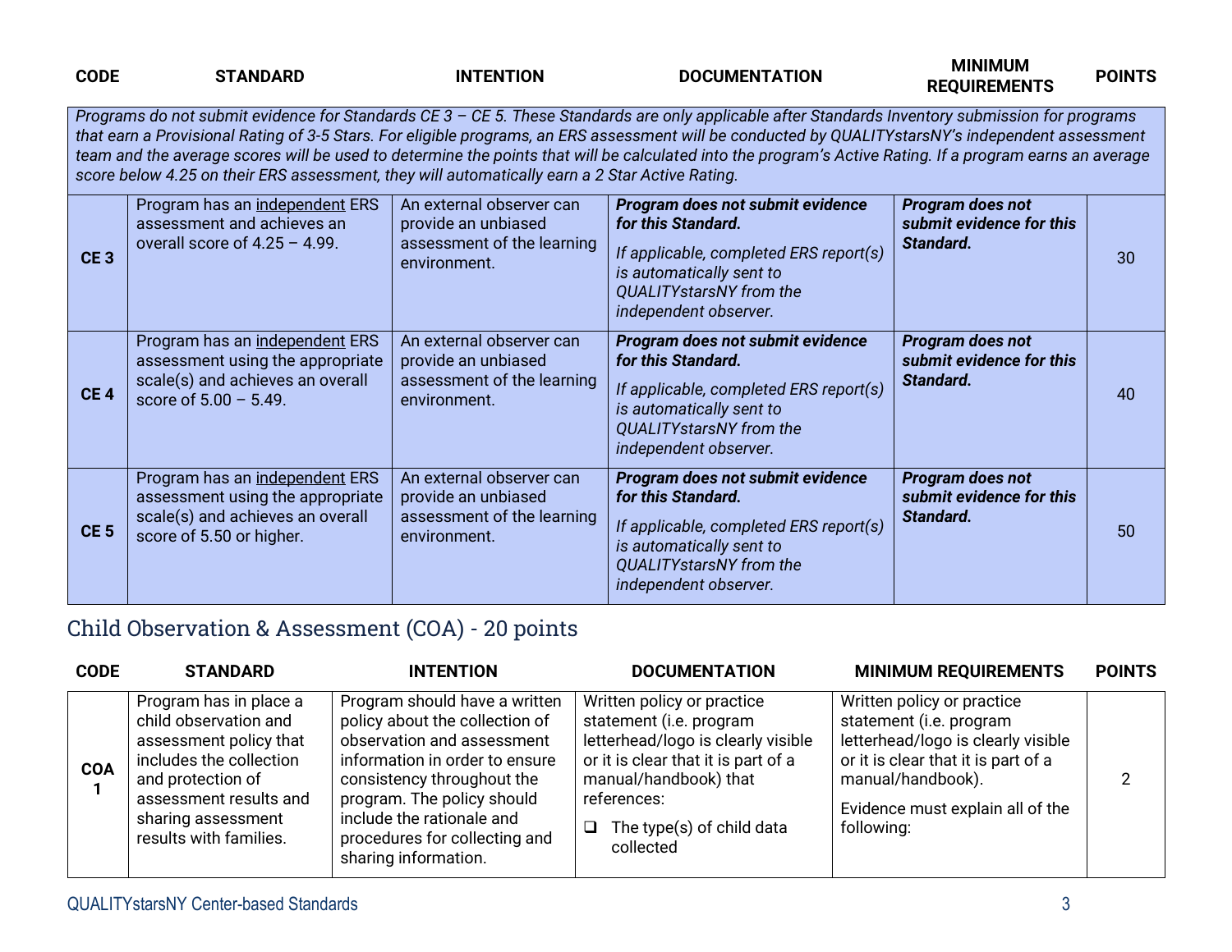| CODE | STANDARD | INTENTION | DOCUMENTATION | MINIMUM REQUIREMENTS | POINTS |
|---|---|---|---|---|---|
| *Programs do not submit evidence for Standards CE 3 – CE 5. These Standards are only applicable after Standards Inventory submission for programs that earn a Provisional Rating of 3-5 Stars. For eligible programs, an ERS assessment will be conducted by QUALITYstarsNY's independent assessment team and the average scores will be used to determine the points that will be calculated into the program's Active Rating. If a program earns an average score below 4.25 on their ERS assessment, they will automatically earn a 2 Star Active Rating.* | | | | | |
| **CE 3** | Program has an <u>independent</u> ERS assessment and achieves an overall score of 4.25 – 4.99. | An external observer can provide an unbiased assessment of the learning environment. | ***Program does not submit evidence for this Standard.*** *If applicable, completed ERS report(s) is automatically sent to QUALITYstarsNY from the independent observer.* | ***Program does not submit evidence for this Standard.*** | 30 |
| **CE 4** | Program has an <u>independent</u> ERS assessment using the appropriate scale(s) and achieves an overall score of 5.00 – 5.49. | An external observer can provide an unbiased assessment of the learning environment. | ***Program does not submit evidence for this Standard.*** *If applicable, completed ERS report(s) is automatically sent to QUALITYstarsNY from the independent observer.* | ***Program does not submit evidence for this Standard.*** | 40 |
| **CE 5** | Program has an <u>independent</u> ERS assessment using the appropriate scale(s) and achieves an overall score of 5.50 or higher. | An external observer can provide an unbiased assessment of the learning environment. | ***Program does not submit evidence for this Standard.*** *If applicable, completed ERS report(s) is automatically sent to QUALITYstarsNY from the independent observer.* | ***Program does not submit evidence for this Standard.*** | 50 |

## Child Observation & Assessment (COA) - 20 points

| CODE | STANDARD | INTENTION | DOCUMENTATION | MINIMUM REQUIREMENTS | POINTS |
|---|---|---|---|---|---|
| **COA 1** | Program has in place a child observation and assessment policy that includes the collection and protection of assessment results and sharing assessment results with families. | Program should have a written policy about the collection of observation and assessment information in order to ensure consistency throughout the program. The policy should include the rationale and procedures for collecting and sharing information. | Written policy or practice statement (i.e. program letterhead/logo is clearly visible or it is clear that it is part of a manual/handbook) that references: ❑ The type(s) of child data collected | Written policy or practice statement (i.e. program letterhead/logo is clearly visible or it is clear that it is part of a manual/handbook). Evidence must explain all of the following: | 2 |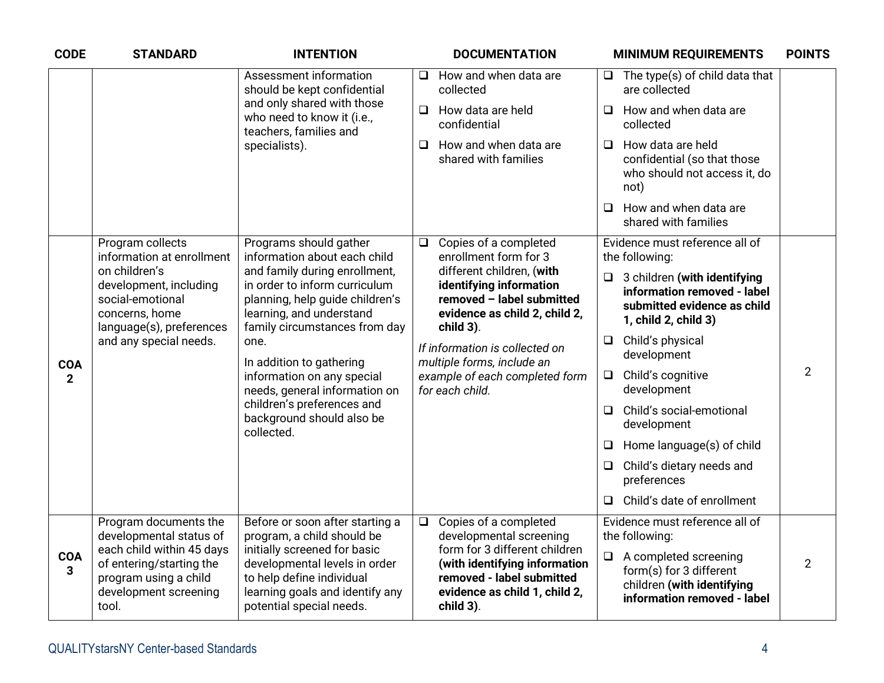| CODE | STANDARD | INTENTION | DOCUMENTATION | MINIMUM REQUIREMENTS | POINTS |
|---|---|---|---|---|---|
| | | Assessment information should be kept confidential and only shared with those who need to know it (i.e., teachers, families and specialists). | ❑ How and when data are collected<br>❑ How data are held confidential<br>❑ How and when data are shared with families | ❑ The type(s) of child data that are collected<br>❑ How and when data are collected<br>❑ How data are held confidential (so that those who should not access it, do not)<br>❑ How and when data are shared with families | |
| **COA 2** | Program collects information at enrollment on children's development, including social-emotional concerns, home language(s), preferences and any special needs. | Programs should gather information about each child and family during enrollment, in order to inform curriculum planning, help guide children's learning, and understand family circumstances from day one.<br><br>In addition to gathering information on any special needs, general information on children's preferences and background should also be collected. | ❑ Copies of a completed enrollment form for 3 different children, (**with identifying information removed – label submitted evidence as child 2, child 2, child 3)**.<br><br>*If information is collected on multiple forms, include an example of each completed form for each child.* | Evidence must reference all of the following:<br>❑ 3 children **(with identifying information removed - label submitted evidence as child 1, child 2, child 3)**<br>❑ Child's physical development<br>❑ Child's cognitive development<br>❑ Child's social-emotional development<br>❑ Home language(s) of child<br>❑ Child's dietary needs and preferences<br>❑ Child's date of enrollment | 2 |
| **COA 3** | Program documents the developmental status of each child within 45 days of entering/starting the program using a child development screening tool. | Before or soon after starting a program, a child should be initially screened for basic developmental levels in order to help define individual learning goals and identify any potential special needs. | ❑ Copies of a completed developmental screening form for 3 different children **(with identifying information removed - label submitted evidence as child 1, child 2, child 3)**. | Evidence must reference all of the following:<br>❑ A completed screening form(s) for 3 different children **(with identifying information removed - label** | 2 |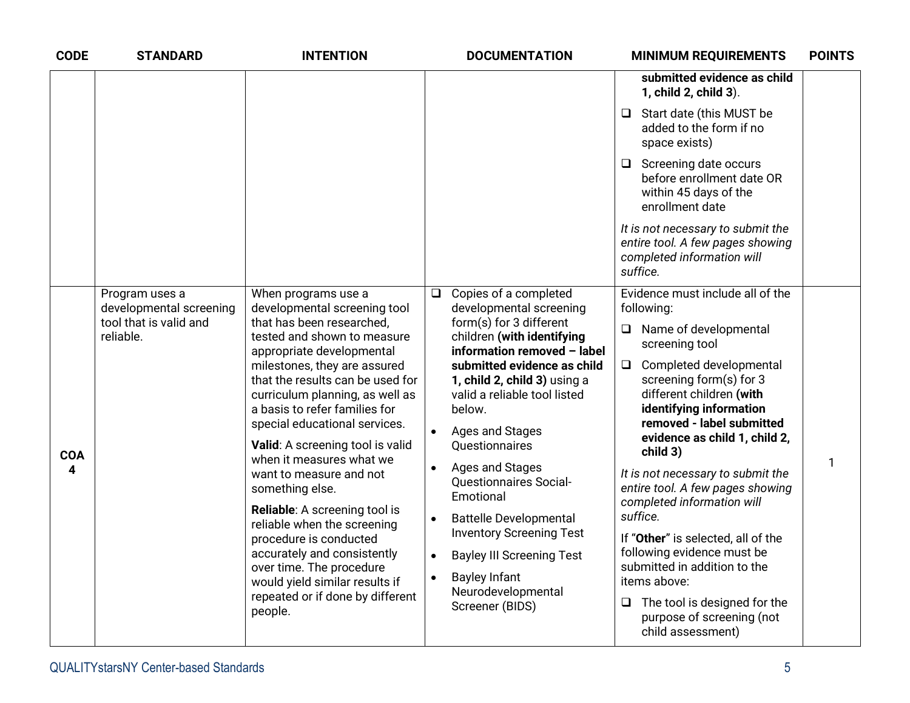| CODE | STANDARD | INTENTION | DOCUMENTATION | MINIMUM REQUIREMENTS | POINTS |
|---|---|---|---|---|---|
| | | | | **submitted evidence as child 1, child 2, child 3**).<br>❑ Start date (this MUST be added to the form if no space exists)<br>❑ Screening date occurs before enrollment date OR within 45 days of the enrollment date<br>*It is not necessary to submit the entire tool. A few pages showing completed information will suffice.* | |
| **COA 4** | Program uses a developmental screening tool that is valid and reliable. | When programs use a developmental screening tool that has been researched, tested and shown to measure appropriate developmental milestones, they are assured that the results can be used for curriculum planning, as well as a basis to refer families for special educational services.<br>**Valid**: A screening tool is valid when it measures what we want to measure and not something else.<br>**Reliable**: A screening tool is reliable when the screening procedure is conducted accurately and consistently over time. The procedure would yield similar results if repeated or if done by different people. | ❑ Copies of a completed developmental screening form(s) for 3 different children **(with identifying information removed – label submitted evidence as child 1, child 2, child 3)** using a valid a reliable tool listed below.<br>• Ages and Stages Questionnaires<br>• Ages and Stages Questionnaires Social-Emotional<br>• Battelle Developmental Inventory Screening Test<br>• Bayley III Screening Test<br>• Bayley Infant Neurodevelopmental Screener (BIDS) | Evidence must include all of the following:<br>❑ Name of developmental screening tool<br>❑ Completed developmental screening form(s) for 3 different children **(with identifying information removed - label submitted evidence as child 1, child 2, child 3)**<br>*It is not necessary to submit the entire tool. A few pages showing completed information will suffice.*<br>If "**Other**" is selected, all of the following evidence must be submitted in addition to the items above:<br>❑ The tool is designed for the purpose of screening (not child assessment) | 1 |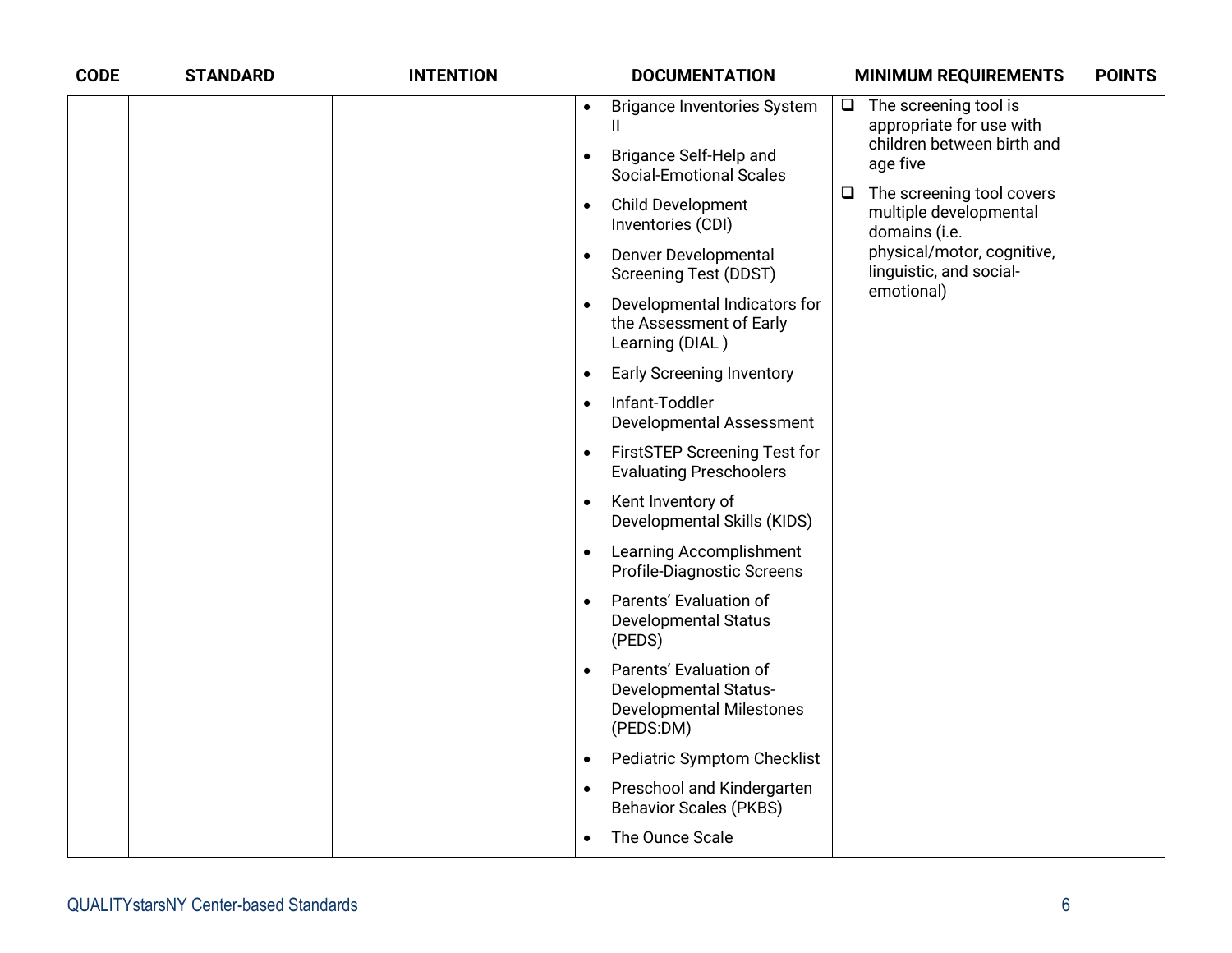| CODE | STANDARD | INTENTION | DOCUMENTATION | MINIMUM REQUIREMENTS | POINTS |
|---|---|---|---|---|---|
| | | | • Brigance Inventories System II<br>• Brigance Self-Help and Social-Emotional Scales<br>• Child Development Inventories (CDI)<br>• Denver Developmental Screening Test (DDST)<br>• Developmental Indicators for the Assessment of Early Learning (DIAL )<br>• Early Screening Inventory<br>• Infant-Toddler Developmental Assessment<br>• FirstSTEP Screening Test for Evaluating Preschoolers<br>• Kent Inventory of Developmental Skills (KIDS)<br>• Learning Accomplishment Profile-Diagnostic Screens<br>• Parents' Evaluation of Developmental Status (PEDS)<br>• Parents' Evaluation of Developmental Status-Developmental Milestones (PEDS:DM)<br>• Pediatric Symptom Checklist<br>• Preschool and Kindergarten Behavior Scales (PKBS)<br>• The Ounce Scale | ❑ The screening tool is appropriate for use with children between birth and age five<br>❑ The screening tool covers multiple developmental domains (i.e. physical/motor, cognitive, linguistic, and social-emotional) | |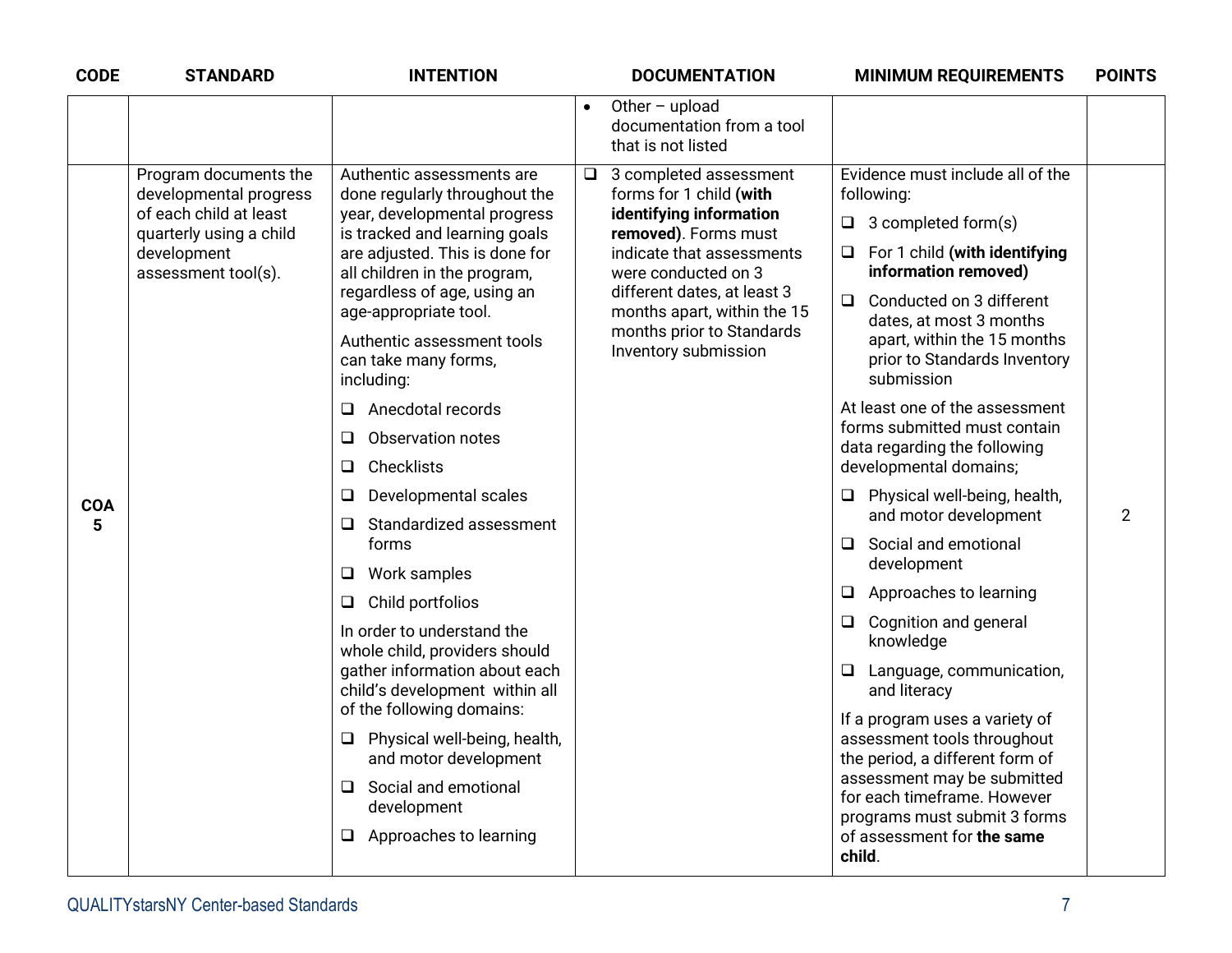| CODE | STANDARD | INTENTION | DOCUMENTATION | MINIMUM REQUIREMENTS | POINTS |
|---|---|---|---|---|---|
| | | | • Other – upload documentation from a tool that is not listed | | |
| COA 5 | Program documents the developmental progress of each child at least quarterly using a child development assessment tool(s). | Authentic assessments are done regularly throughout the year, developmental progress is tracked and learning goals are adjusted. This is done for all children in the program, regardless of age, using an age-appropriate tool.<br><br>Authentic assessment tools can take many forms, including:<br>❑ Anecdotal records<br>❑ Observation notes<br>❑ Checklists<br>❑ Developmental scales<br>❑ Standardized assessment forms<br>❑ Work samples<br>❑ Child portfolios<br><br>In order to understand the whole child, providers should gather information about each child's development within all of the following domains:<br>❑ Physical well-being, health, and motor development<br>❑ Social and emotional development<br>❑ Approaches to learning | ❑ 3 completed assessment forms for 1 child **(with identifying information removed)**. Forms must indicate that assessments were conducted on 3 different dates, at least 3 months apart, within the 15 months prior to Standards Inventory submission | Evidence must include all of the following:<br>❑ 3 completed form(s)<br>❑ For 1 child **(with identifying information removed)**<br>❑ Conducted on 3 different dates, at most 3 months apart, within the 15 months prior to Standards Inventory submission<br><br>At least one of the assessment forms submitted must contain data regarding the following developmental domains;<br>❑ Physical well-being, health, and motor development<br>❑ Social and emotional development<br>❑ Approaches to learning<br>❑ Cognition and general knowledge<br>❑ Language, communication, and literacy<br><br>If a program uses a variety of assessment tools throughout the period, a different form of assessment may be submitted for each timeframe. However programs must submit 3 forms of assessment for **the same child**. | 2 |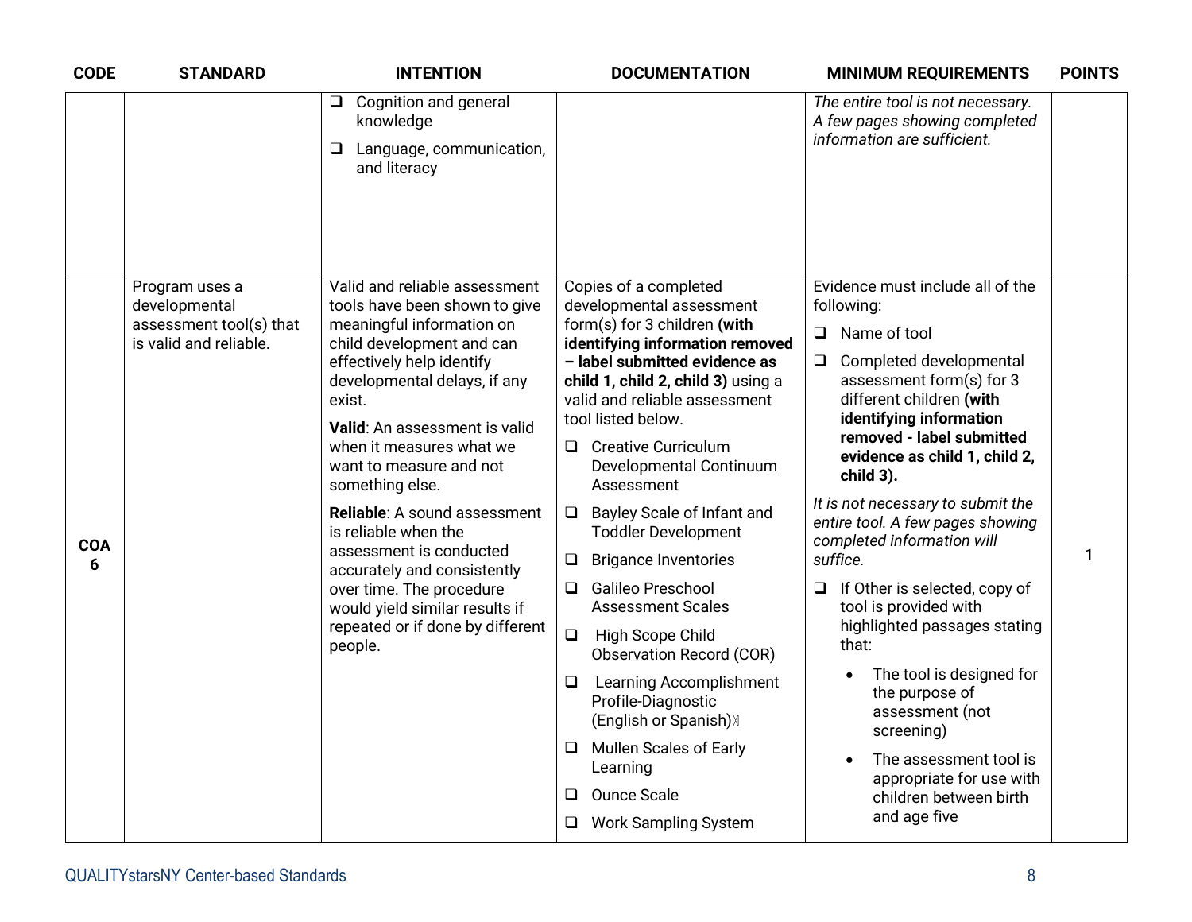| CODE | STANDARD | INTENTION | DOCUMENTATION | MINIMUM REQUIREMENTS | POINTS |
|---|---|---|---|---|---|
| | | ❑ Cognition and general knowledge<br>❑ Language, communication, and literacy | | *The entire tool is not necessary. A few pages showing completed information are sufficient.* | |
| **COA 6** | Program uses a developmental assessment tool(s) that is valid and reliable. | Valid and reliable assessment tools have been shown to give meaningful information on child development and can effectively help identify developmental delays, if any exist.<br>**Valid**: An assessment is valid when it measures what we want to measure and not something else.<br>**Reliable**: A sound assessment is reliable when the assessment is conducted accurately and consistently over time. The procedure would yield similar results if repeated or if done by different people. | Copies of a completed developmental assessment form(s) for 3 children **(with identifying information removed – label submitted evidence as child 1, child 2, child 3)** using a valid and reliable assessment tool listed below.<br>❑ Creative Curriculum Developmental Continuum Assessment<br>❑ Bayley Scale of Infant and Toddler Development<br>❑ Brigance Inventories<br>❑ Galileo Preschool Assessment Scales<br>❑ High Scope Child Observation Record (COR)<br>❑ Learning Accomplishment Profile-Diagnostic (English or Spanish)<br>❑ Mullen Scales of Early Learning<br>❑ Ounce Scale<br>❑ Work Sampling System | Evidence must include all of the following:<br>❑ Name of tool<br>❑ Completed developmental assessment form(s) for 3 different children **(with identifying information removed - label submitted evidence as child 1, child 2, child 3).**<br>*It is not necessary to submit the entire tool. A few pages showing completed information will suffice.*<br>❑ If Other is selected, copy of tool is provided with highlighted passages stating that:<br>• The tool is designed for the purpose of assessment (not screening)<br>• The assessment tool is appropriate for use with children between birth and age five | 1 |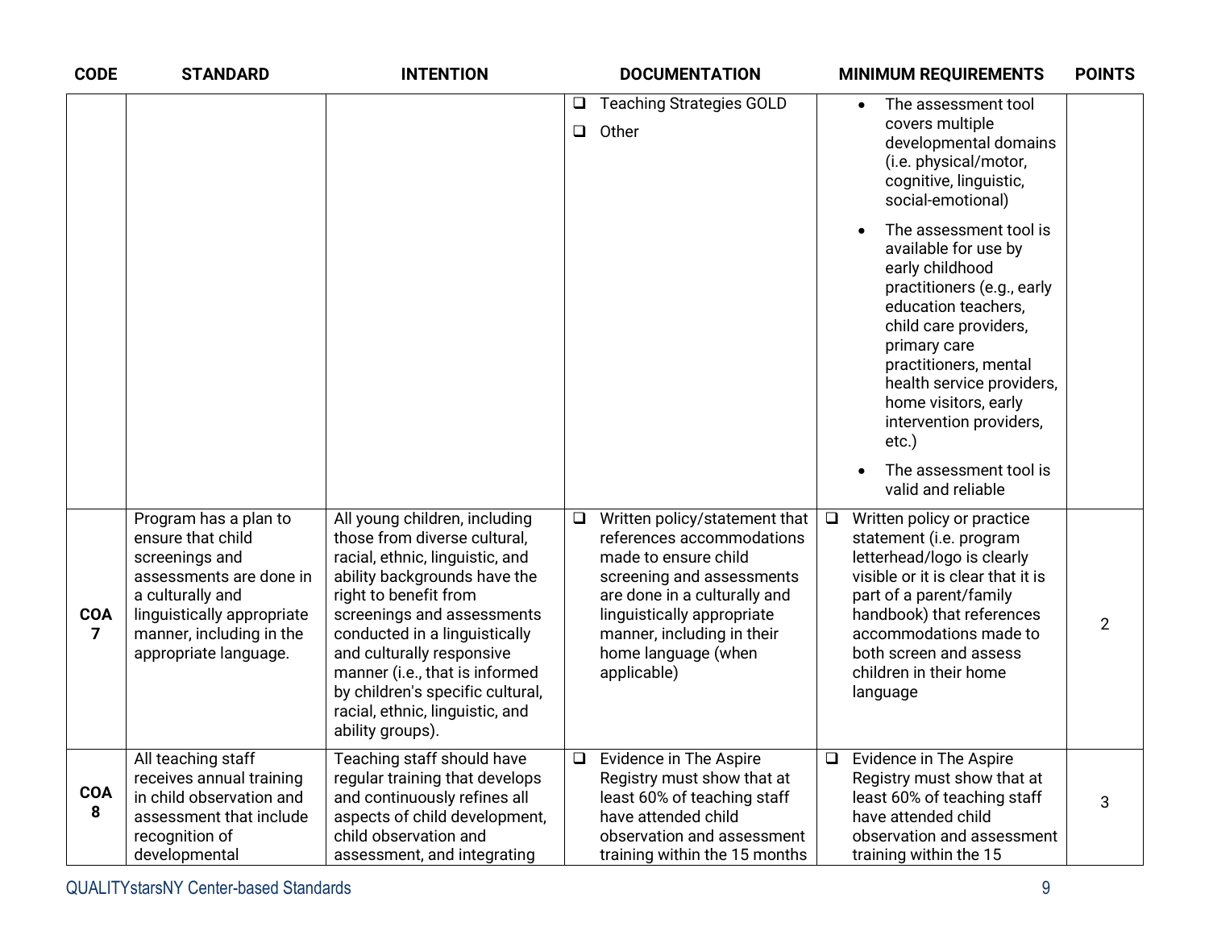| CODE | STANDARD | INTENTION | DOCUMENTATION | MINIMUM REQUIREMENTS | POINTS |
|---|---|---|---|---|---|
| | | | ❑ Teaching Strategies GOLD<br>❑ Other | • The assessment tool covers multiple developmental domains (i.e. physical/motor, cognitive, linguistic, social-emotional)<br>• The assessment tool is available for use by early childhood practitioners (e.g., early education teachers, child care providers, primary care practitioners, mental health service providers, home visitors, early intervention providers, etc.)<br>• The assessment tool is valid and reliable | |
| **COA 7** | Program has a plan to ensure that child screenings and assessments are done in a culturally and linguistically appropriate manner, including in the appropriate language. | All young children, including those from diverse cultural, racial, ethnic, linguistic, and ability backgrounds have the right to benefit from screenings and assessments conducted in a linguistically and culturally responsive manner (i.e., that is informed by children's specific cultural, racial, ethnic, linguistic, and ability groups). | ❑ Written policy/statement that references accommodations made to ensure child screening and assessments are done in a culturally and linguistically appropriate manner, including in their home language (when applicable) | ❑ Written policy or practice statement (i.e. program letterhead/logo is clearly visible or it is clear that it is part of a parent/family handbook) that references accommodations made to both screen and assess children in their home language | 2 |
| **COA 8** | All teaching staff receives annual training in child observation and assessment that include recognition of developmental | Teaching staff should have regular training that develops and continuously refines all aspects of child development, child observation and assessment, and integrating | ❑ Evidence in The Aspire Registry must show that at least 60% of teaching staff have attended child observation and assessment training within the 15 months | ❑ Evidence in The Aspire Registry must show that at least 60% of teaching staff have attended child observation and assessment training within the 15 | 3 |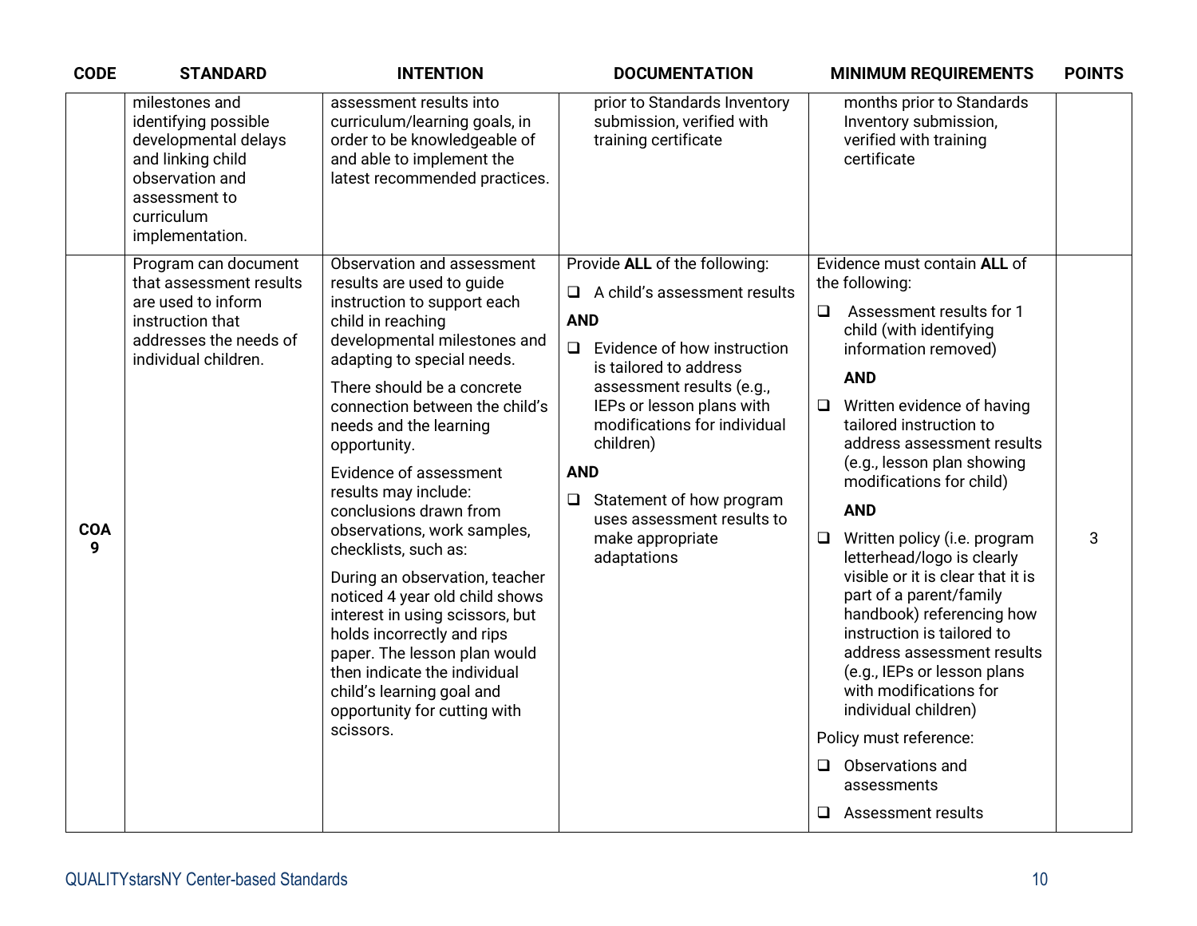| CODE | STANDARD | INTENTION | DOCUMENTATION | MINIMUM REQUIREMENTS | POINTS |
|---|---|---|---|---|---|
| | milestones and identifying possible developmental delays and linking child observation and assessment to curriculum implementation. | assessment results into curriculum/learning goals, in order to be knowledgeable of and able to implement the latest recommended practices. | prior to Standards Inventory submission, verified with training certificate | months prior to Standards Inventory submission, verified with training certificate | |
| **COA 9** | Program can document that assessment results are used to inform instruction that addresses the needs of individual children. | Observation and assessment results are used to guide instruction to support each child in reaching developmental milestones and adapting to special needs.<br><br>There should be a concrete connection between the child's needs and the learning opportunity.<br><br>Evidence of assessment results may include: conclusions drawn from observations, work samples, checklists, such as:<br><br>During an observation, teacher noticed 4 year old child shows interest in using scissors, but holds incorrectly and rips paper. The lesson plan would then indicate the individual child's learning goal and opportunity for cutting with scissors. | Provide **ALL** of the following:<br><br>❑ A child's assessment results<br><br>**AND**<br><br>❑ Evidence of how instruction is tailored to address assessment results (e.g., IEPs or lesson plans with modifications for individual children)<br><br>**AND**<br><br>❑ Statement of how program uses assessment results to make appropriate adaptations | Evidence must contain **ALL** of the following:<br><br>❑ Assessment results for 1 child (with identifying information removed)<br><br>**AND**<br><br>❑ Written evidence of having tailored instruction to address assessment results (e.g., lesson plan showing modifications for child)<br><br>**AND**<br><br>❑ Written policy (i.e. program letterhead/logo is clearly visible or it is clear that it is part of a parent/family handbook) referencing how instruction is tailored to address assessment results (e.g., IEPs or lesson plans with modifications for individual children)<br><br>Policy must reference:<br><br>❑ Observations and assessments<br><br>❑ Assessment results | 3 |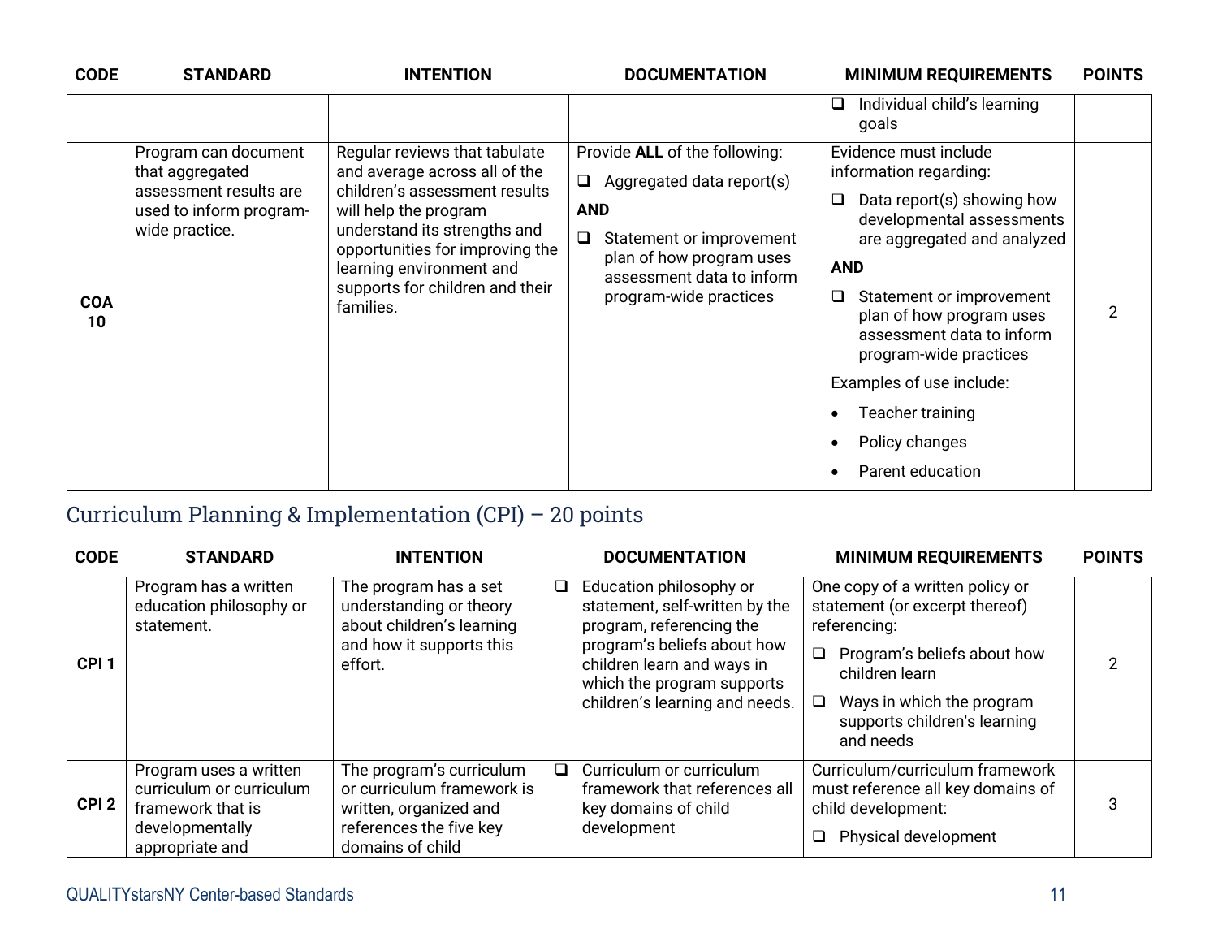| CODE | STANDARD | INTENTION | DOCUMENTATION | MINIMUM REQUIREMENTS | POINTS |
|---|---|---|---|---|---|
| | | | | ❑ Individual child's learning goals | |
| COA 10 | Program can document that aggregated assessment results are used to inform program-wide practice. | Regular reviews that tabulate and average across all of the children's assessment results will help the program understand its strengths and opportunities for improving the learning environment and supports for children and their families. | Provide **ALL** of the following:<br>❑ Aggregated data report(s)<br>**AND**<br>❑ Statement or improvement plan of how program uses assessment data to inform program-wide practices | Evidence must include information regarding:<br>❑ Data report(s) showing how developmental assessments are aggregated and analyzed<br>**AND**<br>❑ Statement or improvement plan of how program uses assessment data to inform program-wide practices<br>Examples of use include:<br>• Teacher training<br>• Policy changes<br>• Parent education | 2 |

## Curriculum Planning & Implementation (CPI) – 20 points

| CODE | STANDARD | INTENTION | DOCUMENTATION | MINIMUM REQUIREMENTS | POINTS |
|---|---|---|---|---|---|
| CPI 1 | Program has a written education philosophy or statement. | The program has a set understanding or theory about children's learning and how it supports this effort. | ❑ Education philosophy or statement, self-written by the program, referencing the program's beliefs about how children learn and ways in which the program supports children's learning and needs. | One copy of a written policy or statement (or excerpt thereof) referencing:<br>❑ Program's beliefs about how children learn<br>❑ Ways in which the program supports children's learning and needs | 2 |
| CPI 2 | Program uses a written curriculum or curriculum framework that is developmentally appropriate and | The program's curriculum or curriculum framework is written, organized and references the five key domains of child | ❑ Curriculum or curriculum framework that references all key domains of child development | Curriculum/curriculum framework must reference all key domains of child development:<br>❑ Physical development | 3 |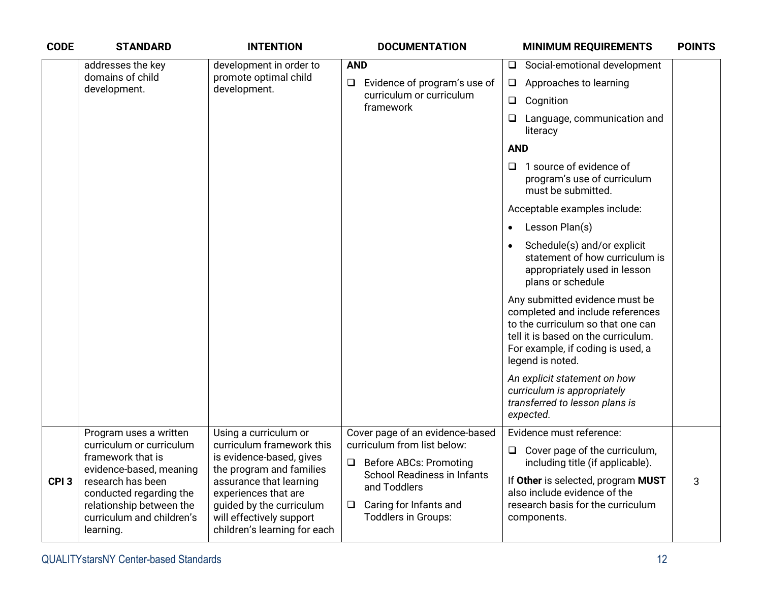| CODE | STANDARD | INTENTION | DOCUMENTATION | MINIMUM REQUIREMENTS | POINTS |
|---|---|---|---|---|---|
| | addresses the key domains of child development. | development in order to promote optimal child development. | **AND**<br>❑ Evidence of program's use of curriculum or curriculum framework | ❑ Social-emotional development<br>❑ Approaches to learning<br>❑ Cognition<br>❑ Language, communication and literacy<br>**AND**<br>❑ 1 source of evidence of program's use of curriculum must be submitted.<br>Acceptable examples include:<br>• Lesson Plan(s)<br>• Schedule(s) and/or explicit statement of how curriculum is appropriately used in lesson plans or schedule<br>Any submitted evidence must be completed and include references to the curriculum so that one can tell it is based on the curriculum. For example, if coding is used, a legend is noted.<br>*An explicit statement on how curriculum is appropriately transferred to lesson plans is expected.* | |
| **CPI 3** | Program uses a written curriculum or curriculum framework that is evidence-based, meaning research has been conducted regarding the relationship between the curriculum and children's learning. | Using a curriculum or curriculum framework this is evidence-based, gives the program and families assurance that learning experiences that are guided by the curriculum will effectively support children's learning for each | Cover page of an evidence-based curriculum from list below:<br>❑ Before ABCs: Promoting School Readiness in Infants and Toddlers<br>❑ Caring for Infants and Toddlers in Groups: | Evidence must reference:<br>❑ Cover page of the curriculum, including title (if applicable).<br>If **Other** is selected, program **MUST** also include evidence of the research basis for the curriculum components. | 3 |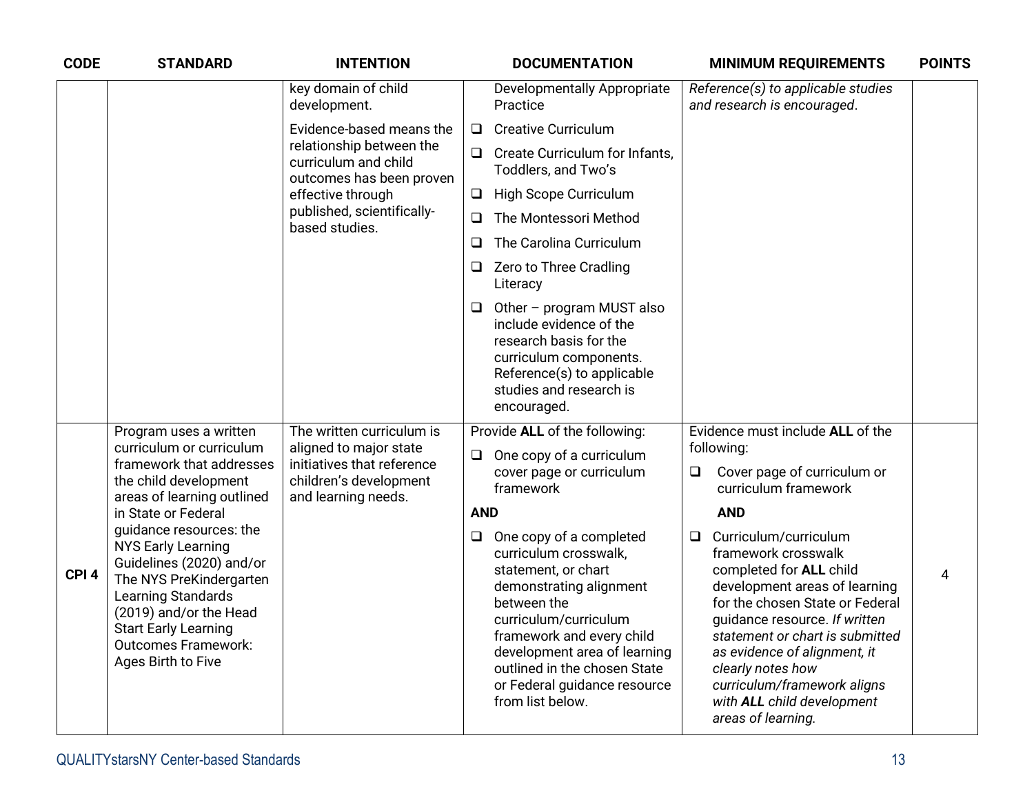| CODE | STANDARD | INTENTION | DOCUMENTATION | MINIMUM REQUIREMENTS | POINTS |
|---|---|---|---|---|---|
| | | key domain of child development.<br><br>Evidence-based means the relationship between the curriculum and child outcomes has been proven effective through published, scientifically-based studies. | Developmentally Appropriate Practice<br>❑ Creative Curriculum<br>❑ Create Curriculum for Infants, Toddlers, and Two's<br>❑ High Scope Curriculum<br>❑ The Montessori Method<br>❑ The Carolina Curriculum<br>❑ Zero to Three Cradling Literacy<br>❑ Other – program MUST also include evidence of the research basis for the curriculum components. Reference(s) to applicable studies and research is encouraged. | *Reference(s) to applicable studies and research is encouraged*. | |
| CPI 4 | Program uses a written curriculum or curriculum framework that addresses the child development areas of learning outlined in State or Federal guidance resources: the NYS Early Learning Guidelines (2020) and/or The NYS PreKindergarten Learning Standards (2019) and/or the Head Start Early Learning Outcomes Framework: Ages Birth to Five | The written curriculum is aligned to major state initiatives that reference children's development and learning needs. | Provide **ALL** of the following:<br>❑ One copy of a curriculum cover page or curriculum framework<br>**AND**<br>❑ One copy of a completed curriculum crosswalk, statement, or chart demonstrating alignment between the curriculum/curriculum framework and every child development area of learning outlined in the chosen State or Federal guidance resource from list below. | Evidence must include **ALL** of the following:<br>❑ Cover page of curriculum or curriculum framework<br>**AND**<br>❑ Curriculum/curriculum framework crosswalk completed for **ALL** child development areas of learning for the chosen State or Federal guidance resource. *If written statement or chart is submitted as evidence of alignment, it clearly notes how curriculum/framework aligns with **ALL** child development areas of learning.* | 4 |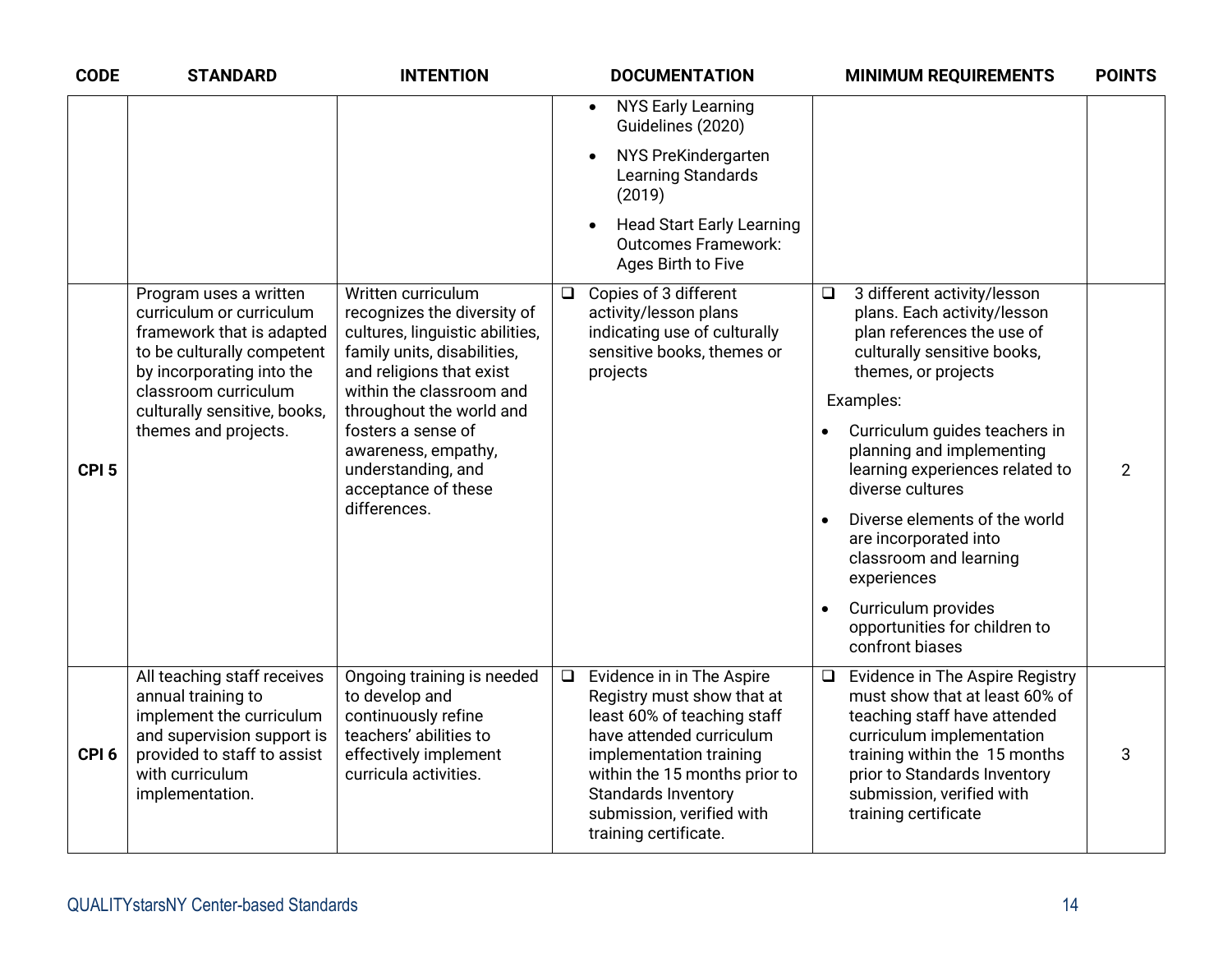| CODE | STANDARD | INTENTION | DOCUMENTATION | MINIMUM REQUIREMENTS | POINTS |
|---|---|---|---|---|---|
| | | | • NYS Early Learning Guidelines (2020)<br>• NYS PreKindergarten Learning Standards (2019)<br>• Head Start Early Learning Outcomes Framework: Ages Birth to Five | | |
| CPI 5 | Program uses a written curriculum or curriculum framework that is adapted to be culturally competent by incorporating into the classroom curriculum culturally sensitive, books, themes and projects. | Written curriculum recognizes the diversity of cultures, linguistic abilities, family units, disabilities, and religions that exist within the classroom and throughout the world and fosters a sense of awareness, empathy, understanding, and acceptance of these differences. | ❑ Copies of 3 different activity/lesson plans indicating use of culturally sensitive books, themes or projects | ❑ 3 different activity/lesson plans. Each activity/lesson plan references the use of culturally sensitive books, themes, or projects<br>Examples:<br>• Curriculum guides teachers in planning and implementing learning experiences related to diverse cultures<br>• Diverse elements of the world are incorporated into classroom and learning experiences<br>• Curriculum provides opportunities for children to confront biases | 2 |
| CPI 6 | All teaching staff receives annual training to implement the curriculum and supervision support is provided to staff to assist with curriculum implementation. | Ongoing training is needed to develop and continuously refine teachers' abilities to effectively implement curricula activities. | ❑ Evidence in in The Aspire Registry must show that at least 60% of teaching staff have attended curriculum implementation training within the 15 months prior to Standards Inventory submission, verified with training certificate. | ❑ Evidence in The Aspire Registry must show that at least 60% of teaching staff have attended curriculum implementation training within the 15 months prior to Standards Inventory submission, verified with training certificate | 3 |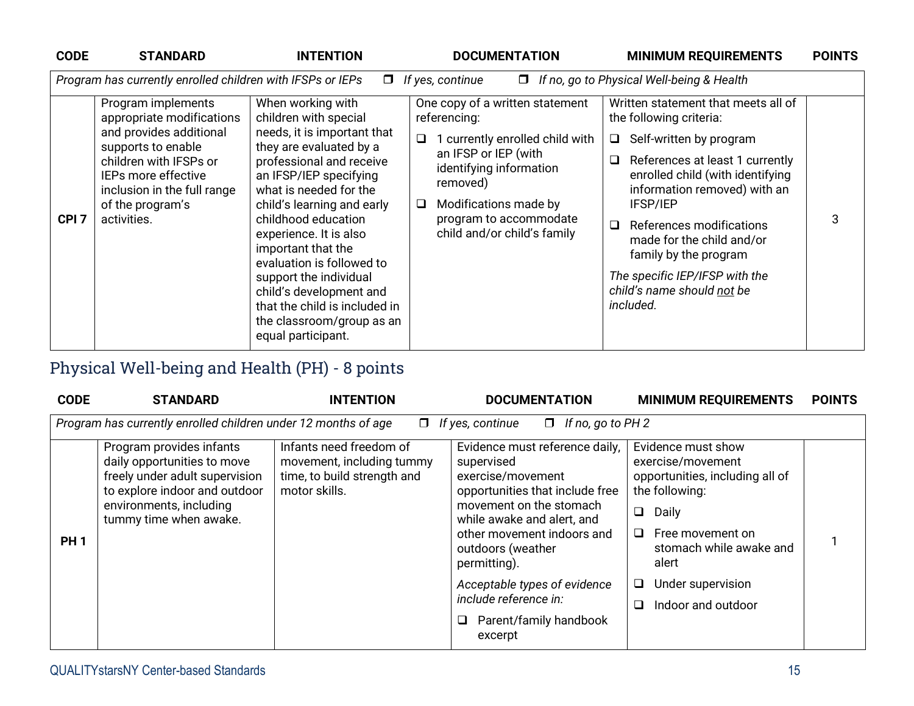| CODE | STANDARD | INTENTION | DOCUMENTATION | MINIMUM REQUIREMENTS | POINTS |
|---|---|---|---|---|---|
| *Program has currently enrolled children with IFSPs or IEPs* ❒ *If yes, continue* ❒ *If no, go to Physical Well-being & Health* | | | | | |
| CPI 7 | Program implements appropriate modifications and provides additional supports to enable children with IFSPs or IEPs more effective inclusion in the full range of the program's activities. | When working with children with special needs, it is important that they are evaluated by a professional and receive an IFSP/IEP specifying what is needed for the child's learning and early childhood education experience. It is also important that the evaluation is followed to support the individual child's development and that the child is included in the classroom/group as an equal participant. | One copy of a written statement referencing:<br>❑ 1 currently enrolled child with an IFSP or IEP (with identifying information removed)<br>❑ Modifications made by program to accommodate child and/or child's family | Written statement that meets all of the following criteria:<br>❑ Self-written by program<br>❑ References at least 1 currently enrolled child (with identifying information removed) with an IFSP/IEP<br>❑ References modifications made for the child and/or family by the program<br>*The specific IEP/IFSP with the child's name should not be included.* | 3 |

## Physical Well-being and Health (PH) - 8 points

| CODE | STANDARD | INTENTION | DOCUMENTATION | MINIMUM REQUIREMENTS | POINTS |
|---|---|---|---|---|---|
| *Program has currently enrolled children under 12 months of age* ❒ *If yes, continue* ❒ *If no, go to PH 2* | | | | | |
| PH 1 | Program provides infants daily opportunities to move freely under adult supervision to explore indoor and outdoor environments, including tummy time when awake. | Infants need freedom of movement, including tummy time, to build strength and motor skills. | Evidence must reference daily, supervised exercise/movement opportunities that include free movement on the stomach while awake and alert, and other movement indoors and outdoors (weather permitting).<br>*Acceptable types of evidence include reference in:*<br>❑ Parent/family handbook excerpt | Evidence must show exercise/movement opportunities, including all of the following:<br>❑ Daily<br>❑ Free movement on stomach while awake and alert<br>❑ Under supervision<br>❑ Indoor and outdoor | 1 |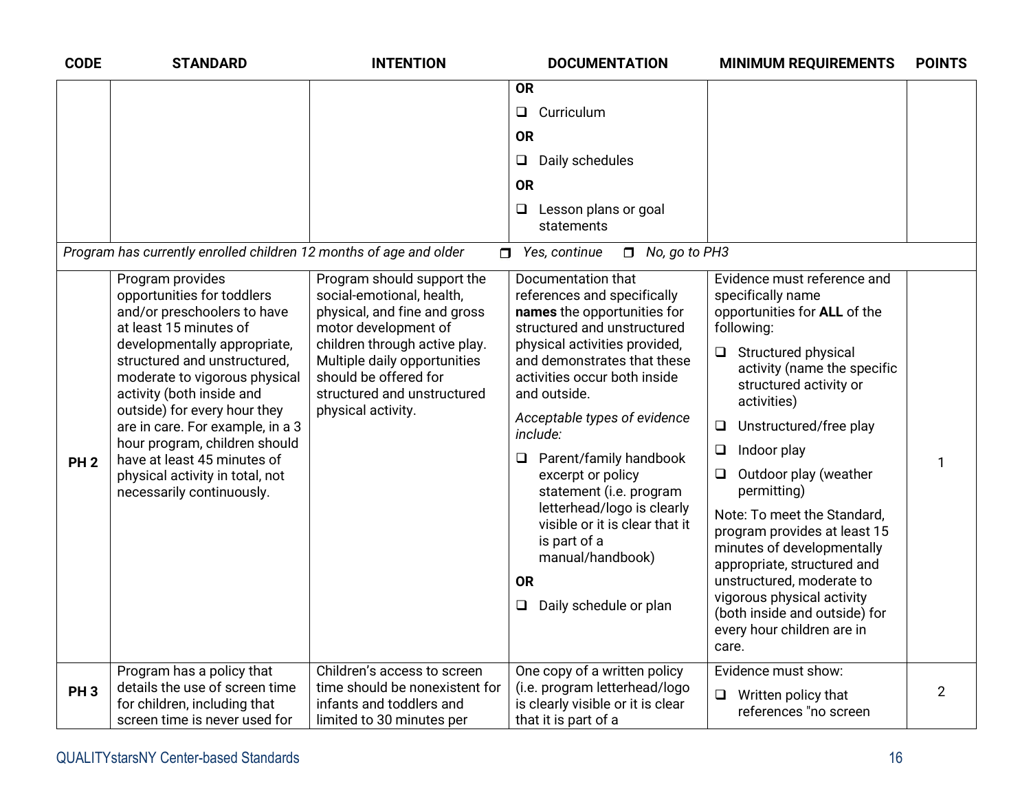| CODE | STANDARD | INTENTION | DOCUMENTATION | MINIMUM REQUIREMENTS | POINTS |
|---|---|---|---|---|---|
| | | | **OR**<br>❑ Curriculum<br>**OR**<br>❑ Daily schedules<br>**OR**<br>❑ Lesson plans or goal statements | | |
| *Program has currently enrolled children 12 months of age and older* ❒ *Yes, continue* ❒ *No, go to PH3* | | | | | |
| **PH 2** | Program provides opportunities for toddlers and/or preschoolers to have at least 15 minutes of developmentally appropriate, structured and unstructured, moderate to vigorous physical activity (both inside and outside) for every hour they are in care. For example, in a 3 hour program, children should have at least 45 minutes of physical activity in total, not necessarily continuously. | Program should support the social-emotional, health, physical, and fine and gross motor development of children through active play. Multiple daily opportunities should be offered for structured and unstructured physical activity. | Documentation that references and specifically **names** the opportunities for structured and unstructured physical activities provided, and demonstrates that these activities occur both inside and outside.<br>*Acceptable types of evidence include:*<br>❑ Parent/family handbook excerpt or policy statement (i.e. program letterhead/logo is clearly visible or it is clear that it is part of a manual/handbook)<br>**OR**<br>❑ Daily schedule or plan | Evidence must reference and specifically name opportunities for **ALL** of the following:<br>❑ Structured physical activity (name the specific structured activity or activities)<br>❑ Unstructured/free play<br>❑ Indoor play<br>❑ Outdoor play (weather permitting)<br>Note: To meet the Standard, program provides at least 15 minutes of developmentally appropriate, structured and unstructured, moderate to vigorous physical activity (both inside and outside) for every hour children are in care. | 1 |
| **PH 3** | Program has a policy that details the use of screen time for children, including that screen time is never used for | Children's access to screen time should be nonexistent for infants and toddlers and limited to 30 minutes per | One copy of a written policy (i.e. program letterhead/logo is clearly visible or it is clear that it is part of a | Evidence must show:<br>❑ Written policy that references "no screen | 2 |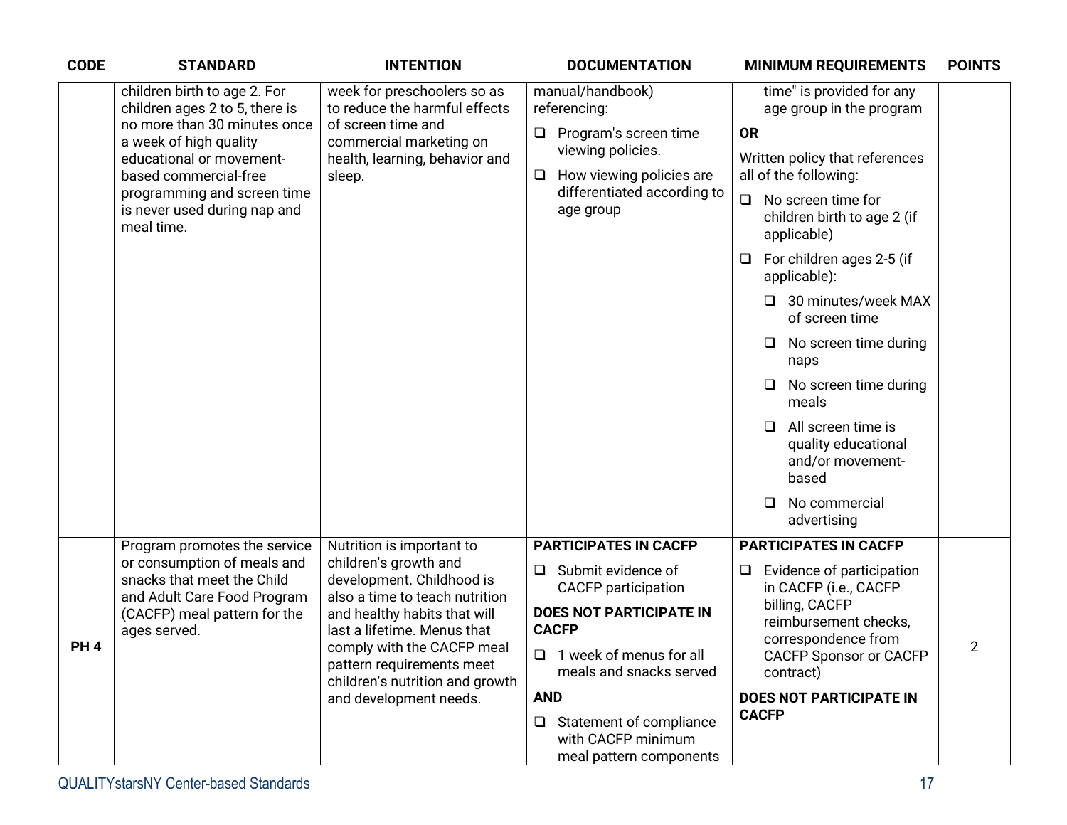| CODE | STANDARD | INTENTION | DOCUMENTATION | MINIMUM REQUIREMENTS | POINTS |
|---|---|---|---|---|---|
| | children birth to age 2. For children ages 2 to 5, there is no more than 30 minutes once a week of high quality educational or movement-based commercial-free programming and screen time is never used during nap and meal time. | week for preschoolers so as to reduce the harmful effects of screen time and commercial marketing on health, learning, behavior and sleep. | manual/handbook) referencing:<br>❑ Program's screen time viewing policies.<br>❑ How viewing policies are differentiated according to age group | time" is provided for any age group in the program<br>**OR**<br>Written policy that references all of the following:<br>❑ No screen time for children birth to age 2 (if applicable)<br>❑ For children ages 2-5 (if applicable):<br>&nbsp;&nbsp;❑ 30 minutes/week MAX of screen time<br>&nbsp;&nbsp;❑ No screen time during naps<br>&nbsp;&nbsp;❑ No screen time during meals<br>&nbsp;&nbsp;❑ All screen time is quality educational and/or movement-based<br>&nbsp;&nbsp;❑ No commercial advertising | |
| **PH 4** | Program promotes the service or consumption of meals and snacks that meet the Child and Adult Care Food Program (CACFP) meal pattern for the ages served. | Nutrition is important to children's growth and development. Childhood is also a time to teach nutrition and healthy habits that will last a lifetime. Menus that comply with the CACFP meal pattern requirements meet children's nutrition and growth and development needs. | **PARTICIPATES IN CACFP**<br>❑ Submit evidence of CACFP participation<br>**DOES NOT PARTICIPATE IN CACFP**<br>❑ 1 week of menus for all meals and snacks served<br>**AND**<br>❑ Statement of compliance with CACFP minimum meal pattern components | **PARTICIPATES IN CACFP**<br>❑ Evidence of participation in CACFP (i.e., CACFP billing, CACFP reimbursement checks, correspondence from CACFP Sponsor or CACFP contract)<br>**DOES NOT PARTICIPATE IN CACFP** | 2 |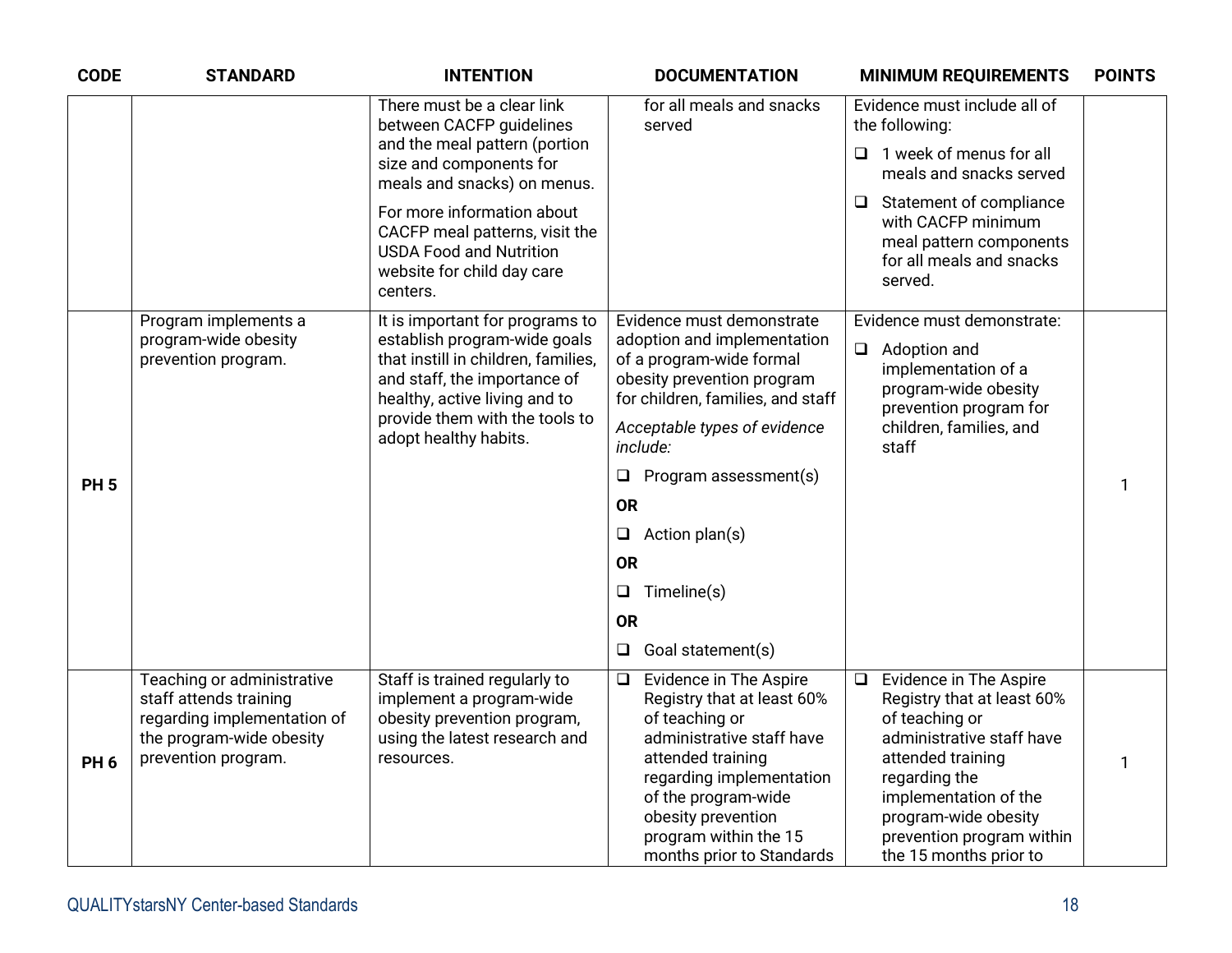| CODE | STANDARD | INTENTION | DOCUMENTATION | MINIMUM REQUIREMENTS | POINTS |
|---|---|---|---|---|---|
| | | There must be a clear link between CACFP guidelines and the meal pattern (portion size and components for meals and snacks) on menus.<br><br>For more information about CACFP meal patterns, visit the USDA Food and Nutrition website for child day care centers. | for all meals and snacks served | Evidence must include all of the following:<br>❑ 1 week of menus for all meals and snacks served<br>❑ Statement of compliance with CACFP minimum meal pattern components for all meals and snacks served. | |
| **PH 5** | Program implements a program-wide obesity prevention program. | It is important for programs to establish program-wide goals that instill in children, families, and staff, the importance of healthy, active living and to provide them with the tools to adopt healthy habits. | Evidence must demonstrate adoption and implementation of a program-wide formal obesity prevention program for children, families, and staff<br><br>*Acceptable types of evidence include:*<br>❑ Program assessment(s)<br>**OR**<br>❑ Action plan(s)<br>**OR**<br>❑ Timeline(s)<br>**OR**<br>❑ Goal statement(s) | Evidence must demonstrate:<br>❑ Adoption and implementation of a program-wide obesity prevention program for children, families, and staff | 1 |
| **PH 6** | Teaching or administrative staff attends training regarding implementation of the program-wide obesity prevention program. | Staff is trained regularly to implement a program-wide obesity prevention program, using the latest research and resources. | ❑ Evidence in The Aspire Registry that at least 60% of teaching or administrative staff have attended training regarding implementation of the program-wide obesity prevention program within the 15 months prior to Standards | ❑ Evidence in The Aspire Registry that at least 60% of teaching or administrative staff have attended training regarding the implementation of the program-wide obesity prevention program within the 15 months prior to | 1 |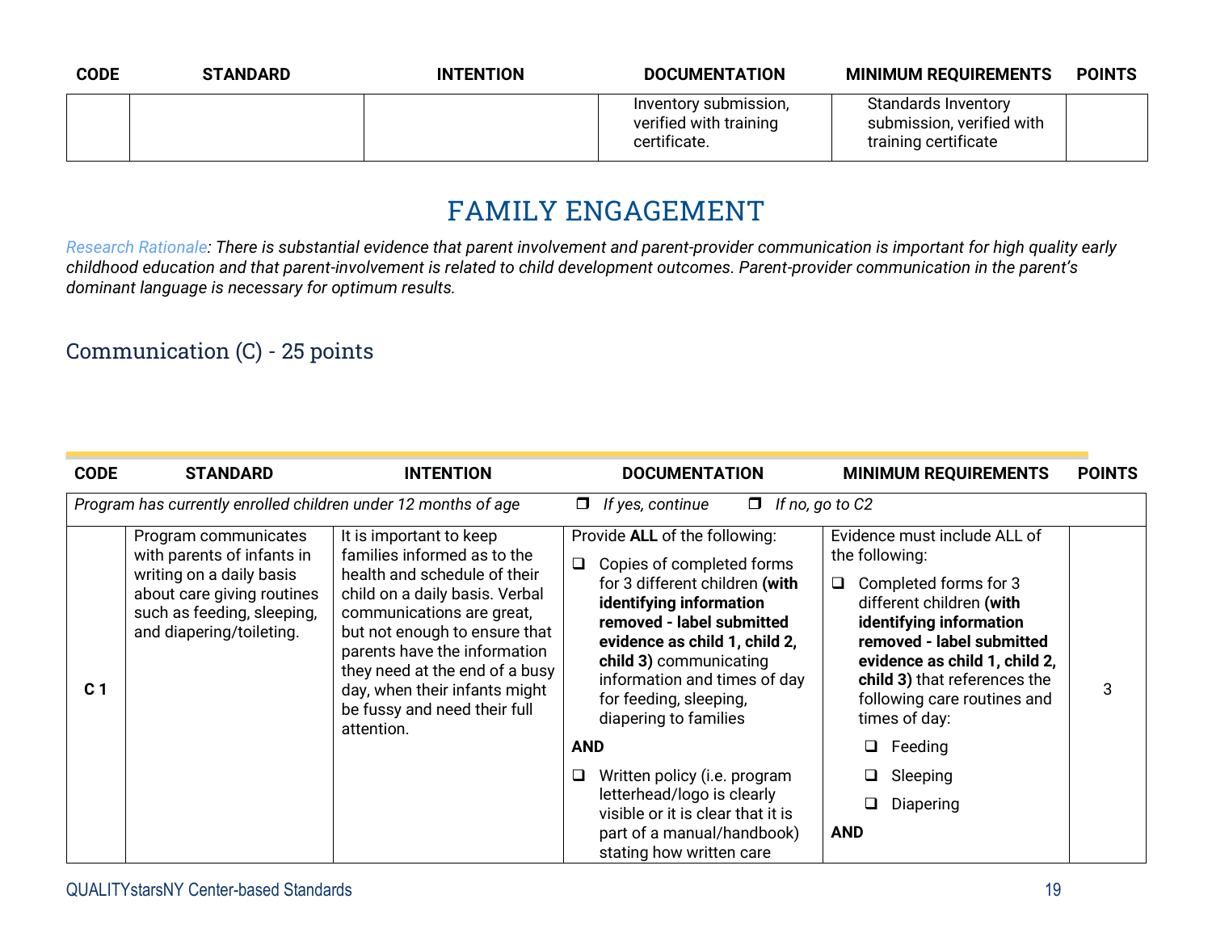| CODE | STANDARD | INTENTION | DOCUMENTATION | MINIMUM REQUIREMENTS | POINTS |
|---|---|---|---|---|---|
| | | | Inventory submission, verified with training certificate. | Standards Inventory submission, verified with training certificate | |

# FAMILY ENGAGEMENT

*Research Rationale: There is substantial evidence that parent involvement and parent-provider communication is important for high quality early childhood education and that parent-involvement is related to child development outcomes. Parent-provider communication in the parent's dominant language is necessary for optimum results.*

## Communication (C) - 25 points

| CODE | STANDARD | INTENTION | DOCUMENTATION | MINIMUM REQUIREMENTS | POINTS |
|---|---|---|---|---|---|
| *Program has currently enrolled children under 12 months of age* | | | ❒ *If yes, continue* ❒ *If no, go to C2* | | |
| **C 1** | Program communicates with parents of infants in writing on a daily basis about care giving routines such as feeding, sleeping, and diapering/toileting. | It is important to keep families informed as to the health and schedule of their child on a daily basis. Verbal communications are great, but not enough to ensure that parents have the information they need at the end of a busy day, when their infants might be fussy and need their full attention. | Provide **ALL** of the following:<br>❑ Copies of completed forms for 3 different children **(with identifying information removed - label submitted evidence as child 1, child 2, child 3)** communicating information and times of day for feeding, sleeping, diapering to families<br>**AND**<br>❑ Written policy (i.e. program letterhead/logo is clearly visible or it is clear that it is part of a manual/handbook) stating how written care | Evidence must include ALL of the following:<br>❑ Completed forms for 3 different children **(with identifying information removed - label submitted evidence as child 1, child 2, child 3)** that references the following care routines and times of day:<br>❑ Feeding<br>❑ Sleeping<br>❑ Diapering<br>**AND** | 3 |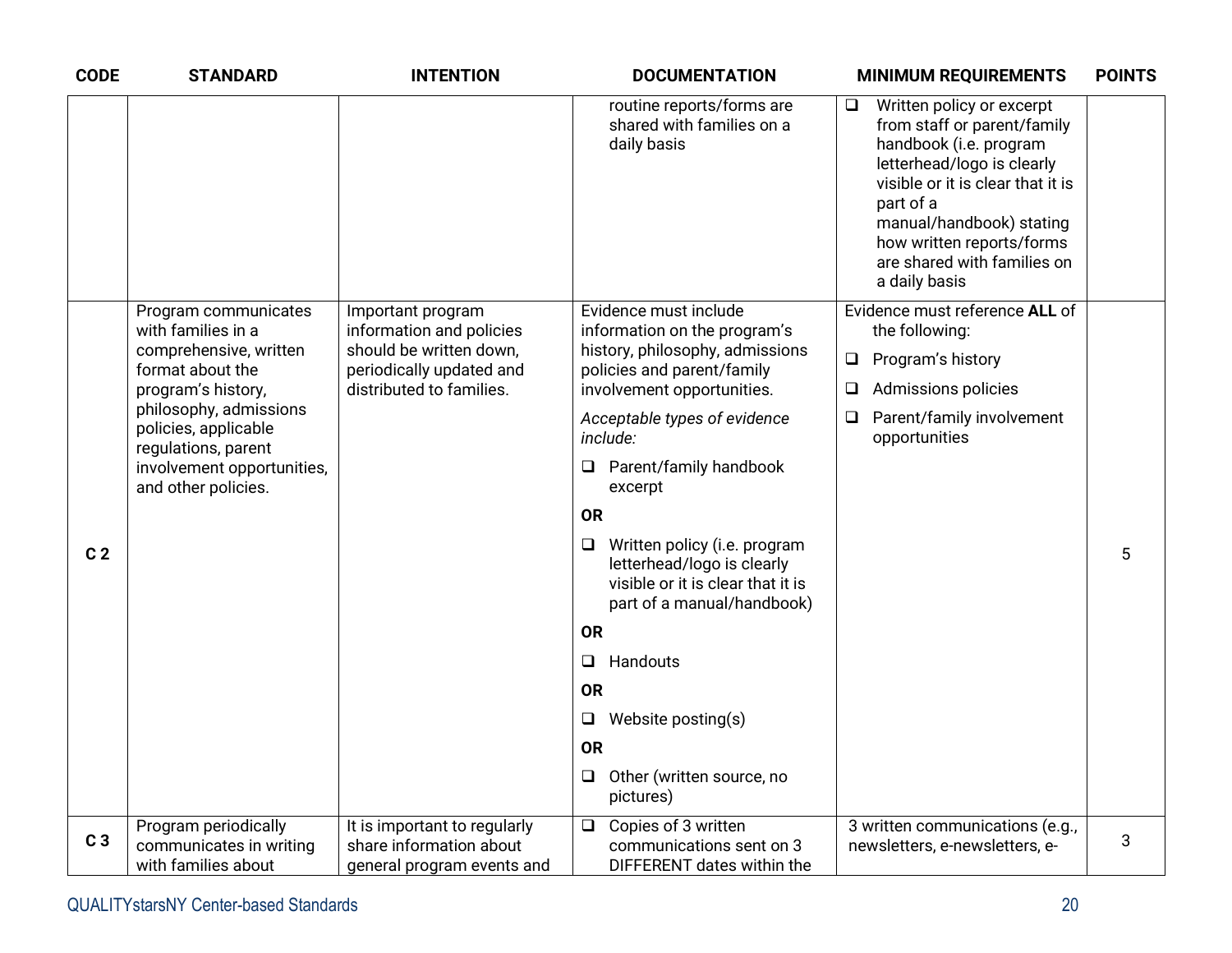| CODE | STANDARD | INTENTION | DOCUMENTATION | MINIMUM REQUIREMENTS | POINTS |
|---|---|---|---|---|---|
| | | | routine reports/forms are shared with families on a daily basis | ❑ Written policy or excerpt from staff or parent/family handbook (i.e. program letterhead/logo is clearly visible or it is clear that it is part of a manual/handbook) stating how written reports/forms are shared with families on a daily basis | |
| C 2 | Program communicates with families in a comprehensive, written format about the program's history, philosophy, admissions policies, applicable regulations, parent involvement opportunities, and other policies. | Important program information and policies should be written down, periodically updated and distributed to families. | Evidence must include information on the program's history, philosophy, admissions policies and parent/family involvement opportunities.<br><br>*Acceptable types of evidence include:*<br><br>❑ Parent/family handbook excerpt<br><br>**OR**<br><br>❑ Written policy (i.e. program letterhead/logo is clearly visible or it is clear that it is part of a manual/handbook)<br><br>**OR**<br><br>❑ Handouts<br><br>**OR**<br><br>❑ Website posting(s)<br><br>**OR**<br><br>❑ Other (written source, no pictures) | Evidence must reference **ALL** of the following:<br><br>❑ Program's history<br><br>❑ Admissions policies<br><br>❑ Parent/family involvement opportunities | 5 |
| C 3 | Program periodically communicates in writing with families about | It is important to regularly share information about general program events and | ❑ Copies of 3 written communications sent on 3 DIFFERENT dates within the | 3 written communications (e.g., newsletters, e-newsletters, e- | 3 |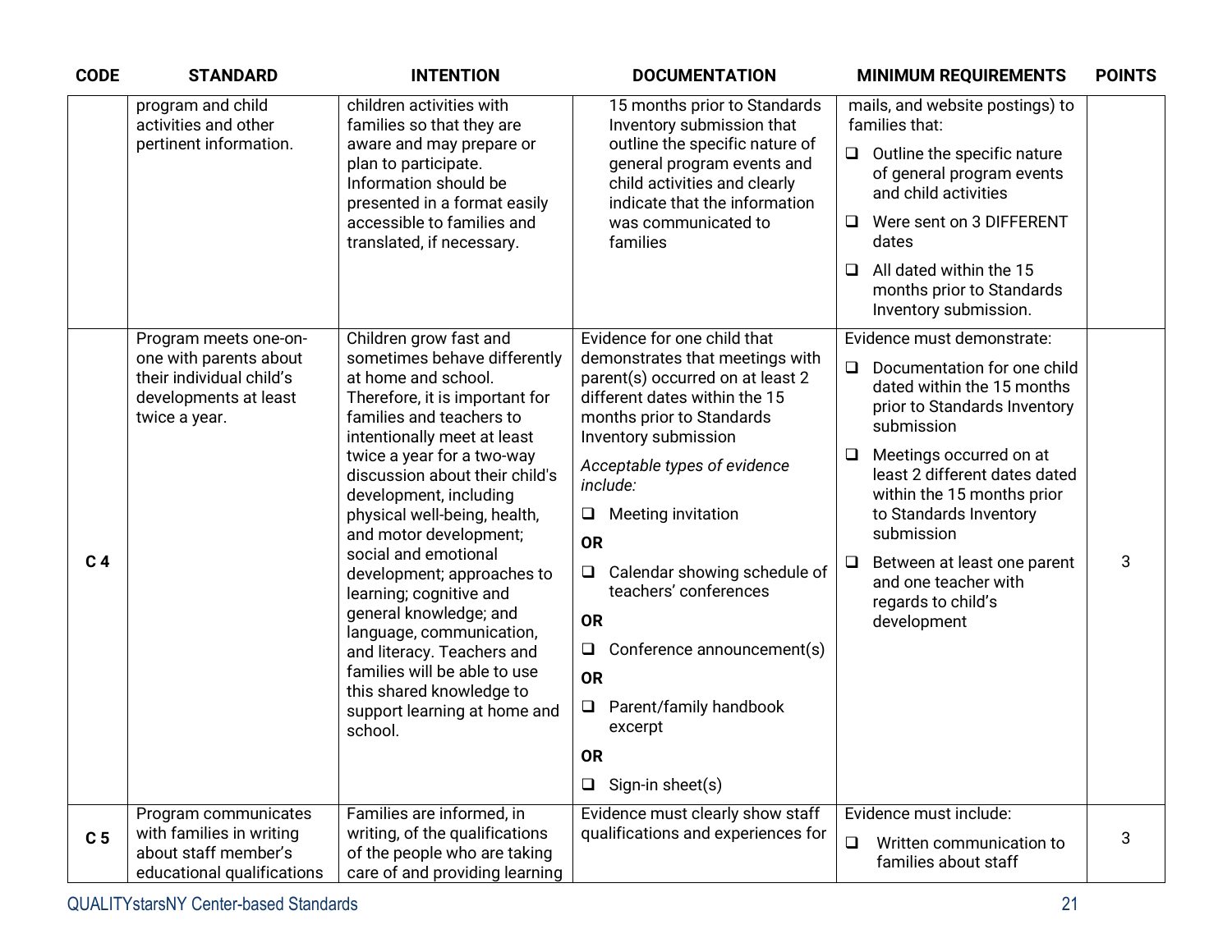| CODE | STANDARD | INTENTION | DOCUMENTATION | MINIMUM REQUIREMENTS | POINTS |
|---|---|---|---|---|---|
| | program and child activities and other pertinent information. | children activities with families so that they are aware and may prepare or plan to participate. Information should be presented in a format easily accessible to families and translated, if necessary. | 15 months prior to Standards Inventory submission that outline the specific nature of general program events and child activities and clearly indicate that the information was communicated to families | mails, and website postings) to families that: <br> ❑ Outline the specific nature of general program events and child activities <br> ❑ Were sent on 3 DIFFERENT dates <br> ❑ All dated within the 15 months prior to Standards Inventory submission. | |
| **C 4** | Program meets one-on-one with parents about their individual child's developments at least twice a year. | Children grow fast and sometimes behave differently at home and school. Therefore, it is important for families and teachers to intentionally meet at least twice a year for a two-way discussion about their child's development, including physical well-being, health, and motor development; social and emotional development; approaches to learning; cognitive and general knowledge; and language, communication, and literacy. Teachers and families will be able to use this shared knowledge to support learning at home and school. | Evidence for one child that demonstrates that meetings with parent(s) occurred on at least 2 different dates within the 15 months prior to Standards Inventory submission <br> *Acceptable types of evidence include:* <br> ❑ Meeting invitation <br> **OR** <br> ❑ Calendar showing schedule of teachers' conferences <br> **OR** <br> ❑ Conference announcement(s) <br> **OR** <br> ❑ Parent/family handbook excerpt <br> **OR** <br> ❑ Sign-in sheet(s) | Evidence must demonstrate: <br> ❑ Documentation for one child dated within the 15 months prior to Standards Inventory submission <br> ❑ Meetings occurred on at least 2 different dates dated within the 15 months prior to Standards Inventory submission <br> ❑ Between at least one parent and one teacher with regards to child's development | 3 |
| **C 5** | Program communicates with families in writing about staff member's educational qualifications | Families are informed, in writing, of the qualifications of the people who are taking care of and providing learning | Evidence must clearly show staff qualifications and experiences for | Evidence must include: <br> ❑ Written communication to families about staff | 3 |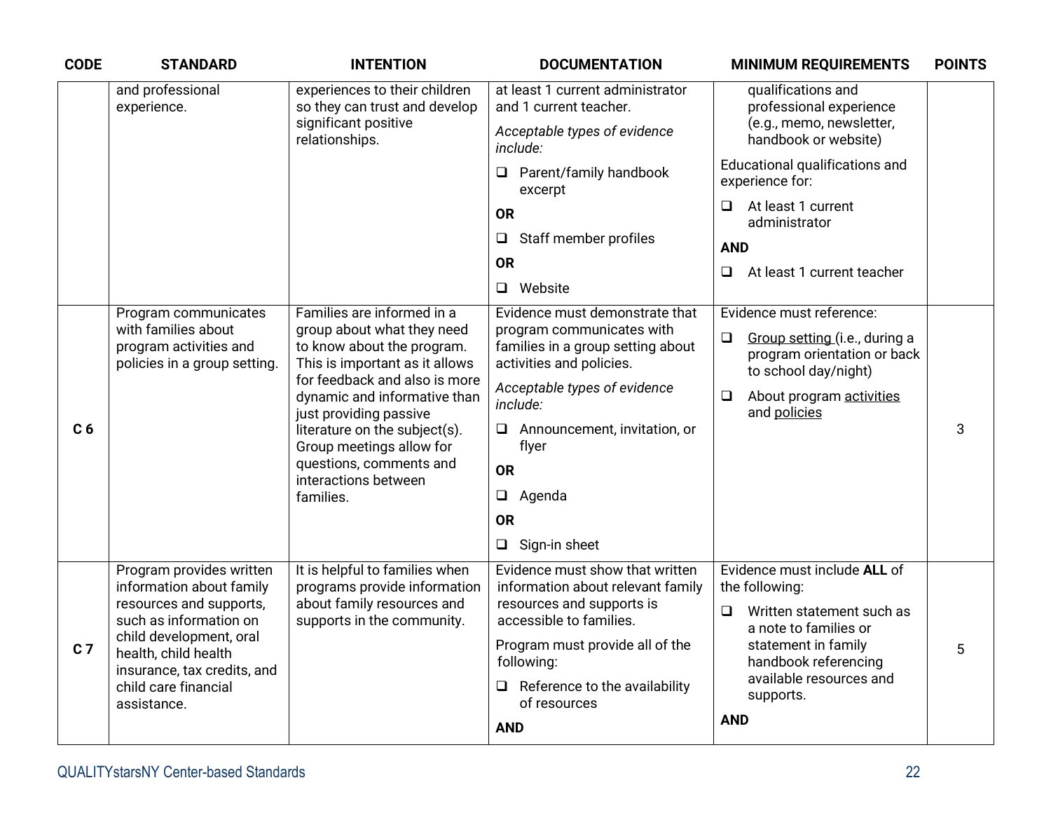| CODE | STANDARD | INTENTION | DOCUMENTATION | MINIMUM REQUIREMENTS | POINTS |
|---|---|---|---|---|---|
| | and professional experience. | experiences to their children so they can trust and develop significant positive relationships. | at least 1 current administrator and 1 current teacher.<br><br>*Acceptable types of evidence include:*<br><br>❑ Parent/family handbook excerpt<br><br>**OR**<br><br>❑ Staff member profiles<br><br>**OR**<br><br>❑ Website | qualifications and professional experience (e.g., memo, newsletter, handbook or website)<br><br>Educational qualifications and experience for:<br><br>❑ At least 1 current administrator<br><br>**AND**<br><br>❑ At least 1 current teacher | |
| **C 6** | Program communicates with families about program activities and policies in a group setting. | Families are informed in a group about what they need to know about the program. This is important as it allows for feedback and also is more dynamic and informative than just providing passive literature on the subject(s). Group meetings allow for questions, comments and interactions between families. | Evidence must demonstrate that program communicates with families in a group setting about activities and policies.<br><br>*Acceptable types of evidence include:*<br><br>❑ Announcement, invitation, or flyer<br><br>**OR**<br><br>❑ Agenda<br><br>**OR**<br><br>❑ Sign-in sheet | Evidence must reference:<br><br>❑ <u>Group setting</u> (i.e., during a program orientation or back to school day/night)<br><br>❑ About program <u>activities</u> and <u>policies</u> | 3 |
| **C 7** | Program provides written information about family resources and supports, such as information on child development, oral health, child health insurance, tax credits, and child care financial assistance. | It is helpful to families when programs provide information about family resources and supports in the community. | Evidence must show that written information about relevant family resources and supports is accessible to families.<br><br>Program must provide all of the following:<br><br>❑ Reference to the availability of resources<br><br>**AND** | Evidence must include **ALL** of the following:<br><br>❑ Written statement such as a note to families or statement in family handbook referencing available resources and supports.<br><br>**AND** | 5 |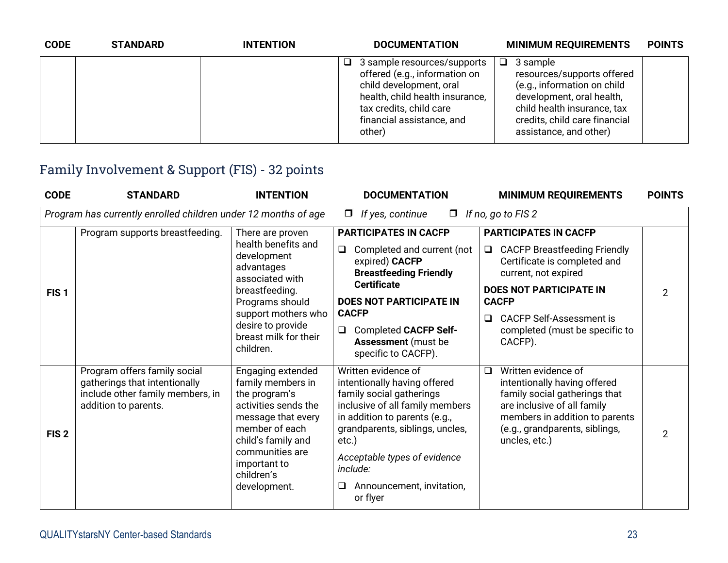| CODE | STANDARD | INTENTION | DOCUMENTATION | MINIMUM REQUIREMENTS | POINTS |
|---|---|---|---|---|---|
| | | | ❑ 3 sample resources/supports offered (e.g., information on child development, oral health, child health insurance, tax credits, child care financial assistance, and other) | ❑ 3 sample resources/supports offered (e.g., information on child development, oral health, child health insurance, tax credits, child care financial assistance, and other) | |

## Family Involvement & Support (FIS) - 32 points

| CODE | STANDARD | INTENTION | DOCUMENTATION | MINIMUM REQUIREMENTS | POINTS |
|---|---|---|---|---|---|
| *Program has currently enrolled children under 12 months of age* ❐ *If yes, continue* ❐ *If no, go to FIS 2* | | | | | |
| **FIS 1** | Program supports breastfeeding. | There are proven health benefits and development advantages associated with breastfeeding. Programs should support mothers who desire to provide breast milk for their children. | **PARTICIPATES IN CACFP**<br>❑ Completed and current (not expired) **CACFP Breastfeeding Friendly Certificate**<br>**DOES NOT PARTICIPATE IN CACFP**<br>❑ Completed **CACFP Self-Assessment** (must be specific to CACFP). | **PARTICIPATES IN CACFP**<br>❑ CACFP Breastfeeding Friendly Certificate is completed and current, not expired<br>**DOES NOT PARTICIPATE IN CACFP**<br>❑ CACFP Self-Assessment is completed (must be specific to CACFP). | 2 |
| **FIS 2** | Program offers family social gatherings that intentionally include other family members, in addition to parents. | Engaging extended family members in the program's activities sends the message that every member of each child's family and communities are important to children's development. | Written evidence of intentionally having offered family social gatherings inclusive of all family members in addition to parents (e.g., grandparents, siblings, uncles, etc.)<br>*Acceptable types of evidence include:*<br>❑ Announcement, invitation, or flyer | ❑ Written evidence of intentionally having offered family social gatherings that are inclusive of all family members in addition to parents (e.g., grandparents, siblings, uncles, etc.) | 2 |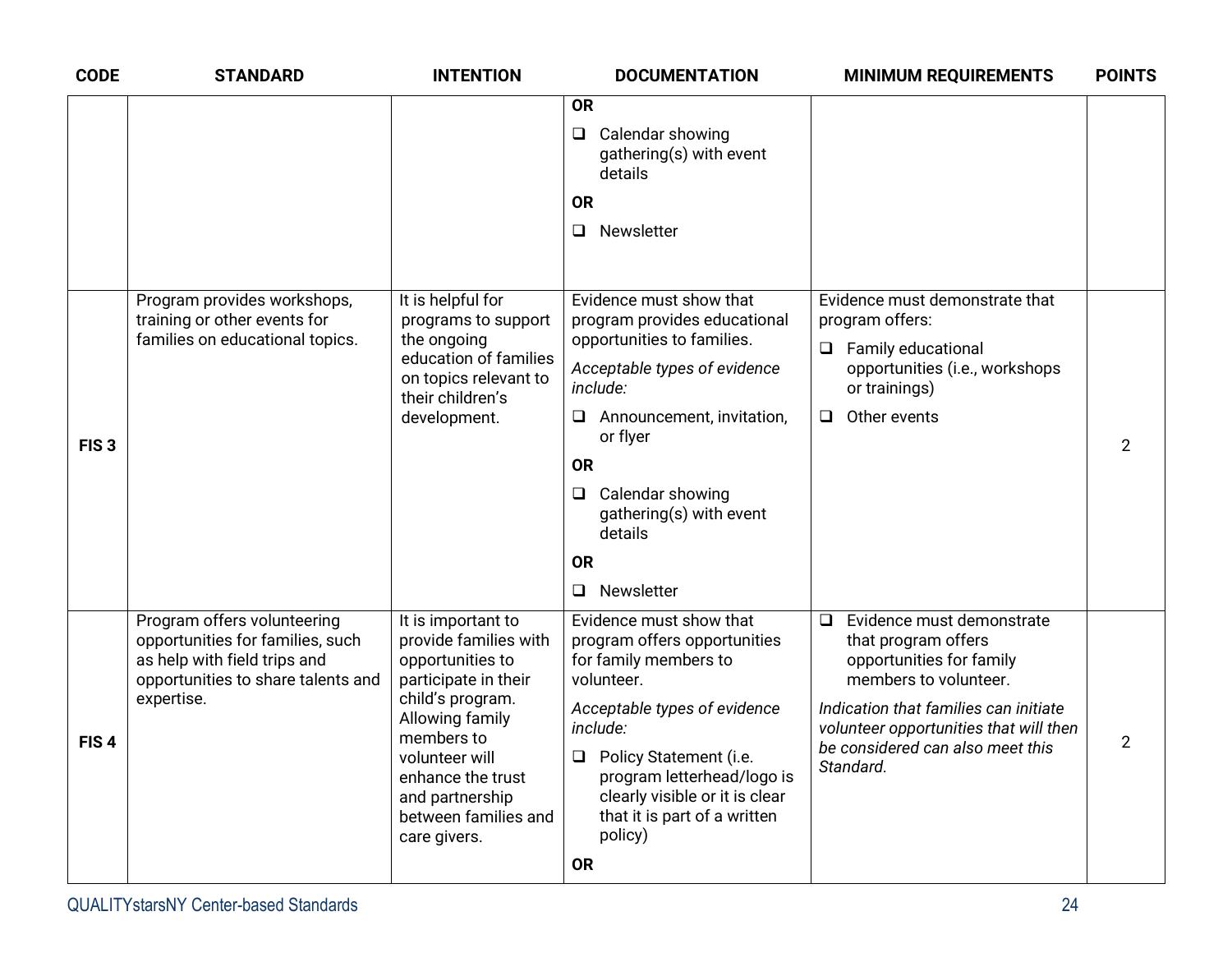| CODE | STANDARD | INTENTION | DOCUMENTATION | MINIMUM REQUIREMENTS | POINTS |
|---|---|---|---|---|---|
| | | | **OR**<br>❑ Calendar showing gathering(s) with event details<br>**OR**<br>❑ Newsletter | | |
| **FIS 3** | Program provides workshops, training or other events for families on educational topics. | It is helpful for programs to support the ongoing education of families on topics relevant to their children's development. | Evidence must show that program provides educational opportunities to families.<br>*Acceptable types of evidence include:*<br>❑ Announcement, invitation, or flyer<br>**OR**<br>❑ Calendar showing gathering(s) with event details<br>**OR**<br>❑ Newsletter | Evidence must demonstrate that program offers:<br>❑ Family educational opportunities (i.e., workshops or trainings)<br>❑ Other events | 2 |
| **FIS 4** | Program offers volunteering opportunities for families, such as help with field trips and opportunities to share talents and expertise. | It is important to provide families with opportunities to participate in their child's program. Allowing family members to volunteer will enhance the trust and partnership between families and care givers. | Evidence must show that program offers opportunities for family members to volunteer.<br>*Acceptable types of evidence include:*<br>❑ Policy Statement (i.e. program letterhead/logo is clearly visible or it is clear that it is part of a written policy)<br>**OR** | ❑ Evidence must demonstrate that program offers opportunities for family members to volunteer.<br>*Indication that families can initiate volunteer opportunities that will then be considered can also meet this Standard.* | 2 |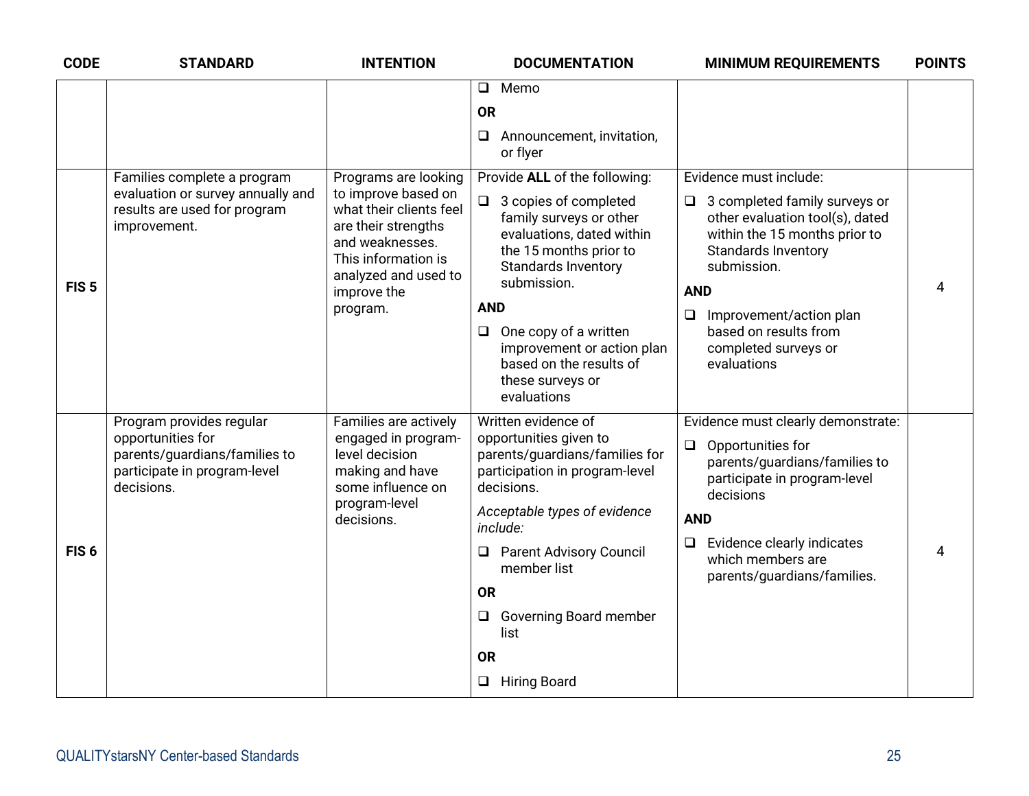| CODE | STANDARD | INTENTION | DOCUMENTATION | MINIMUM REQUIREMENTS | POINTS |
|---|---|---|---|---|---|
| | | | ❑ Memo<br>**OR**<br>❑ Announcement, invitation, or flyer | | |
| **FIS 5** | Families complete a program evaluation or survey annually and results are used for program improvement. | Programs are looking to improve based on what their clients feel are their strengths and weaknesses. This information is analyzed and used to improve the program. | Provide **ALL** of the following:<br>❑ 3 copies of completed family surveys or other evaluations, dated within the 15 months prior to Standards Inventory submission.<br>**AND**<br>❑ One copy of a written improvement or action plan based on the results of these surveys or evaluations | Evidence must include:<br>❑ 3 completed family surveys or other evaluation tool(s), dated within the 15 months prior to Standards Inventory submission.<br>**AND**<br>❑ Improvement/action plan based on results from completed surveys or evaluations | 4 |
| **FIS 6** | Program provides regular opportunities for parents/guardians/families to participate in program-level decisions. | Families are actively engaged in program-level decision making and have some influence on program-level decisions. | Written evidence of opportunities given to parents/guardians/families for participation in program-level decisions.<br>*Acceptable types of evidence include:*<br>❑ Parent Advisory Council member list<br>**OR**<br>❑ Governing Board member list<br>**OR**<br>❑ Hiring Board | Evidence must clearly demonstrate:<br>❑ Opportunities for parents/guardians/families to participate in program-level decisions<br>**AND**<br>❑ Evidence clearly indicates which members are parents/guardians/families. | 4 |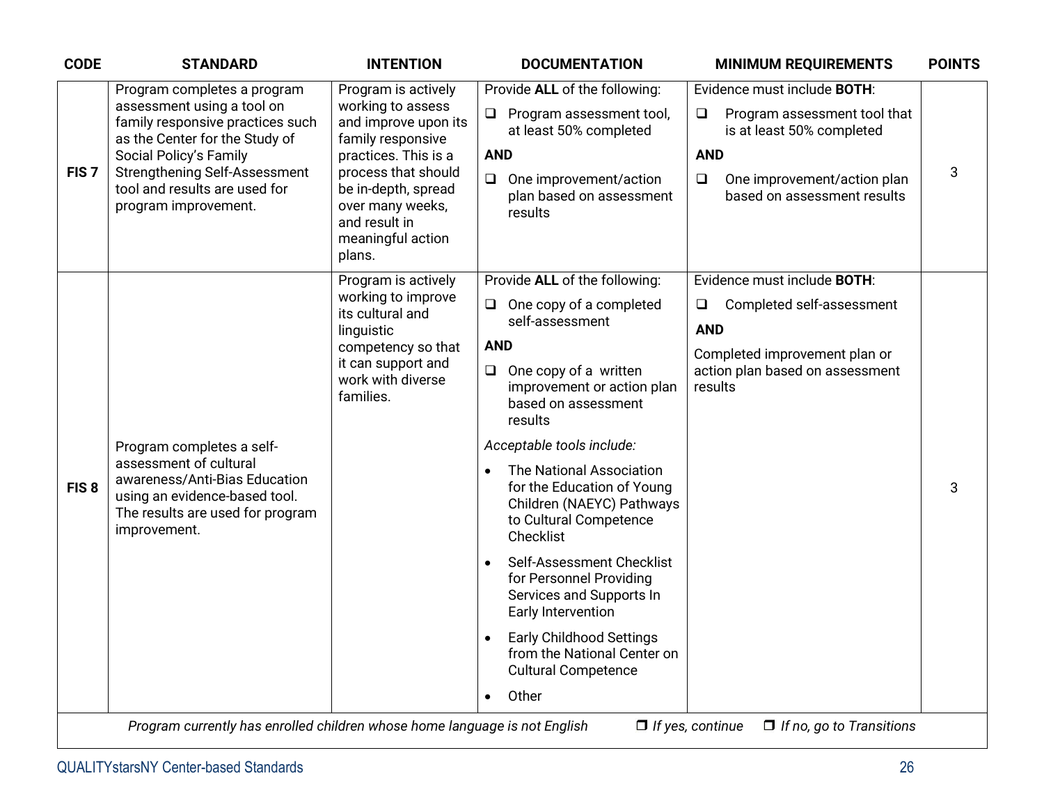| CODE | STANDARD | INTENTION | DOCUMENTATION | MINIMUM REQUIREMENTS | POINTS |
|---|---|---|---|---|---|
| FIS 7 | Program completes a program assessment using a tool on family responsive practices such as the Center for the Study of Social Policy's Family Strengthening Self-Assessment tool and results are used for program improvement. | Program is actively working to assess and improve upon its family responsive practices. This is a process that should be in-depth, spread over many weeks, and result in meaningful action plans. | Provide **ALL** of the following:<br>❑ Program assessment tool, at least 50% completed<br>**AND**<br>❑ One improvement/action plan based on assessment results | Evidence must include **BOTH**:<br>❑ Program assessment tool that is at least 50% completed<br>**AND**<br>❑ One improvement/action plan based on assessment results | 3 |
| FIS 8 | Program completes a self-assessment of cultural awareness/Anti-Bias Education using an evidence-based tool. The results are used for program improvement. | Program is actively working to improve its cultural and linguistic competency so that it can support and work with diverse families. | Provide **ALL** of the following:<br>❑ One copy of a completed self-assessment<br>**AND**<br>❑ One copy of a written improvement or action plan based on assessment results<br>*Acceptable tools include:*<br>• The National Association for the Education of Young Children (NAEYC) Pathways to Cultural Competence Checklist<br>• Self-Assessment Checklist for Personnel Providing Services and Supports In Early Intervention<br>• Early Childhood Settings from the National Center on Cultural Competence<br>• Other | Evidence must include **BOTH**:<br>❑ Completed self-assessment<br>**AND**<br>Completed improvement plan or action plan based on assessment results | 3 |

*Program currently has enrolled children whose home language is not English* ❒ *If yes, continue* ❒ *If no, go to Transitions*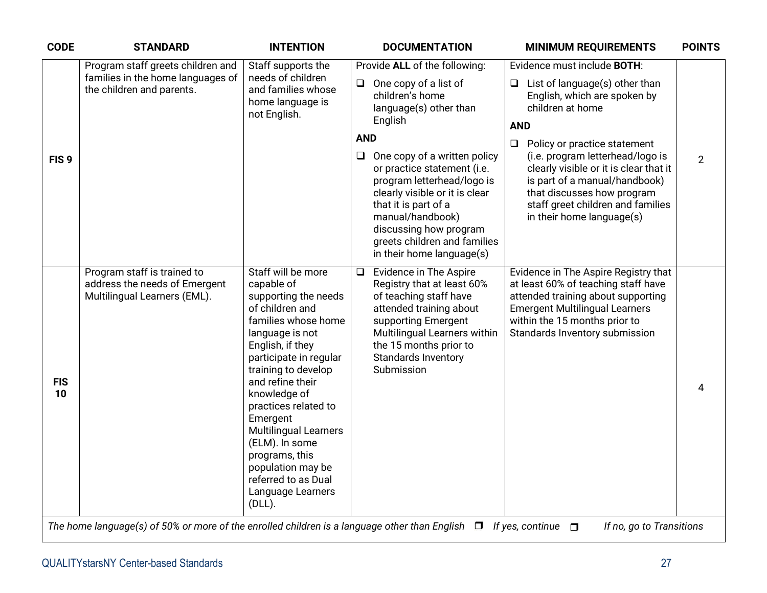| CODE | STANDARD | INTENTION | DOCUMENTATION | MINIMUM REQUIREMENTS | POINTS |
|---|---|---|---|---|---|
| FIS 9 | Program staff greets children and families in the home languages of the children and parents. | Staff supports the needs of children and families whose home language is not English. | Provide **ALL** of the following:<br>❑ One copy of a list of children's home language(s) other than English<br>**AND**<br>❑ One copy of a written policy or practice statement (i.e. program letterhead/logo is clearly visible or it is clear that it is part of a manual/handbook) discussing how program greets children and families in their home language(s) | Evidence must include **BOTH**:<br>❑ List of language(s) other than English, which are spoken by children at home<br>**AND**<br>❑ Policy or practice statement (i.e. program letterhead/logo is clearly visible or it is clear that it is part of a manual/handbook) that discusses how program staff greet children and families in their home language(s) | 2 |
| FIS 10 | Program staff is trained to address the needs of Emergent Multilingual Learners (EML). | Staff will be more capable of supporting the needs of children and families whose home language is not English, if they participate in regular training to develop and refine their knowledge of practices related to Emergent Multilingual Learners (ELM). In some programs, this population may be referred to as Dual Language Learners (DLL). | ❑ Evidence in The Aspire Registry that at least 60% of teaching staff have attended training about supporting Emergent Multilingual Learners within the 15 months prior to Standards Inventory Submission | Evidence in The Aspire Registry that at least 60% of teaching staff have attended training about supporting Emergent Multilingual Learners within the 15 months prior to Standards Inventory submission | 4 |
| *The home language(s) of 50% or more of the enrolled children is a language other than English* ❒ *If yes, continue* ❒ *If no, go to Transitions* | | | | | |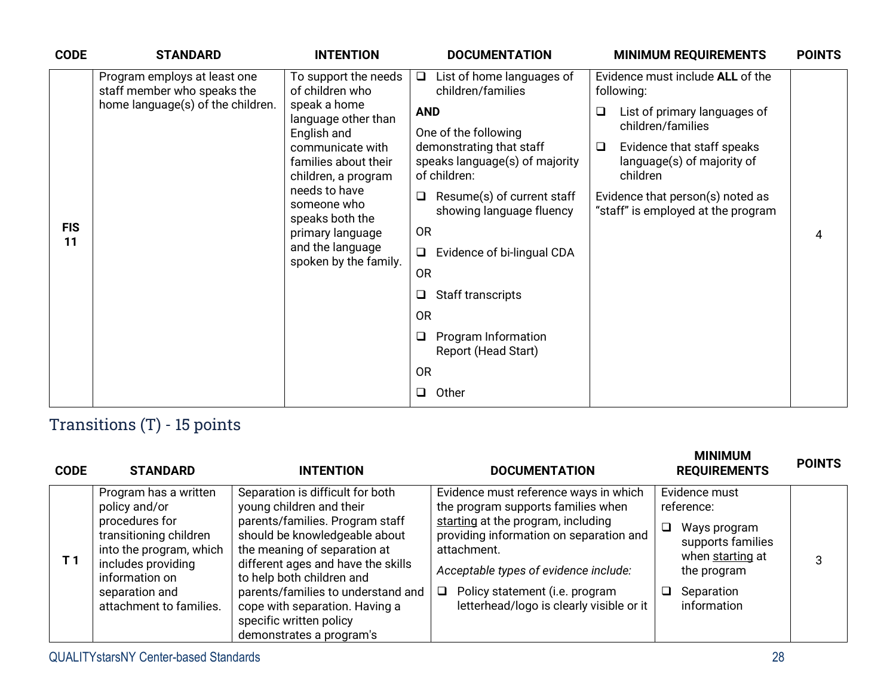| CODE | STANDARD | INTENTION | DOCUMENTATION | MINIMUM REQUIREMENTS | POINTS |
|---|---|---|---|---|---|
| FIS 11 | Program employs at least one staff member who speaks the home language(s) of the children. | To support the needs of children who speak a home language other than English and communicate with families about their children, a program needs to have someone who speaks both the primary language and the language spoken by the family. | ❑ List of home languages of children/families<br>**AND**<br>One of the following demonstrating that staff speaks language(s) of majority of children:<br>❑ Resume(s) of current staff showing language fluency<br>OR<br>❑ Evidence of bi-lingual CDA<br>OR<br>❑ Staff transcripts<br>OR<br>❑ Program Information Report (Head Start)<br>OR<br>❑ Other | Evidence must include **ALL** of the following:<br>❑ List of primary languages of children/families<br>❑ Evidence that staff speaks language(s) of majority of children<br>Evidence that person(s) noted as "staff" is employed at the program | 4 |

## Transitions (T) - 15 points

| CODE | STANDARD | INTENTION | DOCUMENTATION | MINIMUM REQUIREMENTS | POINTS |
|---|---|---|---|---|---|
| T 1 | Program has a written policy and/or procedures for transitioning children into the program, which includes providing information on separation and attachment to families. | Separation is difficult for both young children and their parents/families. Program staff should be knowledgeable about the meaning of separation at different ages and have the skills to help both children and parents/families to understand and cope with separation. Having a specific written policy demonstrates a program's | Evidence must reference ways in which the program supports families when starting at the program, including providing information on separation and attachment.<br>*Acceptable types of evidence include:*<br>❑ Policy statement (i.e. program letterhead/logo is clearly visible or it | Evidence must reference:<br>❑ Ways program supports families when starting at the program<br>❑ Separation information | 3 |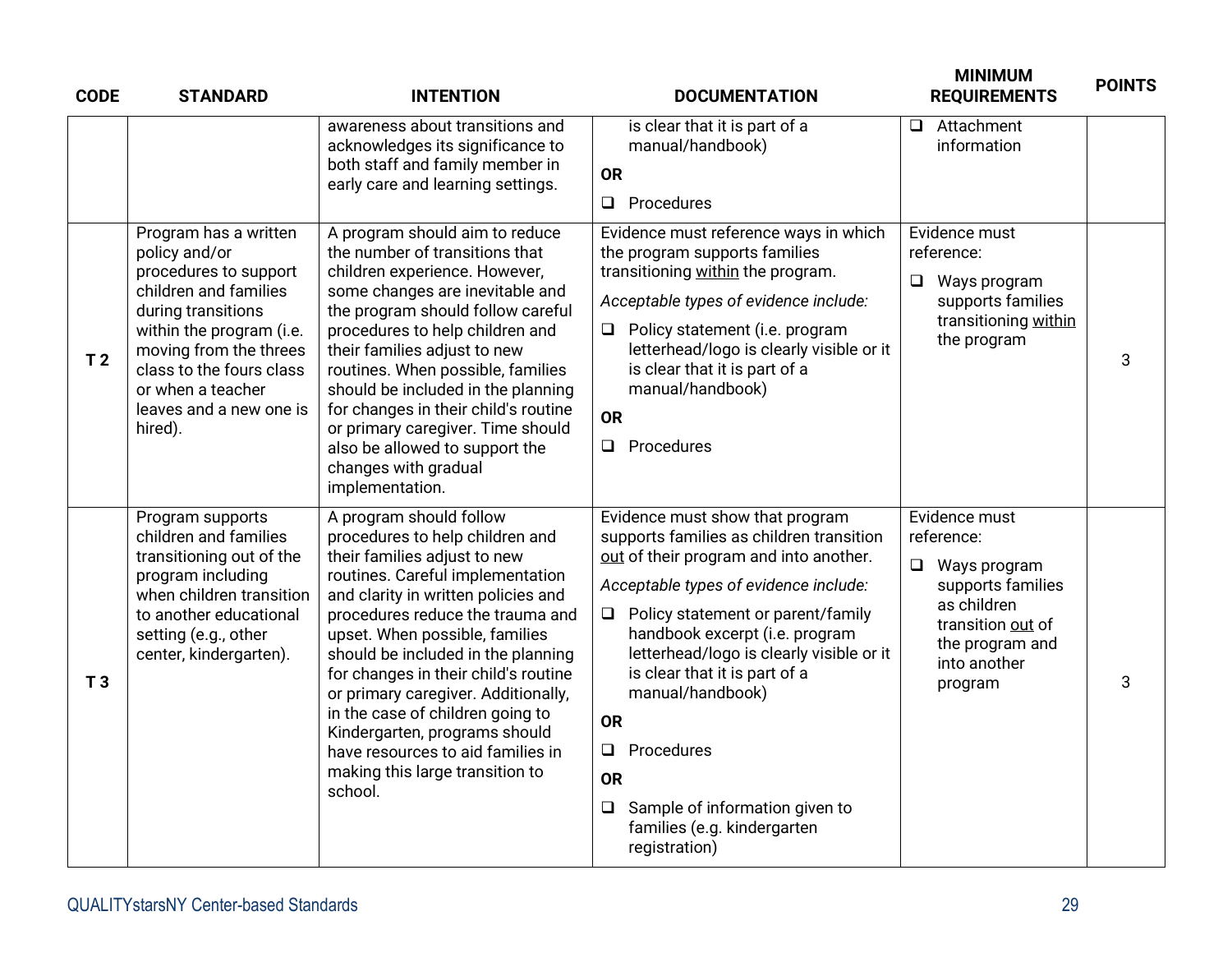| CODE | STANDARD | INTENTION | DOCUMENTATION | MINIMUM REQUIREMENTS | POINTS |
|---|---|---|---|---|---|
| | | awareness about transitions and acknowledges its significance to both staff and family member in early care and learning settings. | is clear that it is part of a manual/handbook)<br><br>**OR**<br><br>❑ Procedures | ❑ Attachment information | |
| **T 2** | Program has a written policy and/or procedures to support children and families during transitions within the program (i.e. moving from the threes class to the fours class or when a teacher leaves and a new one is hired). | A program should aim to reduce the number of transitions that children experience. However, some changes are inevitable and the program should follow careful procedures to help children and their families adjust to new routines. When possible, families should be included in the planning for changes in their child's routine or primary caregiver. Time should also be allowed to support the changes with gradual implementation. | Evidence must reference ways in which the program supports families transitioning <u>within</u> the program.<br><br>*Acceptable types of evidence include:*<br><br>❑ Policy statement (i.e. program letterhead/logo is clearly visible or it is clear that it is part of a manual/handbook)<br><br>**OR**<br><br>❑ Procedures | Evidence must reference:<br><br>❑ Ways program supports families transitioning <u>within</u> the program | 3 |
| **T 3** | Program supports children and families transitioning out of the program including when children transition to another educational setting (e.g., other center, kindergarten). | A program should follow procedures to help children and their families adjust to new routines. Careful implementation and clarity in written policies and procedures reduce the trauma and upset. When possible, families should be included in the planning for changes in their child's routine or primary caregiver. Additionally, in the case of children going to Kindergarten, programs should have resources to aid families in making this large transition to school. | Evidence must show that program supports families as children transition <u>out</u> of their program and into another.<br><br>*Acceptable types of evidence include:*<br><br>❑ Policy statement or parent/family handbook excerpt (i.e. program letterhead/logo is clearly visible or it is clear that it is part of a manual/handbook)<br><br>**OR**<br><br>❑ Procedures<br><br>**OR**<br><br>❑ Sample of information given to families (e.g. kindergarten registration) | Evidence must reference:<br><br>❑ Ways program supports families as children transition <u>out</u> of the program and into another program | 3 |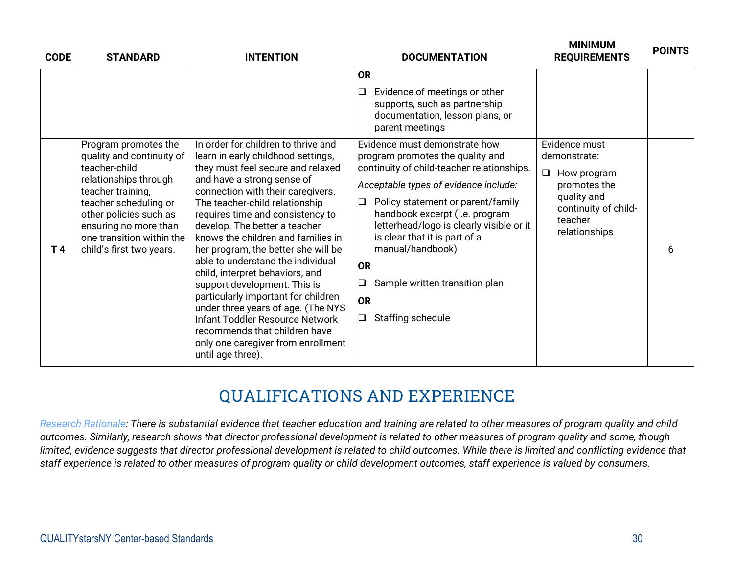| CODE | STANDARD | INTENTION | DOCUMENTATION | MINIMUM REQUIREMENTS | POINTS |
|---|---|---|---|---|---|
| | | | **OR**<br>❑ Evidence of meetings or other supports, such as partnership documentation, lesson plans, or parent meetings | | |
| **T 4** | Program promotes the quality and continuity of teacher-child relationships through teacher training, teacher scheduling or other policies such as ensuring no more than one transition within the child's first two years. | In order for children to thrive and learn in early childhood settings, they must feel secure and relaxed and have a strong sense of connection with their caregivers. The teacher-child relationship requires time and consistency to develop. The better a teacher knows the children and families in her program, the better she will be able to understand the individual child, interpret behaviors, and support development. This is particularly important for children under three years of age. (The NYS Infant Toddler Resource Network recommends that children have only one caregiver from enrollment until age three). | Evidence must demonstrate how program promotes the quality and continuity of child-teacher relationships.<br>*Acceptable types of evidence include:*<br>❑ Policy statement or parent/family handbook excerpt (i.e. program letterhead/logo is clearly visible or it is clear that it is part of a manual/handbook)<br>**OR**<br>❑ Sample written transition plan<br>**OR**<br>❑ Staffing schedule | Evidence must demonstrate:<br>❑ How program promotes the quality and continuity of child-teacher relationships | 6 |

# QUALIFICATIONS AND EXPERIENCE

*Research Rationale: There is substantial evidence that teacher education and training are related to other measures of program quality and child outcomes. Similarly, research shows that director professional development is related to other measures of program quality and some, though limited, evidence suggests that director professional development is related to child outcomes. While there is limited and conflicting evidence that staff experience is related to other measures of program quality or child development outcomes, staff experience is valued by consumers.*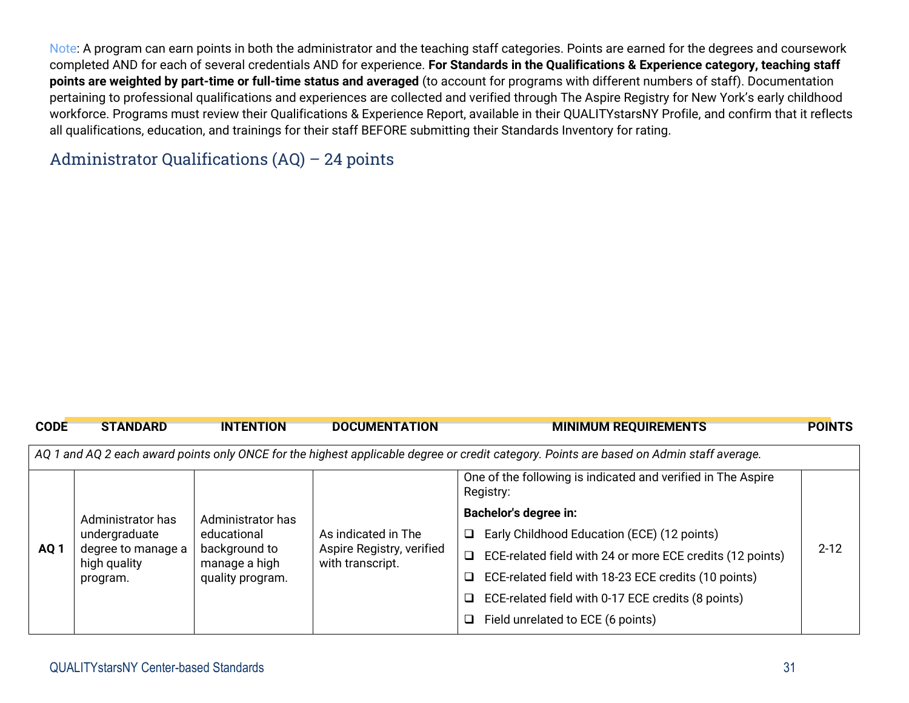Note: A program can earn points in both the administrator and the teaching staff categories. Points are earned for the degrees and coursework completed AND for each of several credentials AND for experience. **For Standards in the Qualifications & Experience category, teaching staff points are weighted by part-time or full-time status and averaged** (to account for programs with different numbers of staff). Documentation pertaining to professional qualifications and experiences are collected and verified through The Aspire Registry for New York's early childhood workforce. Programs must review their Qualifications & Experience Report, available in their QUALITYstarsNY Profile, and confirm that it reflects all qualifications, education, and trainings for their staff BEFORE submitting their Standards Inventory for rating.

## Administrator Qualifications (AQ) – 24 points

| CODE | STANDARD | INTENTION | DOCUMENTATION | MINIMUM REQUIREMENTS | POINTS |
|---|---|---|---|---|---|
| *AQ 1 and AQ 2 each award points only ONCE for the highest applicable degree or credit category. Points are based on Admin staff average.* | | | | | |
| **AQ 1** | Administrator has undergraduate degree to manage a high quality program. | Administrator has educational background to manage a high quality program. | As indicated in The Aspire Registry, verified with transcript. | One of the following is indicated and verified in The Aspire Registry:<br>**Bachelor's degree in:**<br>❑ Early Childhood Education (ECE) (12 points)<br>❑ ECE-related field with 24 or more ECE credits (12 points)<br>❑ ECE-related field with 18-23 ECE credits (10 points)<br>❑ ECE-related field with 0-17 ECE credits (8 points)<br>❑ Field unrelated to ECE (6 points) | 2-12 |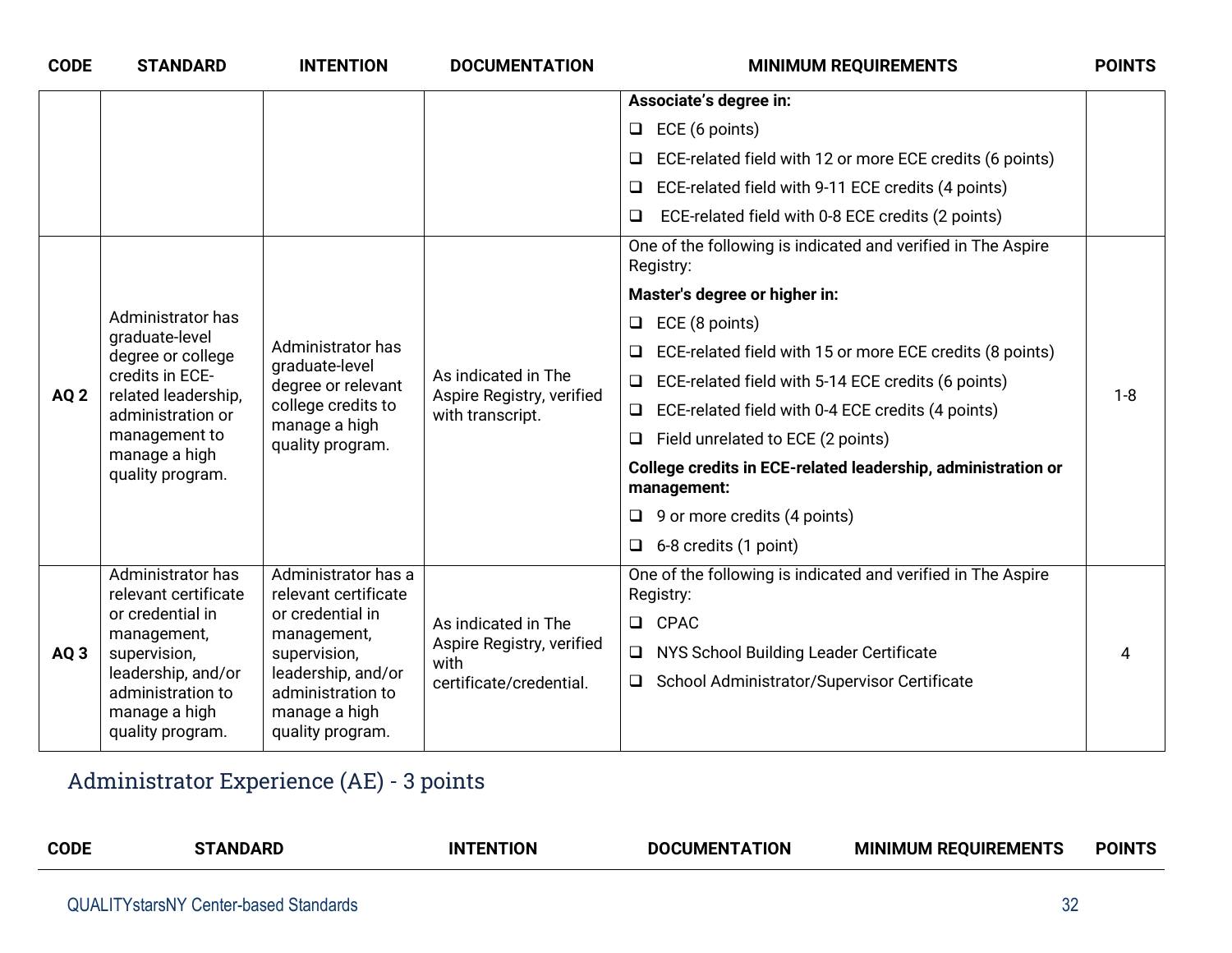| CODE | STANDARD | INTENTION | DOCUMENTATION | MINIMUM REQUIREMENTS | POINTS |
|---|---|---|---|---|---|
| | | | | **Associate's degree in:**<br>❑ ECE (6 points)<br>❑ ECE-related field with 12 or more ECE credits (6 points)<br>❑ ECE-related field with 9-11 ECE credits (4 points)<br>❑ ECE-related field with 0-8 ECE credits (2 points) | |
| AQ 2 | Administrator has graduate-level degree or college credits in ECE-related leadership, administration or management to manage a high quality program. | Administrator has graduate-level degree or relevant college credits to manage a high quality program. | As indicated in The Aspire Registry, verified with transcript. | One of the following is indicated and verified in The Aspire Registry:<br>**Master's degree or higher in:**<br>❑ ECE (8 points)<br>❑ ECE-related field with 15 or more ECE credits (8 points)<br>❑ ECE-related field with 5-14 ECE credits (6 points)<br>❑ ECE-related field with 0-4 ECE credits (4 points)<br>❑ Field unrelated to ECE (2 points)<br>**College credits in ECE-related leadership, administration or management:**<br>❑ 9 or more credits (4 points)<br>❑ 6-8 credits (1 point) | 1-8 |
| AQ 3 | Administrator has relevant certificate or credential in management, supervision, leadership, and/or administration to manage a high quality program. | Administrator has a relevant certificate or credential in management, supervision, leadership, and/or administration to manage a high quality program. | As indicated in The Aspire Registry, verified with certificate/credential. | One of the following is indicated and verified in The Aspire Registry:<br>❑ CPAC<br>❑ NYS School Building Leader Certificate<br>❑ School Administrator/Supervisor Certificate | 4 |

## Administrator Experience (AE) - 3 points

| CODE | STANDARD | INTENTION | DOCUMENTATION | MINIMUM REQUIREMENTS | POINTS |
|---|---|---|---|---|---|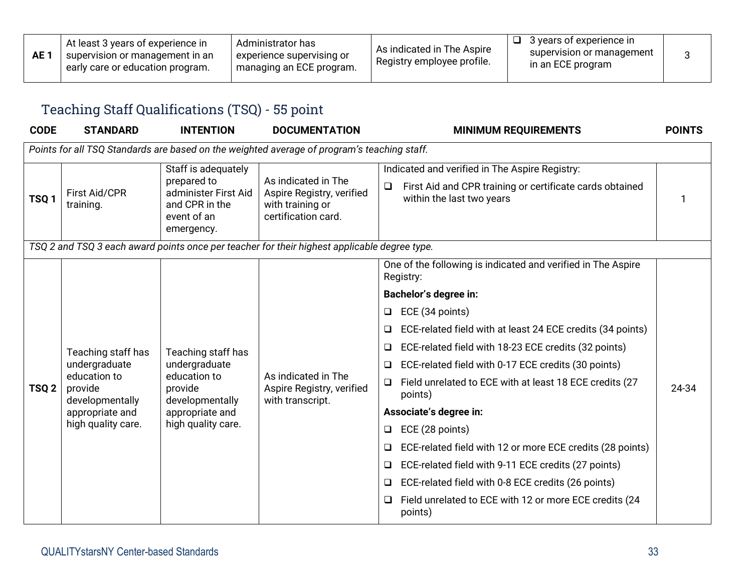| AE 1 | At least 3 years of experience in supervision or management in an early care or education program. | Administrator has experience supervising or managing an ECE program. | As indicated in The Aspire Registry employee profile. | ❑ 3 years of experience in supervision or management in an ECE program | 3 |
|---|---|---|---|---|---|

## Teaching Staff Qualifications (TSQ) - 55 point

| CODE | STANDARD | INTENTION | DOCUMENTATION | MINIMUM REQUIREMENTS | POINTS |
|---|---|---|---|---|---|
| *Points for all TSQ Standards are based on the weighted average of program's teaching staff.* | | | | | |
| TSQ 1 | First Aid/CPR training. | Staff is adequately prepared to administer First Aid and CPR in the event of an emergency. | As indicated in The Aspire Registry, verified with training or certification card. | Indicated and verified in The Aspire Registry:<br>❑ First Aid and CPR training or certificate cards obtained within the last two years | 1 |
| *TSQ 2 and TSQ 3 each award points once per teacher for their highest applicable degree type.* | | | | | |
| TSQ 2 | Teaching staff has undergraduate education to provide developmentally appropriate and high quality care. | Teaching staff has undergraduate education to provide developmentally appropriate and high quality care. | As indicated in The Aspire Registry, verified with transcript. | One of the following is indicated and verified in The Aspire Registry:<br>**Bachelor's degree in:**<br>❑ ECE (34 points)<br>❑ ECE-related field with at least 24 ECE credits (34 points)<br>❑ ECE-related field with 18-23 ECE credits (32 points)<br>❑ ECE-related field with 0-17 ECE credits (30 points)<br>❑ Field unrelated to ECE with at least 18 ECE credits (27 points)<br>**Associate's degree in:**<br>❑ ECE (28 points)<br>❑ ECE-related field with 12 or more ECE credits (28 points)<br>❑ ECE-related field with 9-11 ECE credits (27 points)<br>❑ ECE-related field with 0-8 ECE credits (26 points)<br>❑ Field unrelated to ECE with 12 or more ECE credits (24 points) | 24-34 |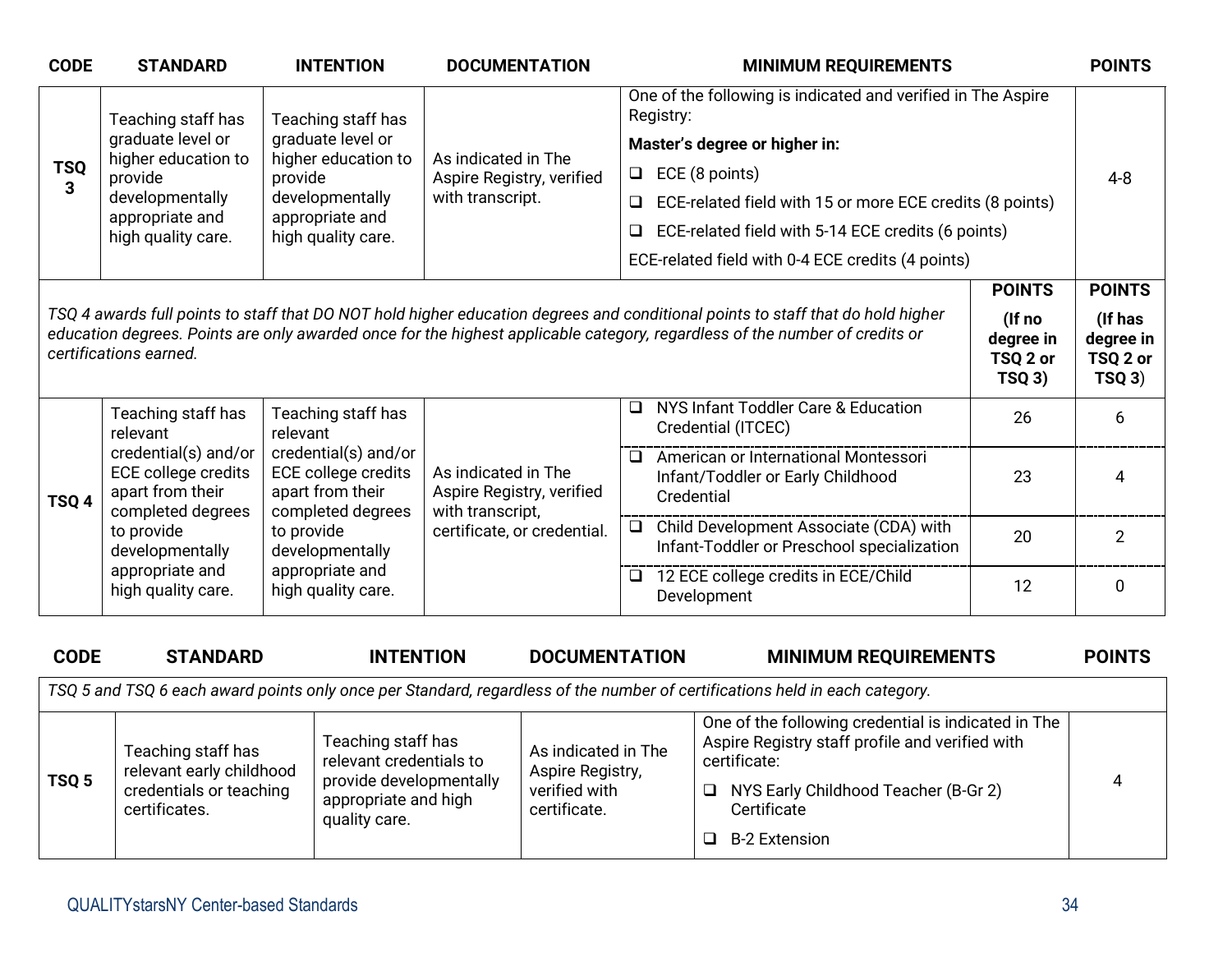| CODE | STANDARD | INTENTION | DOCUMENTATION | MINIMUM REQUIREMENTS | | POINTS |
|---|---|---|---|---|---|---|
| TSQ 3 | Teaching staff has graduate level or higher education to provide developmentally appropriate and high quality care. | Teaching staff has graduate level or higher education to provide developmentally appropriate and high quality care. | As indicated in The Aspire Registry, verified with transcript. | One of the following is indicated and verified in The Aspire Registry:<br>**Master's degree or higher in:**<br>❑ ECE (8 points)<br>❑ ECE-related field with 15 or more ECE credits (8 points)<br>❑ ECE-related field with 5-14 ECE credits (6 points)<br>ECE-related field with 0-4 ECE credits (4 points) | | 4-8 |
| *TSQ 4 awards full points to staff that DO NOT hold higher education degrees and conditional points to staff that do hold higher education degrees. Points are only awarded once for the highest applicable category, regardless of the number of credits or certifications earned.* | | | | | **POINTS (If no degree in TSQ 2 or TSQ 3)** | **POINTS (If has degree in TSQ 2 or TSQ 3)** |
| TSQ 4 | Teaching staff has relevant credential(s) and/or ECE college credits apart from their completed degrees to provide developmentally appropriate and high quality care. | Teaching staff has relevant credential(s) and/or ECE college credits apart from their completed degrees to provide developmentally appropriate and high quality care. | As indicated in The Aspire Registry, verified with transcript, certificate, or credential. | ❑ NYS Infant Toddler Care & Education Credential (ITCEC) | 26 | 6 |
| | | | | ❑ American or International Montessori Infant/Toddler or Early Childhood Credential | 23 | 4 |
| | | | | ❑ Child Development Associate (CDA) with Infant-Toddler or Preschool specialization | 20 | 2 |
| | | | | ❑ 12 ECE college credits in ECE/Child Development | 12 | 0 |

| CODE | STANDARD | INTENTION | DOCUMENTATION | MINIMUM REQUIREMENTS | POINTS |
|---|---|---|---|---|---|
| *TSQ 5 and TSQ 6 each award points only once per Standard, regardless of the number of certifications held in each category.* | | | | | |
| TSQ 5 | Teaching staff has relevant early childhood credentials or teaching certificates. | Teaching staff has relevant credentials to provide developmentally appropriate and high quality care. | As indicated in The Aspire Registry, verified with certificate. | One of the following credential is indicated in The Aspire Registry staff profile and verified with certificate:<br>❑ NYS Early Childhood Teacher (B-Gr 2) Certificate<br>❑ B-2 Extension | 4 |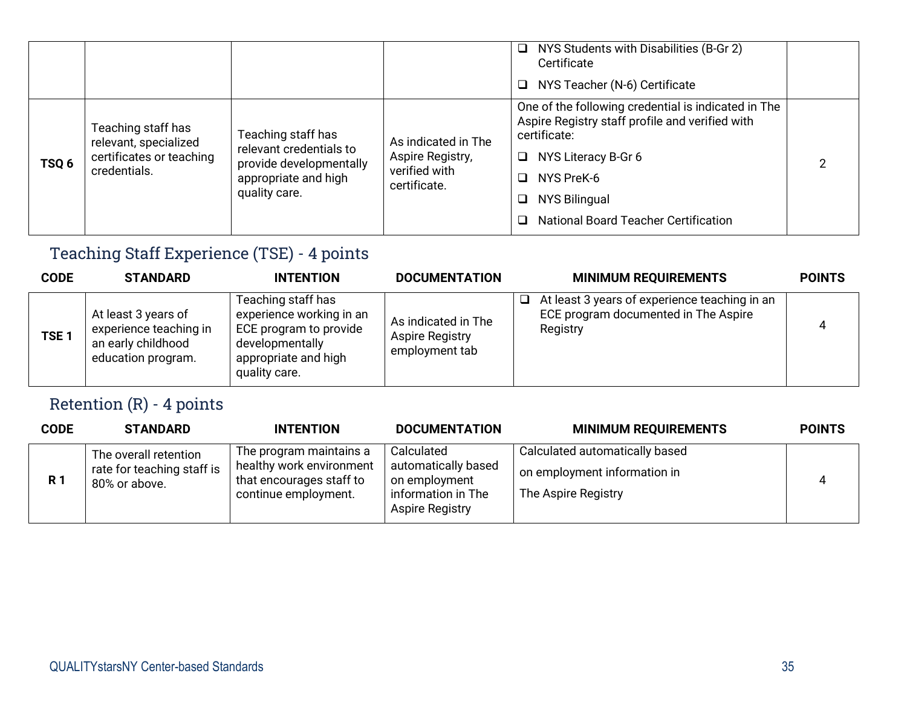| CODE | STANDARD | INTENTION | DOCUMENTATION | MINIMUM REQUIREMENTS | POINTS |
|---|---|---|---|---|---|
| | | | | ❑ NYS Students with Disabilities (B-Gr 2) Certificate<br>❑ NYS Teacher (N-6) Certificate | |
| **TSQ 6** | Teaching staff has relevant, specialized certificates or teaching credentials. | Teaching staff has relevant credentials to provide developmentally appropriate and high quality care. | As indicated in The Aspire Registry, verified with certificate. | One of the following credential is indicated in The Aspire Registry staff profile and verified with certificate:<br>❑ NYS Literacy B-Gr 6<br>❑ NYS PreK-6<br>❑ NYS Bilingual<br>❑ National Board Teacher Certification | 2 |

## Teaching Staff Experience (TSE) - 4 points

| CODE | STANDARD | INTENTION | DOCUMENTATION | MINIMUM REQUIREMENTS | POINTS |
|---|---|---|---|---|---|
| **TSE 1** | At least 3 years of experience teaching in an early childhood education program. | Teaching staff has experience working in an ECE program to provide developmentally appropriate and high quality care. | As indicated in The Aspire Registry employment tab | ❑ At least 3 years of experience teaching in an ECE program documented in The Aspire Registry | 4 |

## Retention (R) - 4 points

| CODE | STANDARD | INTENTION | DOCUMENTATION | MINIMUM REQUIREMENTS | POINTS |
|---|---|---|---|---|---|
| **R 1** | The overall retention rate for teaching staff is 80% or above. | The program maintains a healthy work environment that encourages staff to continue employment. | Calculated automatically based on employment information in The Aspire Registry | Calculated automatically based on employment information in The Aspire Registry | 4 |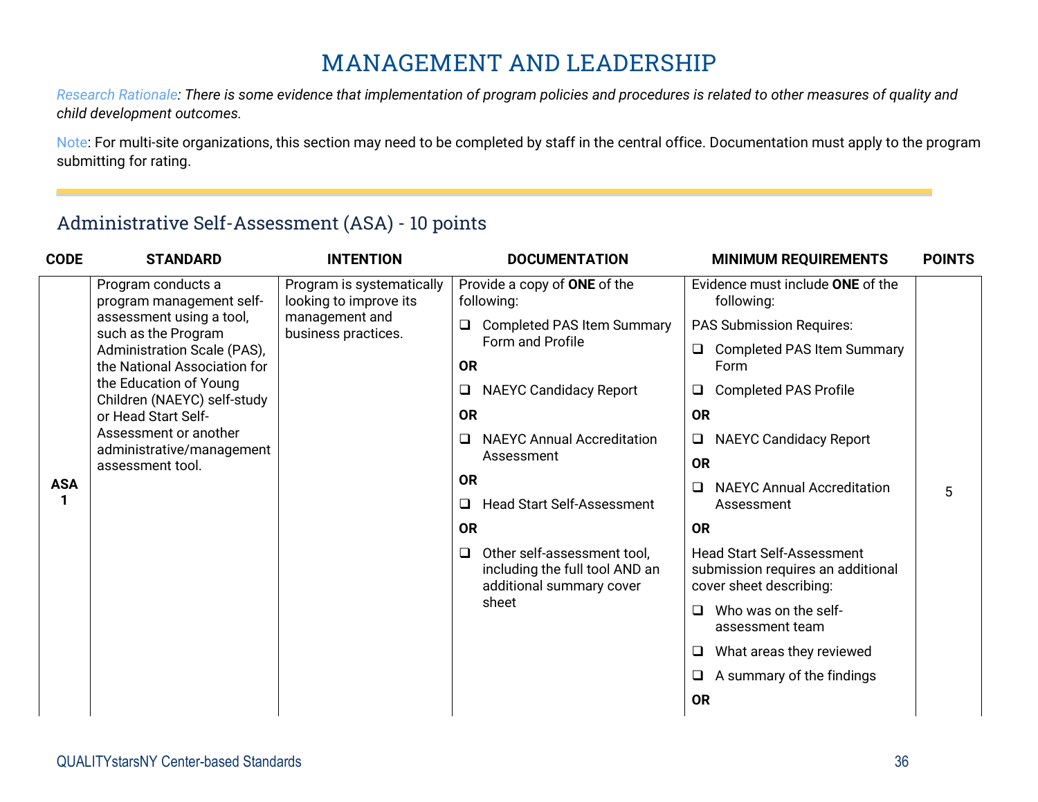# MANAGEMENT AND LEADERSHIP

*Research Rationale: There is some evidence that implementation of program policies and procedures is related to other measures of quality and child development outcomes.*

Note: For multi-site organizations, this section may need to be completed by staff in the central office. Documentation must apply to the program submitting for rating.

## Administrative Self-Assessment (ASA) - 10 points

| CODE | STANDARD | INTENTION | DOCUMENTATION | MINIMUM REQUIREMENTS | POINTS |
|---|---|---|---|---|---|
| ASA 1 | Program conducts a program management self-assessment using a tool, such as the Program Administration Scale (PAS), the National Association for the Education of Young Children (NAEYC) self-study or Head Start Self-Assessment or another administrative/management assessment tool. | Program is systematically looking to improve its management and business practices. | Provide a copy of **ONE** of the following:<br>❑ Completed PAS Item Summary Form and Profile<br>**OR**<br>❑ NAEYC Candidacy Report<br>**OR**<br>❑ NAEYC Annual Accreditation Assessment<br>**OR**<br>❑ Head Start Self-Assessment<br>**OR**<br>❑ Other self-assessment tool, including the full tool AND an additional summary cover sheet | Evidence must include **ONE** of the following:<br>PAS Submission Requires:<br>❑ Completed PAS Item Summary Form<br>❑ Completed PAS Profile<br>**OR**<br>❑ NAEYC Candidacy Report<br>**OR**<br>❑ NAEYC Annual Accreditation Assessment<br>**OR**<br>Head Start Self-Assessment submission requires an additional cover sheet describing:<br>❑ Who was on the self-assessment team<br>❑ What areas they reviewed<br>❑ A summary of the findings<br>**OR** | 5 |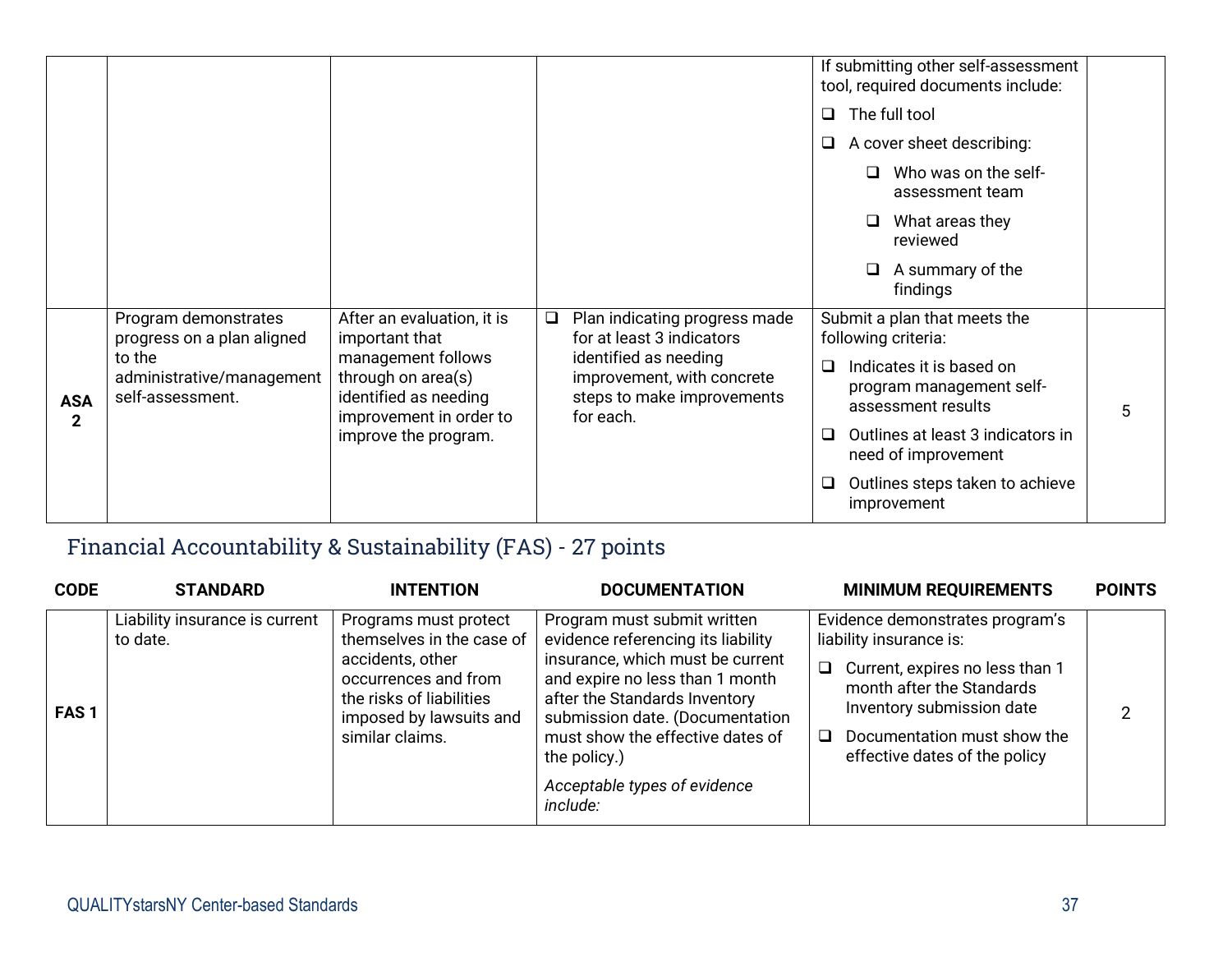| | | | | If submitting other self-assessment tool, required documents include:<br>❑ The full tool<br>❑ A cover sheet describing:<br>❑ Who was on the self-assessment team<br>❑ What areas they reviewed<br>❑ A summary of the findings | |
|---|---|---|---|---|---|
| **ASA 2** | Program demonstrates progress on a plan aligned to the administrative/management self-assessment. | After an evaluation, it is important that management follows through on area(s) identified as needing improvement in order to improve the program. | ❑ Plan indicating progress made for at least 3 indicators identified as needing improvement, with concrete steps to make improvements for each. | Submit a plan that meets the following criteria:<br>❑ Indicates it is based on program management self-assessment results<br>❑ Outlines at least 3 indicators in need of improvement<br>❑ Outlines steps taken to achieve improvement | 5 |

## Financial Accountability & Sustainability (FAS) - 27 points

| CODE | STANDARD | INTENTION | DOCUMENTATION | MINIMUM REQUIREMENTS | POINTS |
|---|---|---|---|---|---|
| **FAS 1** | Liability insurance is current to date. | Programs must protect themselves in the case of accidents, other occurrences and from the risks of liabilities imposed by lawsuits and similar claims. | Program must submit written evidence referencing its liability insurance, which must be current and expire no less than 1 month after the Standards Inventory submission date. (Documentation must show the effective dates of the policy.)<br>*Acceptable types of evidence include:* | Evidence demonstrates program's liability insurance is:<br>❑ Current, expires no less than 1 month after the Standards Inventory submission date<br>❑ Documentation must show the effective dates of the policy | 2 |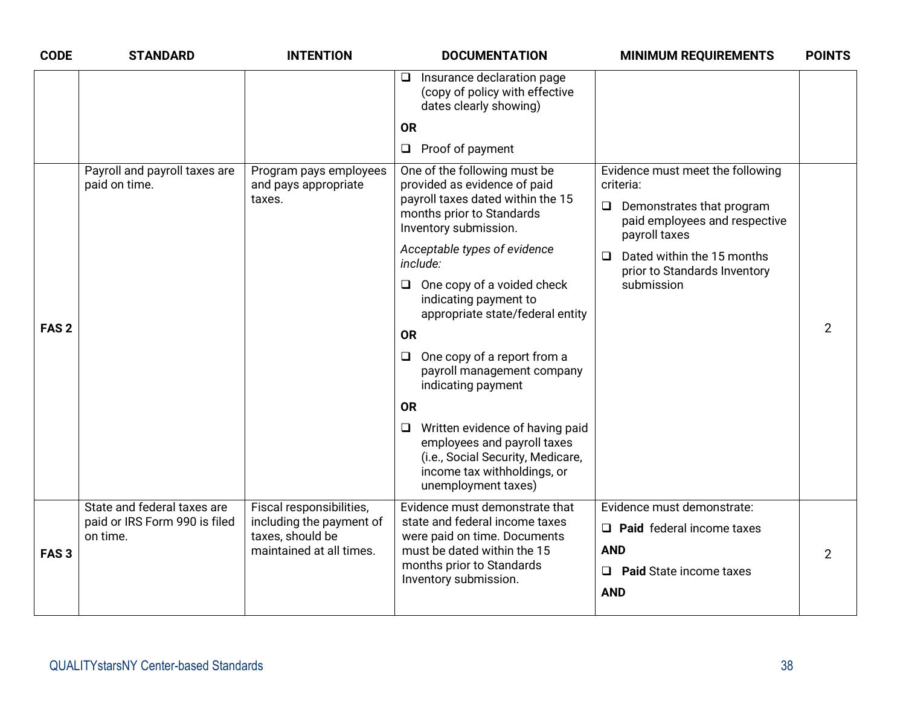| CODE | STANDARD | INTENTION | DOCUMENTATION | MINIMUM REQUIREMENTS | POINTS |
|---|---|---|---|---|---|
| | | | ❑ Insurance declaration page (copy of policy with effective dates clearly showing)<br>**OR**<br>❑ Proof of payment | | |
| **FAS 2** | Payroll and payroll taxes are paid on time. | Program pays employees and pays appropriate taxes. | One of the following must be provided as evidence of paid payroll taxes dated within the 15 months prior to Standards Inventory submission.<br>*Acceptable types of evidence include:*<br>❑ One copy of a voided check indicating payment to appropriate state/federal entity<br>**OR**<br>❑ One copy of a report from a payroll management company indicating payment<br>**OR**<br>❑ Written evidence of having paid employees and payroll taxes (i.e., Social Security, Medicare, income tax withholdings, or unemployment taxes) | Evidence must meet the following criteria:<br>❑ Demonstrates that program paid employees and respective payroll taxes<br>❑ Dated within the 15 months prior to Standards Inventory submission | 2 |
| **FAS 3** | State and federal taxes are paid or IRS Form 990 is filed on time. | Fiscal responsibilities, including the payment of taxes, should be maintained at all times. | Evidence must demonstrate that state and federal income taxes were paid on time. Documents must be dated within the 15 months prior to Standards Inventory submission. | Evidence must demonstrate:<br>❑ **Paid** federal income taxes<br>**AND**<br>❑ **Paid** State income taxes<br>**AND** | 2 |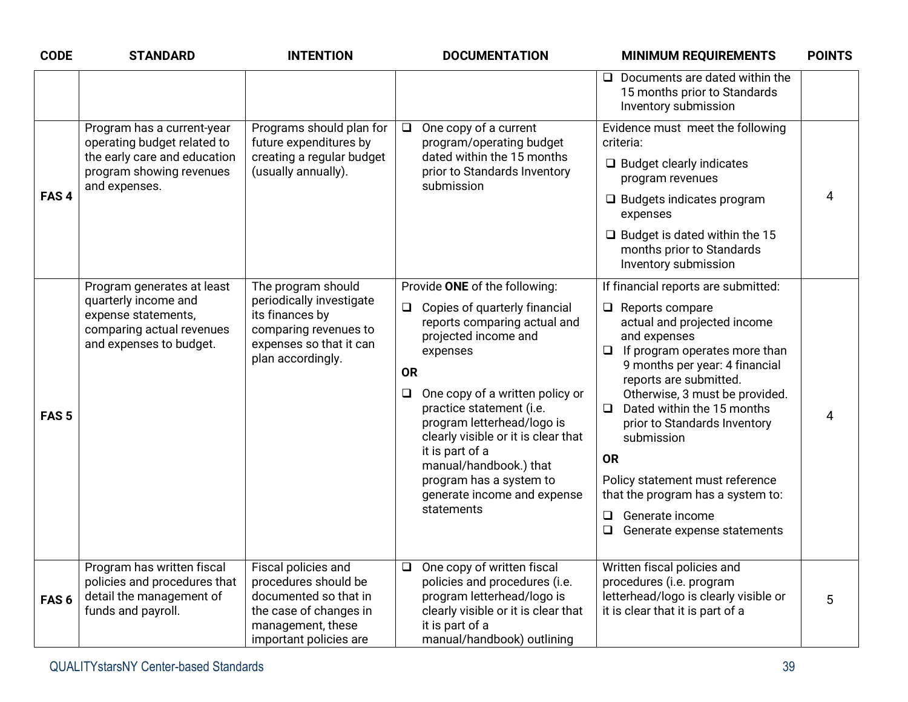| CODE | STANDARD | INTENTION | DOCUMENTATION | MINIMUM REQUIREMENTS | POINTS |
|---|---|---|---|---|---|
| | | | | ❑ Documents are dated within the 15 months prior to Standards Inventory submission | |
| **FAS 4** | Program has a current-year operating budget related to the early care and education program showing revenues and expenses. | Programs should plan for future expenditures by creating a regular budget (usually annually). | ❑ One copy of a current program/operating budget dated within the 15 months prior to Standards Inventory submission | Evidence must meet the following criteria: <br> ❑ Budget clearly indicates program revenues <br> ❑ Budgets indicates program expenses <br> ❑ Budget is dated within the 15 months prior to Standards Inventory submission | 4 |
| **FAS 5** | Program generates at least quarterly income and expense statements, comparing actual revenues and expenses to budget. | The program should periodically investigate its finances by comparing revenues to expenses so that it can plan accordingly. | Provide **ONE** of the following: <br> ❑ Copies of quarterly financial reports comparing actual and projected income and expenses <br> **OR** <br> ❑ One copy of a written policy or practice statement (i.e. program letterhead/logo is clearly visible or it is clear that it is part of a manual/handbook.) that program has a system to generate income and expense statements | If financial reports are submitted: <br> ❑ Reports compare actual and projected income and expenses <br> ❑ If program operates more than 9 months per year: 4 financial reports are submitted. Otherwise, 3 must be provided. <br> ❑ Dated within the 15 months prior to Standards Inventory submission <br> **OR** <br> Policy statement must reference that the program has a system to: <br> ❑ Generate income <br> ❑ Generate expense statements | 4 |
| **FAS 6** | Program has written fiscal policies and procedures that detail the management of funds and payroll. | Fiscal policies and procedures should be documented so that in the case of changes in management, these important policies are | ❑ One copy of written fiscal policies and procedures (i.e. program letterhead/logo is clearly visible or it is clear that it is part of a manual/handbook) outlining | Written fiscal policies and procedures (i.e. program letterhead/logo is clearly visible or it is clear that it is part of a | 5 |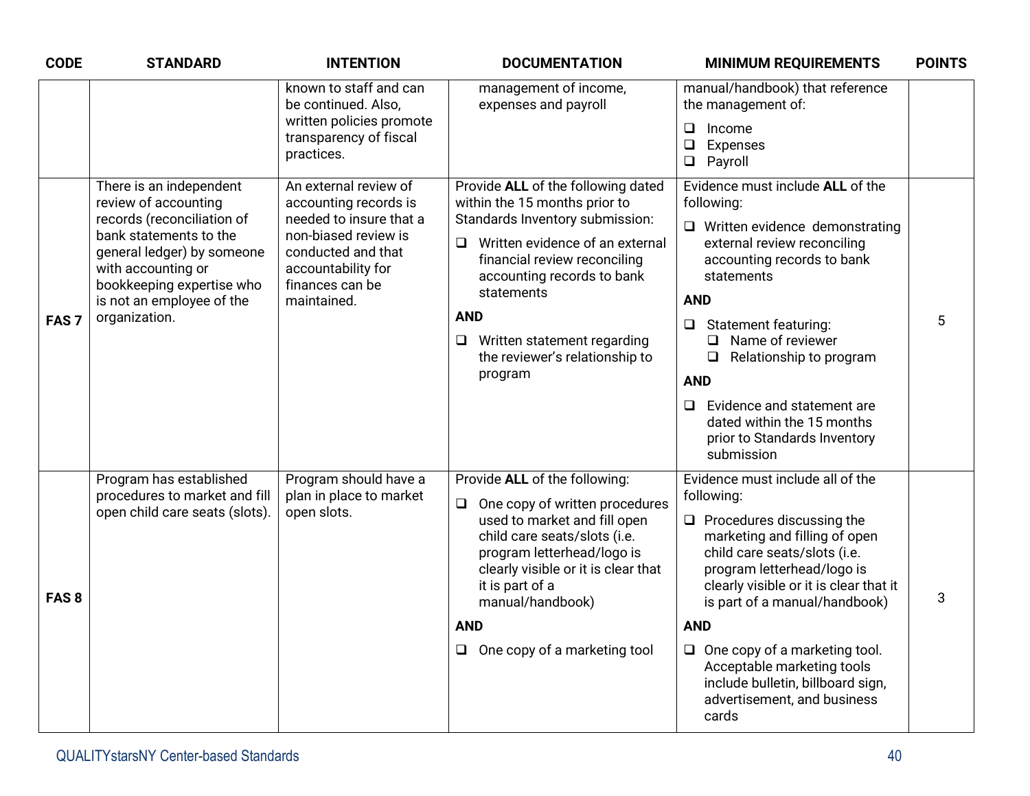| CODE | STANDARD | INTENTION | DOCUMENTATION | MINIMUM REQUIREMENTS | POINTS |
|---|---|---|---|---|---|
| | | known to staff and can be continued. Also, written policies promote transparency of fiscal practices. | management of income, expenses and payroll | manual/handbook) that reference the management of:<br>❑ Income<br>❑ Expenses<br>❑ Payroll | |
| FAS 7 | There is an independent review of accounting records (reconciliation of bank statements to the general ledger) by someone with accounting or bookkeeping expertise who is not an employee of the organization. | An external review of accounting records is needed to insure that a non-biased review is conducted and that accountability for finances can be maintained. | Provide **ALL** of the following dated within the 15 months prior to Standards Inventory submission:<br>❑ Written evidence of an external financial review reconciling accounting records to bank statements<br>**AND**<br>❑ Written statement regarding the reviewer's relationship to program | Evidence must include **ALL** of the following:<br>❑ Written evidence demonstrating external review reconciling accounting records to bank statements<br>**AND**<br>❑ Statement featuring:<br>❑ Name of reviewer<br>❑ Relationship to program<br>**AND**<br>❑ Evidence and statement are dated within the 15 months prior to Standards Inventory submission | 5 |
| FAS 8 | Program has established procedures to market and fill open child care seats (slots). | Program should have a plan in place to market open slots. | Provide **ALL** of the following:<br>❑ One copy of written procedures used to market and fill open child care seats/slots (i.e. program letterhead/logo is clearly visible or it is clear that it is part of a manual/handbook)<br>**AND**<br>❑ One copy of a marketing tool | Evidence must include all of the following:<br>❑ Procedures discussing the marketing and filling of open child care seats/slots (i.e. program letterhead/logo is clearly visible or it is clear that it is part of a manual/handbook)<br>**AND**<br>❑ One copy of a marketing tool. Acceptable marketing tools include bulletin, billboard sign, advertisement, and business cards | 3 |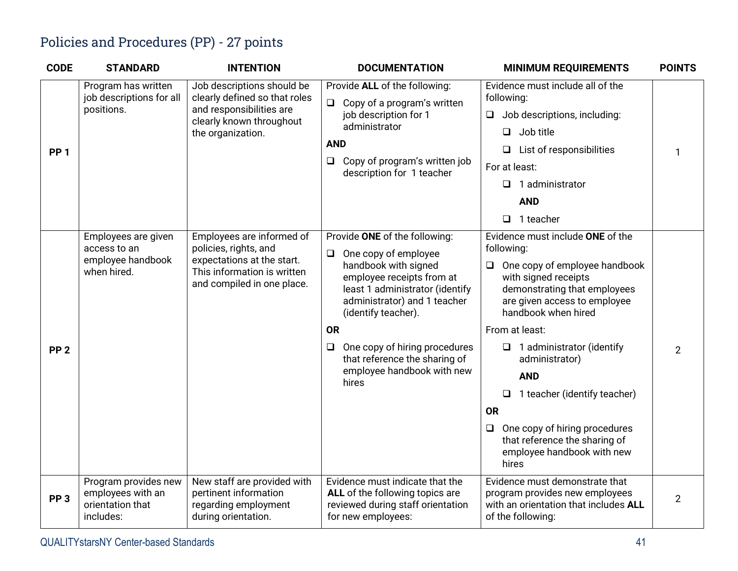## Policies and Procedures (PP) - 27 points

| CODE | STANDARD | INTENTION | DOCUMENTATION | MINIMUM REQUIREMENTS | POINTS |
|---|---|---|---|---|---|
| PP 1 | Program has written job descriptions for all positions. | Job descriptions should be clearly defined so that roles and responsibilities are clearly known throughout the organization. | Provide **ALL** of the following:<br>❑ Copy of a program's written job description for 1 administrator<br>**AND**<br>❑ Copy of program's written job description for 1 teacher | Evidence must include all of the following:<br>❑ Job descriptions, including:<br>❑ Job title<br>❑ List of responsibilities<br>For at least:<br>❑ 1 administrator<br>**AND**<br>❑ 1 teacher | 1 |
| PP 2 | Employees are given access to an employee handbook when hired. | Employees are informed of policies, rights, and expectations at the start. This information is written and compiled in one place. | Provide **ONE** of the following:<br>❑ One copy of employee handbook with signed employee receipts from at least 1 administrator (identify administrator) and 1 teacher (identify teacher).<br>**OR**<br>❑ One copy of hiring procedures that reference the sharing of employee handbook with new hires | Evidence must include **ONE** of the following:<br>❑ One copy of employee handbook with signed receipts demonstrating that employees are given access to employee handbook when hired<br>From at least:<br>❑ 1 administrator (identify administrator)<br>**AND**<br>❑ 1 teacher (identify teacher)<br>**OR**<br>❑ One copy of hiring procedures that reference the sharing of employee handbook with new hires | 2 |
| PP 3 | Program provides new employees with an orientation that includes: | New staff are provided with pertinent information regarding employment during orientation. | Evidence must indicate that the **ALL** of the following topics are reviewed during staff orientation for new employees: | Evidence must demonstrate that program provides new employees with an orientation that includes **ALL** of the following: | 2 |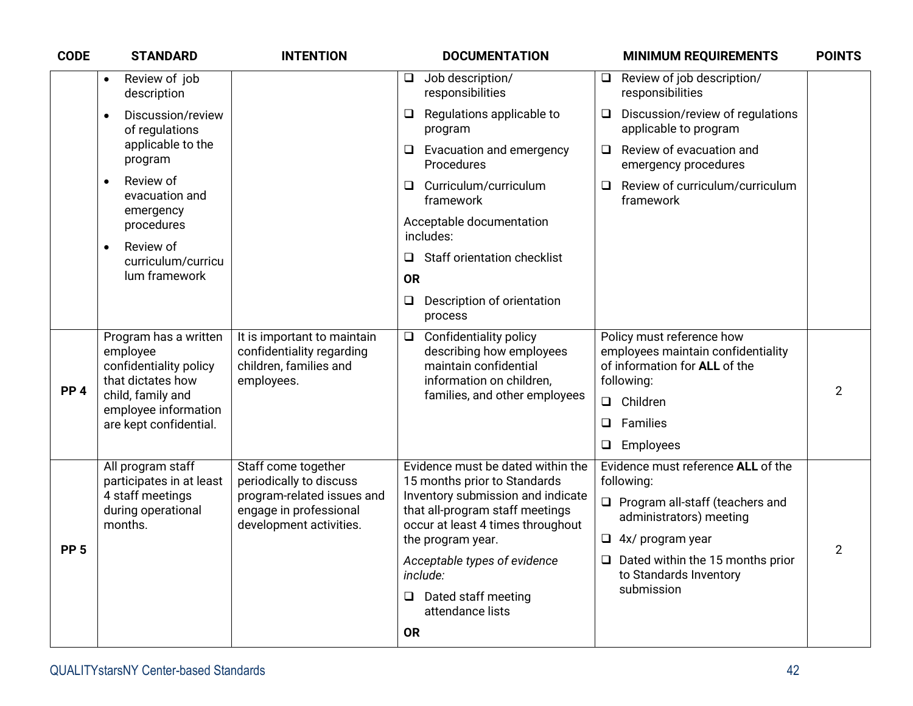| CODE | STANDARD | INTENTION | DOCUMENTATION | MINIMUM REQUIREMENTS | POINTS |
|---|---|---|---|---|---|
| | • Review of job description<br>• Discussion/review of regulations applicable to the program<br>• Review of evacuation and emergency procedures<br>• Review of curriculum/curriculum framework | | ❑ Job description/ responsibilities<br>❑ Regulations applicable to program<br>❑ Evacuation and emergency Procedures<br>❑ Curriculum/curriculum framework<br>Acceptable documentation includes:<br>❑ Staff orientation checklist<br>**OR**<br>❑ Description of orientation process | ❑ Review of job description/ responsibilities<br>❑ Discussion/review of regulations applicable to program<br>❑ Review of evacuation and emergency procedures<br>❑ Review of curriculum/curriculum framework | |
| **PP 4** | Program has a written employee confidentiality policy that dictates how child, family and employee information are kept confidential. | It is important to maintain confidentiality regarding children, families and employees. | ❑ Confidentiality policy describing how employees maintain confidential information on children, families, and other employees | Policy must reference how employees maintain confidentiality of information for **ALL** of the following:<br>❑ Children<br>❑ Families<br>❑ Employees | 2 |
| **PP 5** | All program staff participates in at least 4 staff meetings during operational months. | Staff come together periodically to discuss program-related issues and engage in professional development activities. | Evidence must be dated within the 15 months prior to Standards Inventory submission and indicate that all-program staff meetings occur at least 4 times throughout the program year.<br>*Acceptable types of evidence include:*<br>❑ Dated staff meeting attendance lists<br>**OR** | Evidence must reference **ALL** of the following:<br>❑ Program all-staff (teachers and administrators) meeting<br>❑ 4x/ program year<br>❑ Dated within the 15 months prior to Standards Inventory submission | 2 |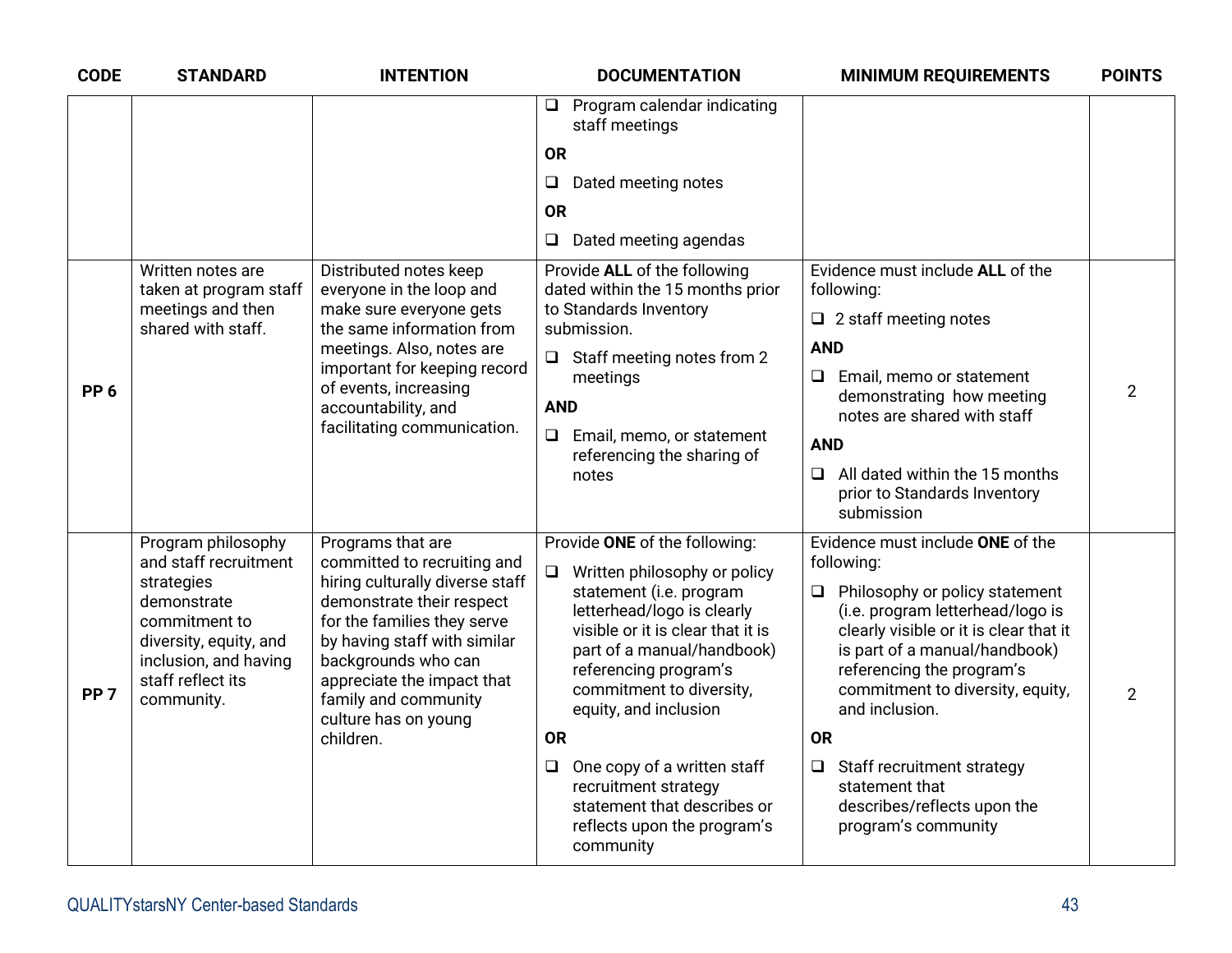| CODE | STANDARD | INTENTION | DOCUMENTATION | MINIMUM REQUIREMENTS | POINTS |
|---|---|---|---|---|---|
| | | | ❑ Program calendar indicating staff meetings<br>**OR**<br>❑ Dated meeting notes<br>**OR**<br>❑ Dated meeting agendas | | |
| **PP 6** | Written notes are taken at program staff meetings and then shared with staff. | Distributed notes keep everyone in the loop and make sure everyone gets the same information from meetings. Also, notes are important for keeping record of events, increasing accountability, and facilitating communication. | Provide **ALL** of the following dated within the 15 months prior to Standards Inventory submission.<br>❑ Staff meeting notes from 2 meetings<br>**AND**<br>❑ Email, memo, or statement referencing the sharing of notes | Evidence must include **ALL** of the following:<br>❑ 2 staff meeting notes<br>**AND**<br>❑ Email, memo or statement demonstrating how meeting notes are shared with staff<br>**AND**<br>❑ All dated within the 15 months prior to Standards Inventory submission | 2 |
| **PP 7** | Program philosophy and staff recruitment strategies demonstrate commitment to diversity, equity, and inclusion, and having staff reflect its community. | Programs that are committed to recruiting and hiring culturally diverse staff demonstrate their respect for the families they serve by having staff with similar backgrounds who can appreciate the impact that family and community culture has on young children. | Provide **ONE** of the following:<br>❑ Written philosophy or policy statement (i.e. program letterhead/logo is clearly visible or it is clear that it is part of a manual/handbook) referencing program's commitment to diversity, equity, and inclusion<br>**OR**<br>❑ One copy of a written staff recruitment strategy statement that describes or reflects upon the program's community | Evidence must include **ONE** of the following:<br>❑ Philosophy or policy statement (i.e. program letterhead/logo is clearly visible or it is clear that it is part of a manual/handbook) referencing the program's commitment to diversity, equity, and inclusion.<br>**OR**<br>❑ Staff recruitment strategy statement that describes/reflects upon the program's community | 2 |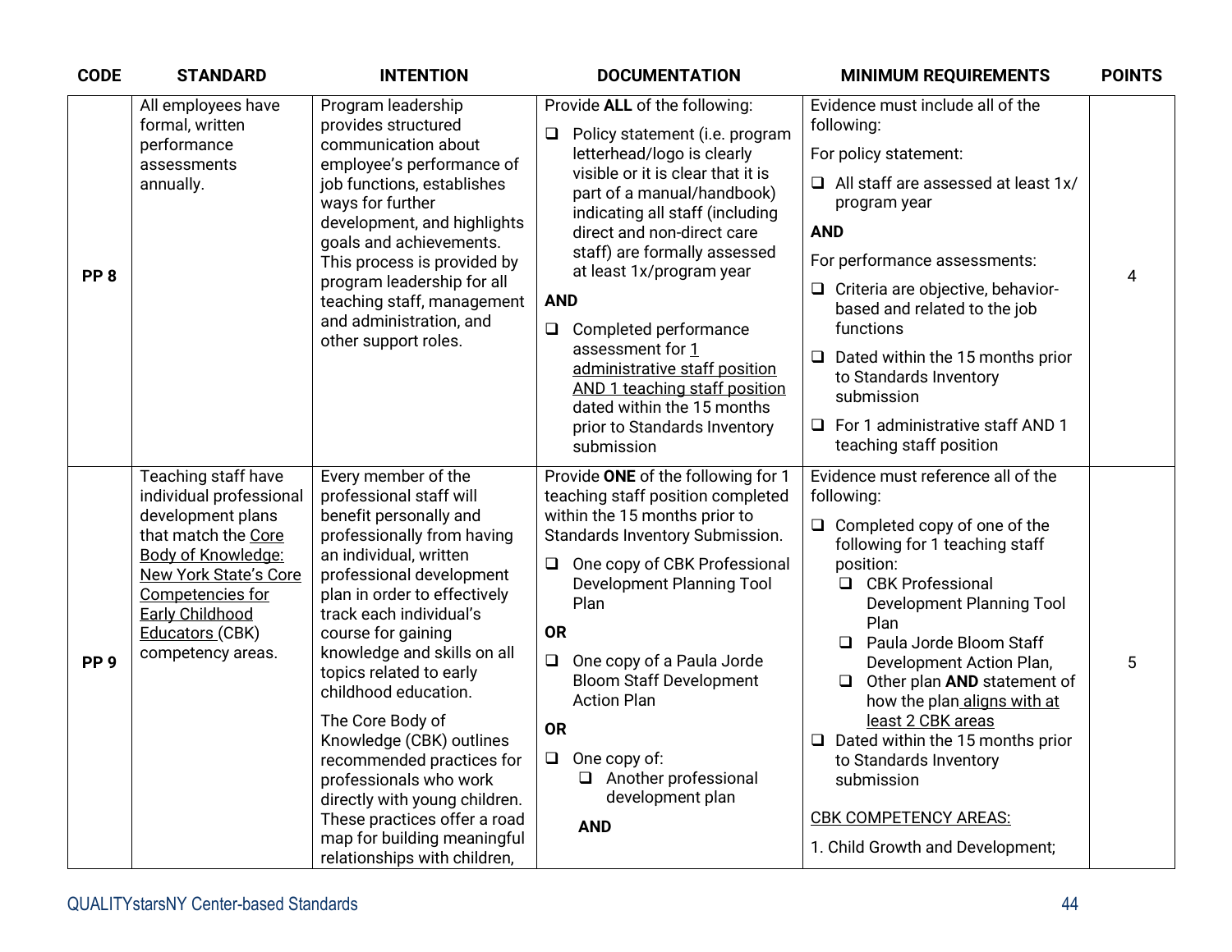| CODE | STANDARD | INTENTION | DOCUMENTATION | MINIMUM REQUIREMENTS | POINTS |
|---|---|---|---|---|---|
| PP 8 | All employees have formal, written performance assessments annually. | Program leadership provides structured communication about employee's performance of job functions, establishes ways for further development, and highlights goals and achievements. This process is provided by program leadership for all teaching staff, management and administration, and other support roles. | Provide **ALL** of the following:<br>❑ Policy statement (i.e. program letterhead/logo is clearly visible or it is clear that it is part of a manual/handbook) indicating all staff (including direct and non-direct care staff) are formally assessed at least 1x/program year<br>**AND**<br>❑ Completed performance assessment for 1 administrative staff position AND 1 teaching staff position dated within the 15 months prior to Standards Inventory submission | Evidence must include all of the following:<br>For policy statement:<br>❑ All staff are assessed at least 1x/ program year<br>**AND**<br>For performance assessments:<br>❑ Criteria are objective, behavior-based and related to the job functions<br>❑ Dated within the 15 months prior to Standards Inventory submission<br>❑ For 1 administrative staff AND 1 teaching staff position | 4 |
| PP 9 | Teaching staff have individual professional development plans that match the Core Body of Knowledge: New York State's Core Competencies for Early Childhood Educators (CBK) competency areas. | Every member of the professional staff will benefit personally and professionally from having an individual, written professional development plan in order to effectively track each individual's course for gaining knowledge and skills on all topics related to early childhood education.<br>The Core Body of Knowledge (CBK) outlines recommended practices for professionals who work directly with young children. These practices offer a road map for building meaningful relationships with children, | Provide **ONE** of the following for 1 teaching staff position completed within the 15 months prior to Standards Inventory Submission.<br>❑ One copy of CBK Professional Development Planning Tool Plan<br>**OR**<br>❑ One copy of a Paula Jorde Bloom Staff Development Action Plan<br>**OR**<br>❑ One copy of:<br>❑ Another professional development plan<br>**AND** | Evidence must reference all of the following:<br>❑ Completed copy of one of the following for 1 teaching staff position:<br>❑ CBK Professional Development Planning Tool Plan<br>❑ Paula Jorde Bloom Staff Development Action Plan,<br>❑ Other plan **AND** statement of how the plan aligns with at least 2 CBK areas<br>❑ Dated within the 15 months prior to Standards Inventory submission<br>CBK COMPETENCY AREAS:<br>1. Child Growth and Development; | 5 |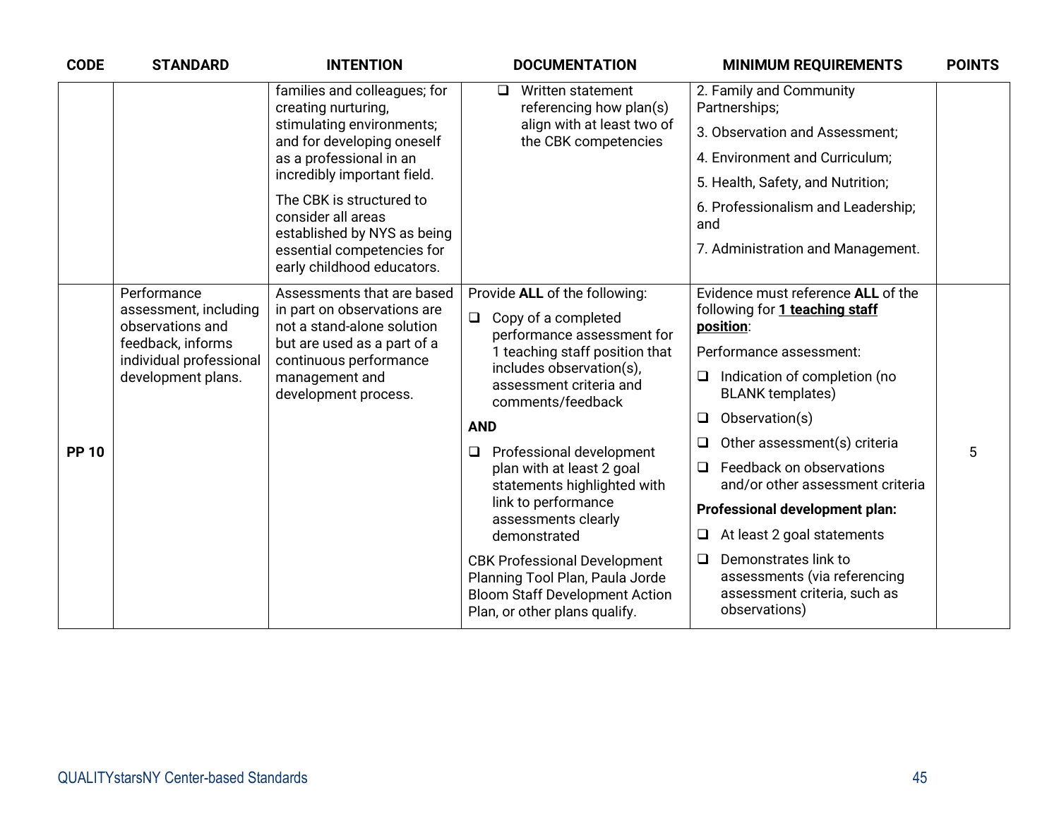| CODE | STANDARD | INTENTION | DOCUMENTATION | MINIMUM REQUIREMENTS | POINTS |
|---|---|---|---|---|---|
| | | families and colleagues; for creating nurturing, stimulating environments; and for developing oneself as a professional in an incredibly important field.<br><br>The CBK is structured to consider all areas established by NYS as being essential competencies for early childhood educators. | ❑ Written statement referencing how plan(s) align with at least two of the CBK competencies | 2. Family and Community Partnerships;<br><br>3. Observation and Assessment;<br><br>4. Environment and Curriculum;<br><br>5. Health, Safety, and Nutrition;<br><br>6. Professionalism and Leadership; and<br><br>7. Administration and Management. | |
| **PP 10** | Performance assessment, including observations and feedback, informs individual professional development plans. | Assessments that are based in part on observations are not a stand-alone solution but are used as a part of a continuous performance management and development process. | Provide **ALL** of the following:<br><br>❑ Copy of a completed performance assessment for 1 teaching staff position that includes observation(s), assessment criteria and comments/feedback<br><br>**AND**<br><br>❑ Professional development plan with at least 2 goal statements highlighted with link to performance assessments clearly demonstrated<br><br>CBK Professional Development Planning Tool Plan, Paula Jorde Bloom Staff Development Action Plan, or other plans qualify. | Evidence must reference **ALL** of the following for <u>**1 teaching staff position**</u>:<br><br>Performance assessment:<br><br>❑ Indication of completion (no BLANK templates)<br><br>❑ Observation(s)<br><br>❑ Other assessment(s) criteria<br><br>❑ Feedback on observations and/or other assessment criteria<br><br>**Professional development plan:**<br><br>❑ At least 2 goal statements<br><br>❑ Demonstrates link to assessments (via referencing assessment criteria, such as observations) | 5 |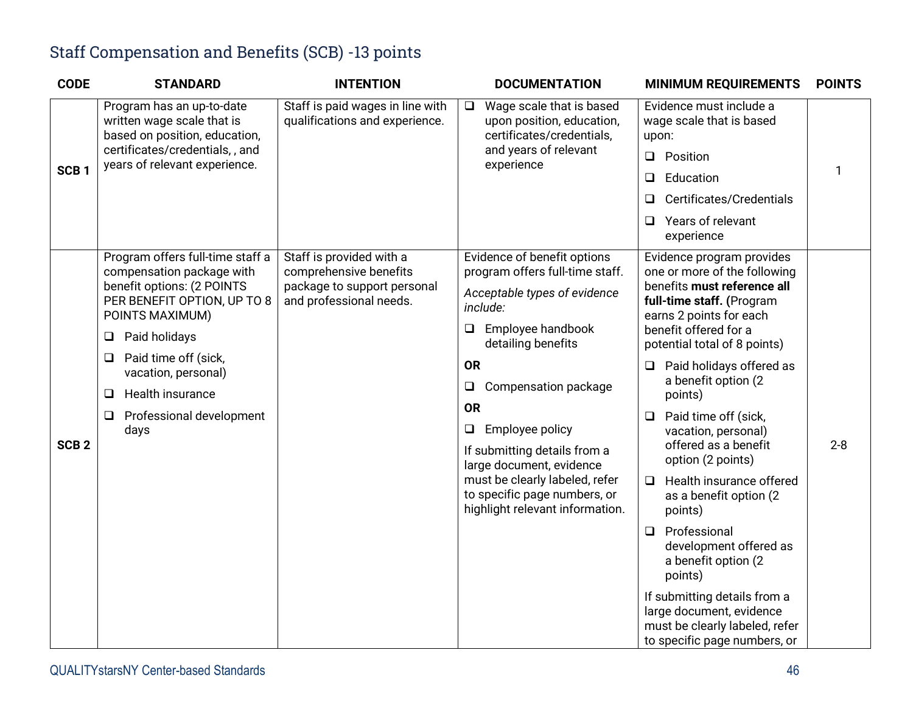## Staff Compensation and Benefits (SCB) -13 points

| CODE | STANDARD | INTENTION | DOCUMENTATION | MINIMUM REQUIREMENTS | POINTS |
|---|---|---|---|---|---|
| SCB 1 | Program has an up-to-date written wage scale that is based on position, education, certificates/credentials, , and years of relevant experience. | Staff is paid wages in line with qualifications and experience. | ❑ Wage scale that is based upon position, education, certificates/credentials, and years of relevant experience | Evidence must include a wage scale that is based upon:<br>❑ Position<br>❑ Education<br>❑ Certificates/Credentials<br>❑ Years of relevant experience | 1 |
| SCB 2 | Program offers full-time staff a compensation package with benefit options: (2 POINTS PER BENEFIT OPTION, UP TO 8 POINTS MAXIMUM)<br>❑ Paid holidays<br>❑ Paid time off (sick, vacation, personal)<br>❑ Health insurance<br>❑ Professional development days | Staff is provided with a comprehensive benefits package to support personal and professional needs. | Evidence of benefit options program offers full-time staff.<br>*Acceptable types of evidence include:*<br>❑ Employee handbook detailing benefits<br>**OR**<br>❑ Compensation package<br>**OR**<br>❑ Employee policy<br>If submitting details from a large document, evidence must be clearly labeled, refer to specific page numbers, or highlight relevant information. | Evidence program provides one or more of the following benefits **must reference all full-time staff. (**Program earns 2 points for each benefit offered for a potential total of 8 points)<br>❑ Paid holidays offered as a benefit option (2 points)<br>❑ Paid time off (sick, vacation, personal) offered as a benefit option (2 points)<br>❑ Health insurance offered as a benefit option (2 points)<br>❑ Professional development offered as a benefit option (2 points)<br>If submitting details from a large document, evidence must be clearly labeled, refer to specific page numbers, or | 2-8 |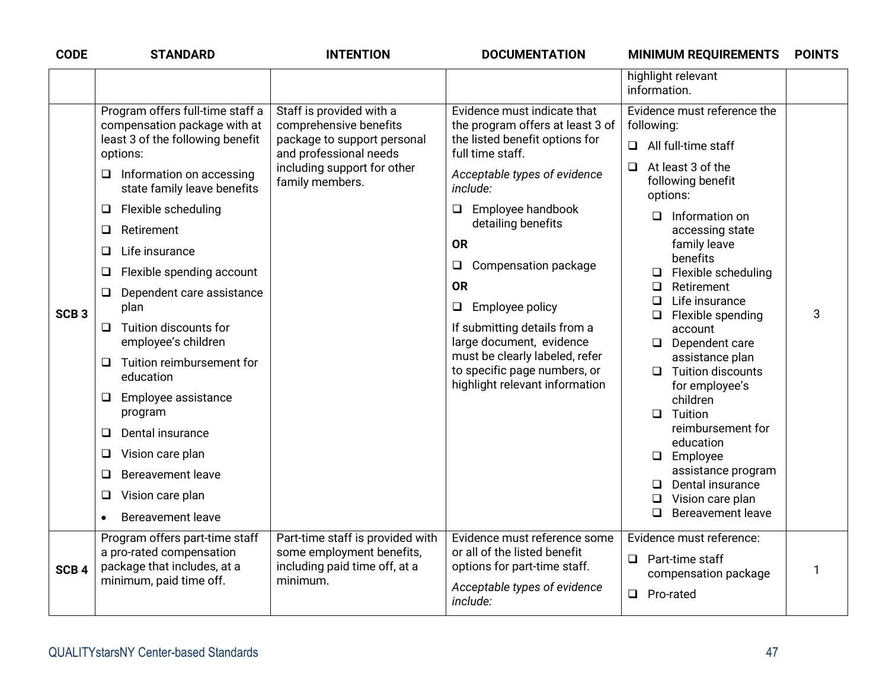| CODE | STANDARD | INTENTION | DOCUMENTATION | MINIMUM REQUIREMENTS | POINTS |
|---|---|---|---|---|---|
| | | | | highlight relevant information. | |
| SCB 3 | Program offers full-time staff a compensation package with at least 3 of the following benefit options:<br>❑ Information on accessing state family leave benefits<br>❑ Flexible scheduling<br>❑ Retirement<br>❑ Life insurance<br>❑ Flexible spending account<br>❑ Dependent care assistance plan<br>❑ Tuition discounts for employee's children<br>❑ Tuition reimbursement for education<br>❑ Employee assistance program<br>❑ Dental insurance<br>❑ Vision care plan<br>❑ Bereavement leave<br>❑ Vision care plan<br>• Bereavement leave | Staff is provided with a comprehensive benefits package to support personal and professional needs including support for other family members. | Evidence must indicate that the program offers at least 3 of the listed benefit options for full time staff.<br>*Acceptable types of evidence include:*<br>❑ Employee handbook detailing benefits<br>**OR**<br>❑ Compensation package<br>**OR**<br>❑ Employee policy<br>If submitting details from a large document, evidence must be clearly labeled, refer to specific page numbers, or highlight relevant information | Evidence must reference the following:<br>❑ All full-time staff<br>❑ At least 3 of the following benefit options:<br>❑ Information on accessing state family leave benefits<br>❑ Flexible scheduling<br>❑ Retirement<br>❑ Life insurance<br>❑ Flexible spending account<br>❑ Dependent care assistance plan<br>❑ Tuition discounts for employee's children<br>❑ Tuition reimbursement for education<br>❑ Employee assistance program<br>❑ Dental insurance<br>❑ Vision care plan<br>❑ Bereavement leave | 3 |
| SCB 4 | Program offers part-time staff a pro-rated compensation package that includes, at a minimum, paid time off. | Part-time staff is provided with some employment benefits, including paid time off, at a minimum. | Evidence must reference some or all of the listed benefit options for part-time staff.<br>*Acceptable types of evidence include:* | Evidence must reference:<br>❑ Part-time staff compensation package<br>❑ Pro-rated | 1 |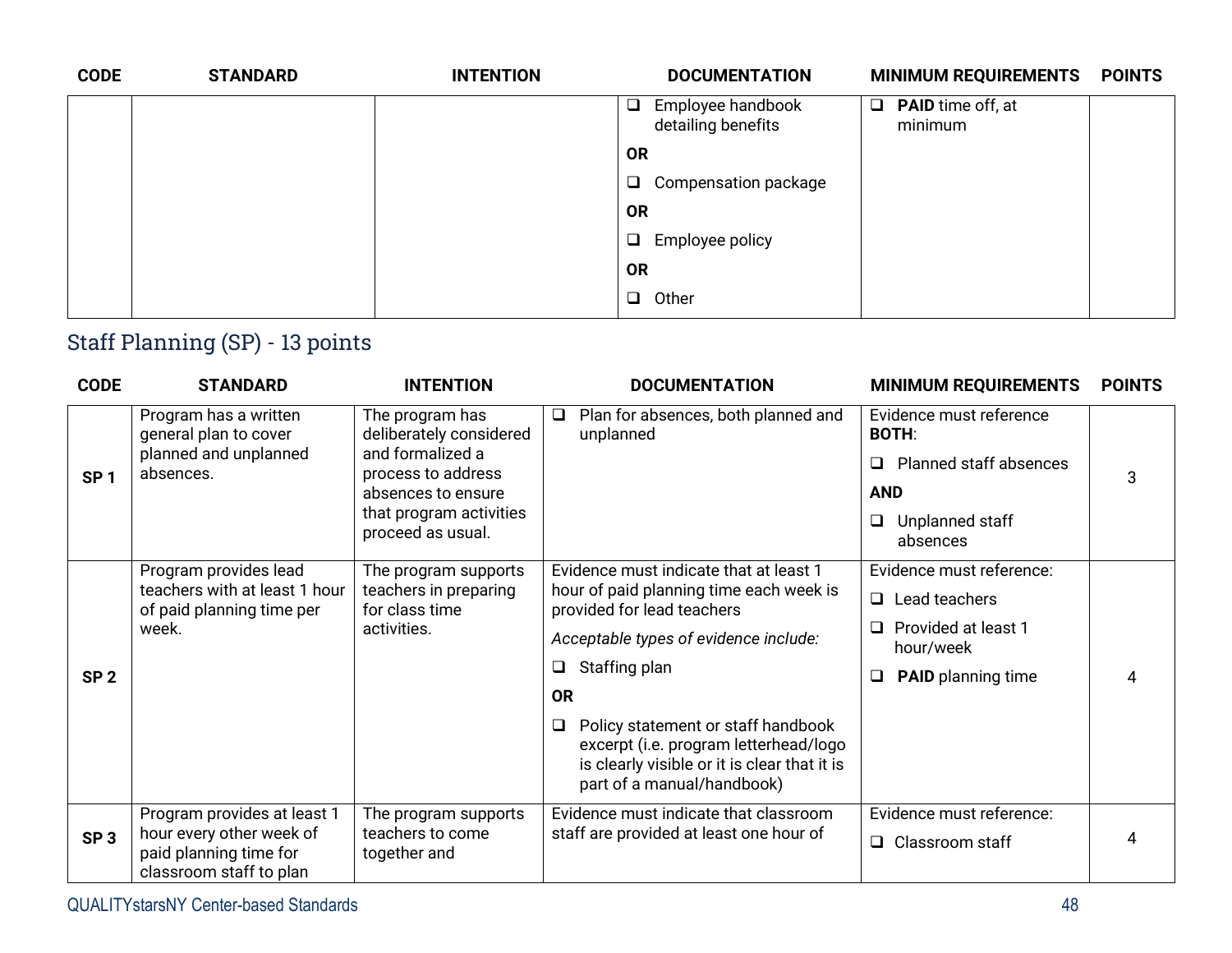| CODE | STANDARD | INTENTION | DOCUMENTATION | MINIMUM REQUIREMENTS | POINTS |
|---|---|---|---|---|---|
| | | | ❑ Employee handbook detailing benefits<br>**OR**<br>❑ Compensation package<br>**OR**<br>❑ Employee policy<br>**OR**<br>❑ Other | ❑ **PAID** time off, at minimum | |

## Staff Planning (SP) - 13 points

| CODE | STANDARD | INTENTION | DOCUMENTATION | MINIMUM REQUIREMENTS | POINTS |
|---|---|---|---|---|---|
| **SP 1** | Program has a written general plan to cover planned and unplanned absences. | The program has deliberately considered and formalized a process to address absences to ensure that program activities proceed as usual. | ❑ Plan for absences, both planned and unplanned | Evidence must reference **BOTH**:<br>❑ Planned staff absences<br>**AND**<br>❑ Unplanned staff absences | 3 |
| **SP 2** | Program provides lead teachers with at least 1 hour of paid planning time per week. | The program supports teachers in preparing for class time activities. | Evidence must indicate that at least 1 hour of paid planning time each week is provided for lead teachers<br>*Acceptable types of evidence include:*<br>❑ Staffing plan<br>**OR**<br>❑ Policy statement or staff handbook excerpt (i.e. program letterhead/logo is clearly visible or it is clear that it is part of a manual/handbook) | Evidence must reference:<br>❑ Lead teachers<br>❑ Provided at least 1 hour/week<br>❑ **PAID** planning time | 4 |
| **SP 3** | Program provides at least 1 hour every other week of paid planning time for classroom staff to plan | The program supports teachers to come together and | Evidence must indicate that classroom staff are provided at least one hour of | Evidence must reference:<br>❑ Classroom staff | 4 |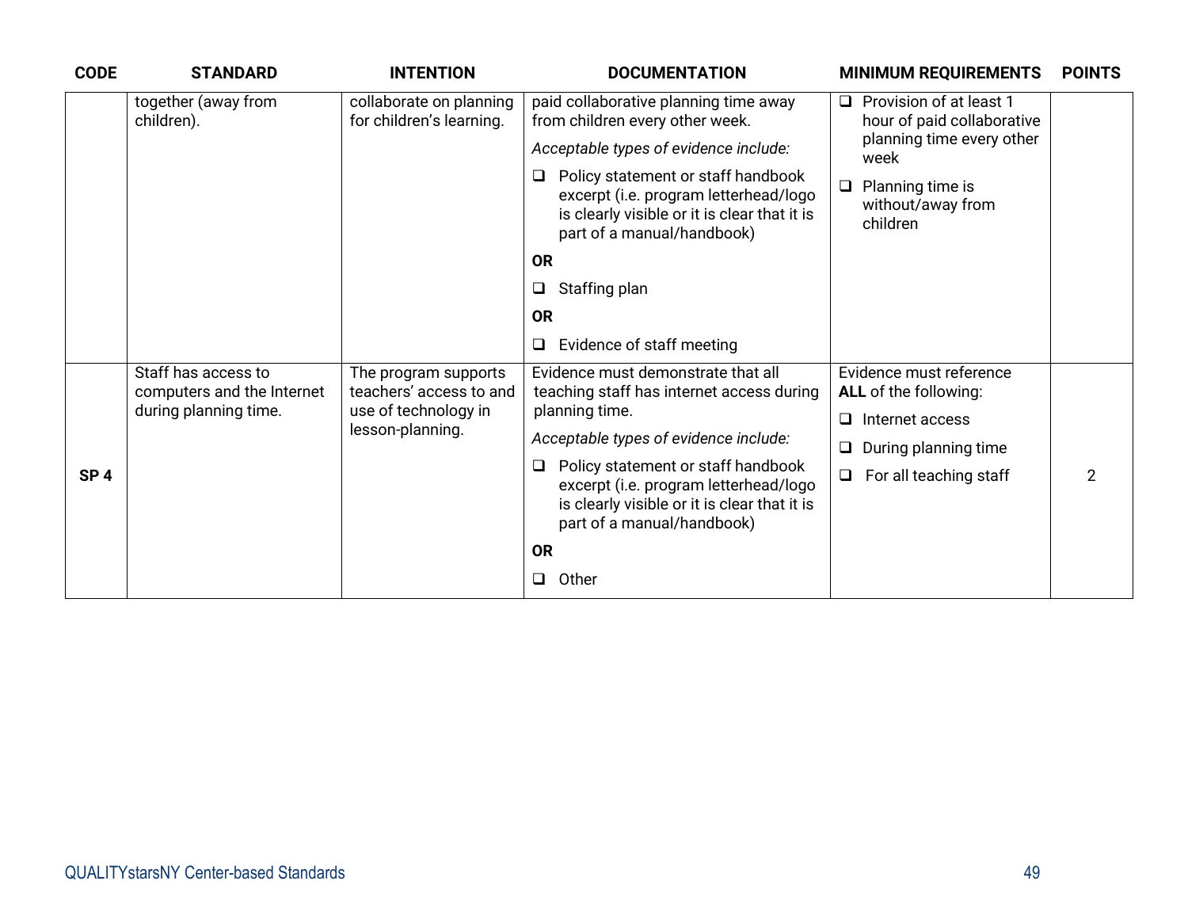| CODE | STANDARD | INTENTION | DOCUMENTATION | MINIMUM REQUIREMENTS | POINTS |
|---|---|---|---|---|---|
| | together (away from children). | collaborate on planning for children's learning. | paid collaborative planning time away from children every other week.<br><br>*Acceptable types of evidence include:*<br><br>❑ Policy statement or staff handbook excerpt (i.e. program letterhead/logo is clearly visible or it is clear that it is part of a manual/handbook)<br><br>**OR**<br><br>❑ Staffing plan<br><br>**OR**<br><br>❑ Evidence of staff meeting | ❑ Provision of at least 1 hour of paid collaborative planning time every other week<br><br>❑ Planning time is without/away from children | |
| SP 4 | Staff has access to computers and the Internet during planning time. | The program supports teachers' access to and use of technology in lesson-planning. | Evidence must demonstrate that all teaching staff has internet access during planning time.<br><br>*Acceptable types of evidence include:*<br><br>❑ Policy statement or staff handbook excerpt (i.e. program letterhead/logo is clearly visible or it is clear that it is part of a manual/handbook)<br><br>**OR**<br><br>❑ Other | Evidence must reference **ALL** of the following:<br><br>❑ Internet access<br><br>❑ During planning time<br><br>❑ For all teaching staff | 2 |